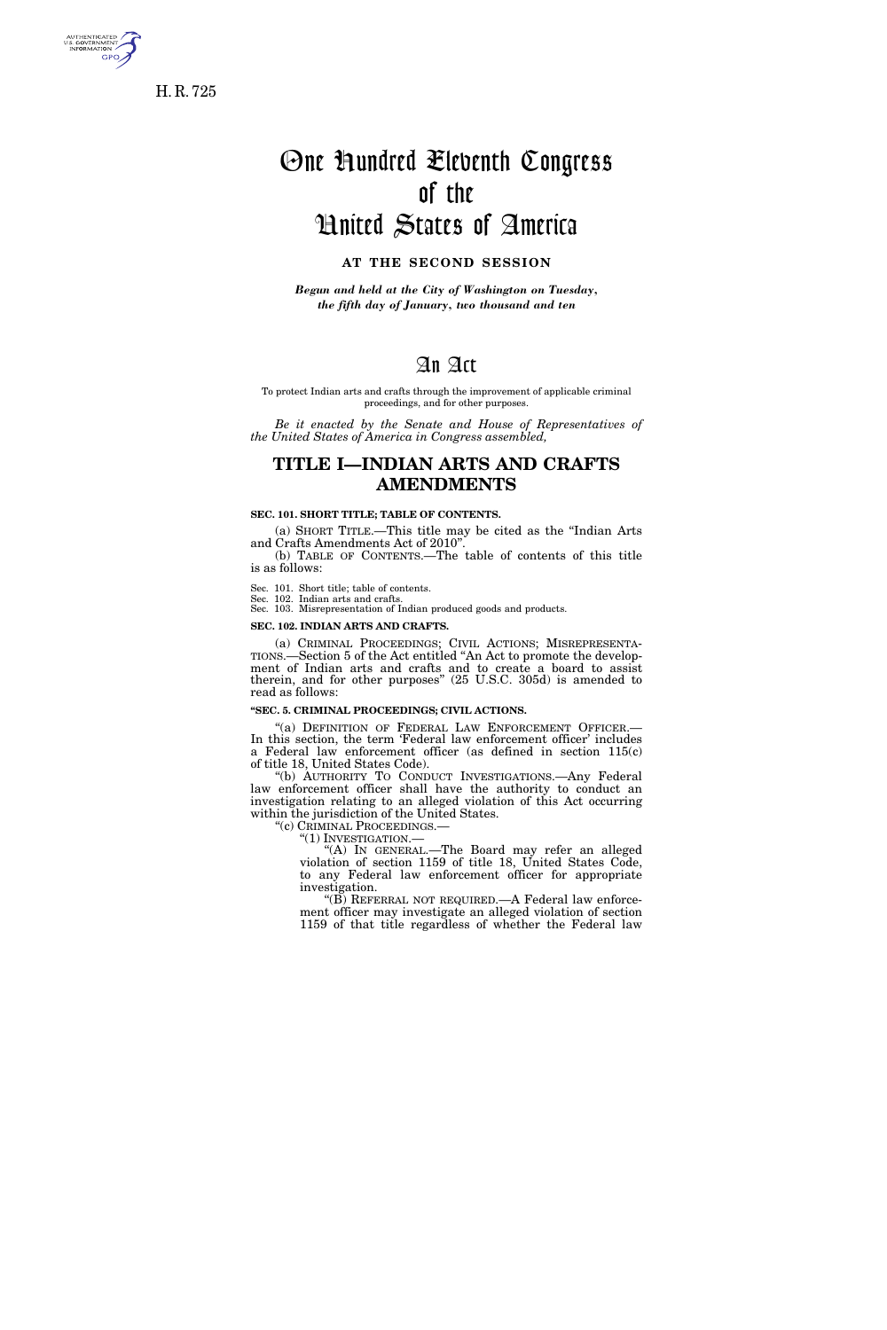H. R. 725

# One Hundred Eleventh Congress of the United States of America

**AT THE SECOND SESSION**

*Begun and held at the City of Washington on Tuesday, the fifth day of January, two thousand and ten*

# An Act

To protect Indian arts and crafts through the improvement of applicable criminal proceedings, and for other purposes.

*Be it enacted by the Senate and House of Representatives of the United States of America in Congress assembled,*

## TITLE I—INDIAN ARTS AND CRAFTS AMENDMENTS

**SEC. 101. SHORT TITLE; TABLE OF CONTENTS.**

(a) SHORT TITLE.—This title may be cited as the "Indian Arts and Crafts Amendments Act of 2010".

(b) TABLE OF CONTENTS.—The table of contents of this title is as follows:

Sec. 101. Short title; table of contents.
Sec. 102. Indian arts and crafts.
Sec. 103. Misrepresentation of Indian produced goods and products.

**SEC. 102. INDIAN ARTS AND CRAFTS.**

(a) CRIMINAL PROCEEDINGS; CIVIL ACTIONS; MISREPRESENTATIONS.—Section 5 of the Act entitled "An Act to promote the development of Indian arts and crafts and to create a board to assist therein, and for other purposes" (25 U.S.C. 305d) is amended to read as follows:

**"SEC. 5. CRIMINAL PROCEEDINGS; CIVIL ACTIONS.**

"(a) DEFINITION OF FEDERAL LAW ENFORCEMENT OFFICER.—In this section, the term 'Federal law enforcement officer' includes a Federal law enforcement officer (as defined in section 115(c) of title 18, United States Code).

"(b) AUTHORITY TO CONDUCT INVESTIGATIONS.—Any Federal law enforcement officer shall have the authority to conduct an investigation relating to an alleged violation of this Act occurring within the jurisdiction of the United States.

"(c) CRIMINAL PROCEEDINGS.—

"(1) INVESTIGATION.—

"(A) IN GENERAL.—The Board may refer an alleged violation of section 1159 of title 18, United States Code, to any Federal law enforcement officer for appropriate investigation.

"(B) REFERRAL NOT REQUIRED.—A Federal law enforcement officer may investigate an alleged violation of section 1159 of that title regardless of whether the Federal law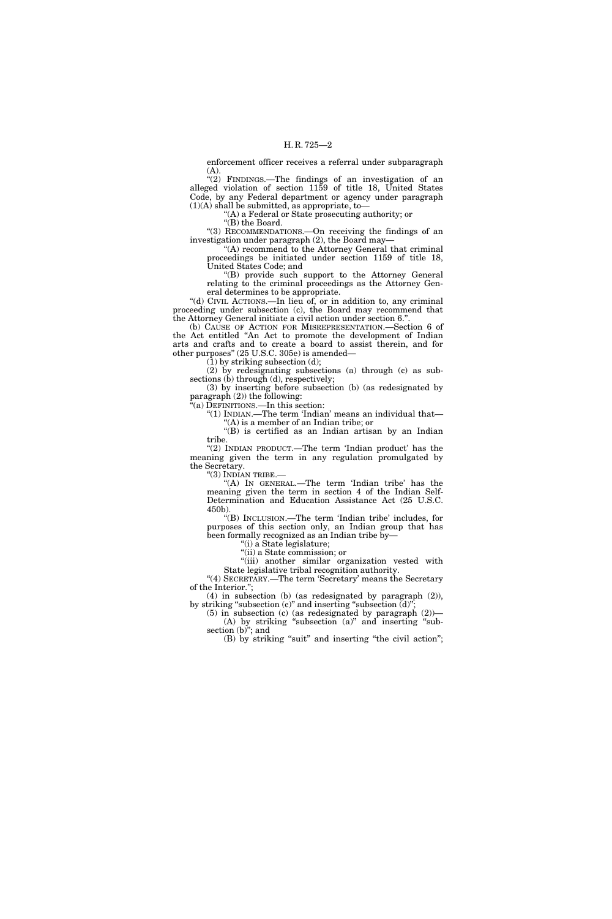enforcement officer receives a referral under subparagraph (A).

"(2) FINDINGS.—The findings of an investigation of an alleged violation of section 1159 of title 18, United States Code, by any Federal department or agency under paragraph (1)(A) shall be submitted, as appropriate, to—

"(A) a Federal or State prosecuting authority; or

"(B) the Board.

"(3) RECOMMENDATIONS.—On receiving the findings of an investigation under paragraph (2), the Board may—

"(A) recommend to the Attorney General that criminal proceedings be initiated under section 1159 of title 18, United States Code; and

"(B) provide such support to the Attorney General relating to the criminal proceedings as the Attorney General determines to be appropriate.

"(d) CIVIL ACTIONS.—In lieu of, or in addition to, any criminal proceeding under subsection (c), the Board may recommend that the Attorney General initiate a civil action under section 6.".

(b) CAUSE OF ACTION FOR MISREPRESENTATION.—Section 6 of the Act entitled "An Act to promote the development of Indian arts and crafts and to create a board to assist therein, and for other purposes" (25 U.S.C. 305e) is amended—

(1) by striking subsection (d);

(2) by redesignating subsections (a) through (c) as subsections (b) through (d), respectively;

(3) by inserting before subsection (b) (as redesignated by paragraph (2)) the following:

"(a) DEFINITIONS.—In this section:

"(1) INDIAN.—The term 'Indian' means an individual that—

"(A) is a member of an Indian tribe; or

"(B) is certified as an Indian artisan by an Indian tribe.

"(2) INDIAN PRODUCT.—The term 'Indian product' has the meaning given the term in any regulation promulgated by the Secretary.

"(3) INDIAN TRIBE.—

"(A) IN GENERAL.—The term 'Indian tribe' has the meaning given the term in section 4 of the Indian Self-Determination and Education Assistance Act (25 U.S.C. 450b).

"(B) INCLUSION.—The term 'Indian tribe' includes, for purposes of this section only, an Indian group that has been formally recognized as an Indian tribe by—

"(i) a State legislature;

"(ii) a State commission; or

"(iii) another similar organization vested with State legislative tribal recognition authority.

"(4) SECRETARY.—The term 'Secretary' means the Secretary of the Interior.";

(4) in subsection (b) (as redesignated by paragraph (2)), by striking "subsection (c)" and inserting "subsection (d)";

(5) in subsection (c) (as redesignated by paragraph (2))—

(A) by striking "subsection (a)" and inserting "subsection (b)"; and

(B) by striking "suit" and inserting "the civil action";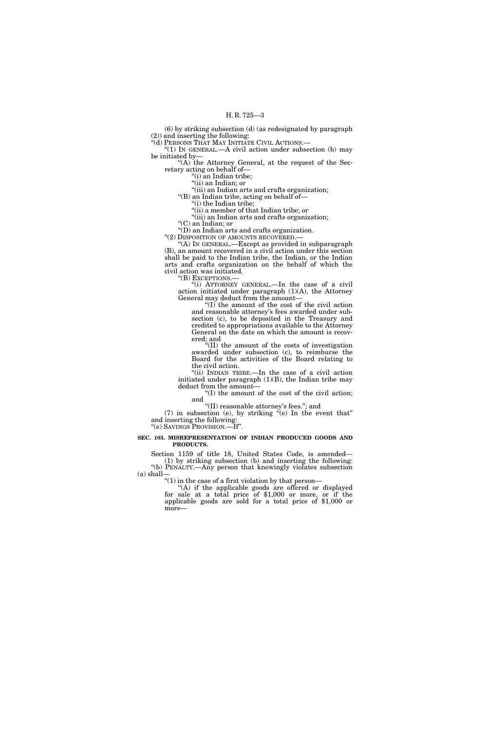(6) by striking subsection (d) (as redesignated by paragraph (2)) and inserting the following:

"(d) PERSONS THAT MAY INITIATE CIVIL ACTIONS.—

"(1) IN GENERAL.—A civil action under subsection (b) may be initiated by—

"(A) the Attorney General, at the request of the Secretary acting on behalf of—

"(i) an Indian tribe;

"(ii) an Indian; or

"(iii) an Indian arts and crafts organization;

"(B) an Indian tribe, acting on behalf of—

"(i) the Indian tribe;

"(ii) a member of that Indian tribe; or

"(iii) an Indian arts and crafts organization;

"(C) an Indian; or

"(D) an Indian arts and crafts organization.

"(2) DISPOSITION OF AMOUNTS RECOVERED.—

"(A) IN GENERAL.—Except as provided in subparagraph (B), an amount recovered in a civil action under this section shall be paid to the Indian tribe, the Indian, or the Indian arts and crafts organization on the behalf of which the civil action was initiated.

"(B) EXCEPTIONS.—

"(i) ATTORNEY GENERAL.—In the case of a civil action initiated under paragraph (1)(A), the Attorney General may deduct from the amount—

"(I) the amount of the cost of the civil action and reasonable attorney's fees awarded under subsection (c), to be deposited in the Treasury and credited to appropriations available to the Attorney General on the date on which the amount is recovered; and

"(II) the amount of the costs of investigation awarded under subsection (c), to reimburse the Board for the activities of the Board relating to the civil action.

"(ii) INDIAN TRIBE.—In the case of a civil action initiated under paragraph (1)(B), the Indian tribe may deduct from the amount—

"(I) the amount of the cost of the civil action; and

"(II) reasonable attorney's fees."; and

(7) in subsection (e), by striking "(e) In the event that" and inserting the following:

"(e) SAVINGS PROVISION.—If".

**SEC. 103. MISREPRESENTATION OF INDIAN PRODUCED GOODS AND PRODUCTS.**

Section 1159 of title 18, United States Code, is amended—

(1) by striking subsection (b) and inserting the following:

"(b) PENALTY.—Any person that knowingly violates subsection (a) shall—

"(1) in the case of a first violation by that person—

"(A) if the applicable goods are offered or displayed for sale at a total price of $1,000 or more, or if the applicable goods are sold for a total price of $1,000 or more—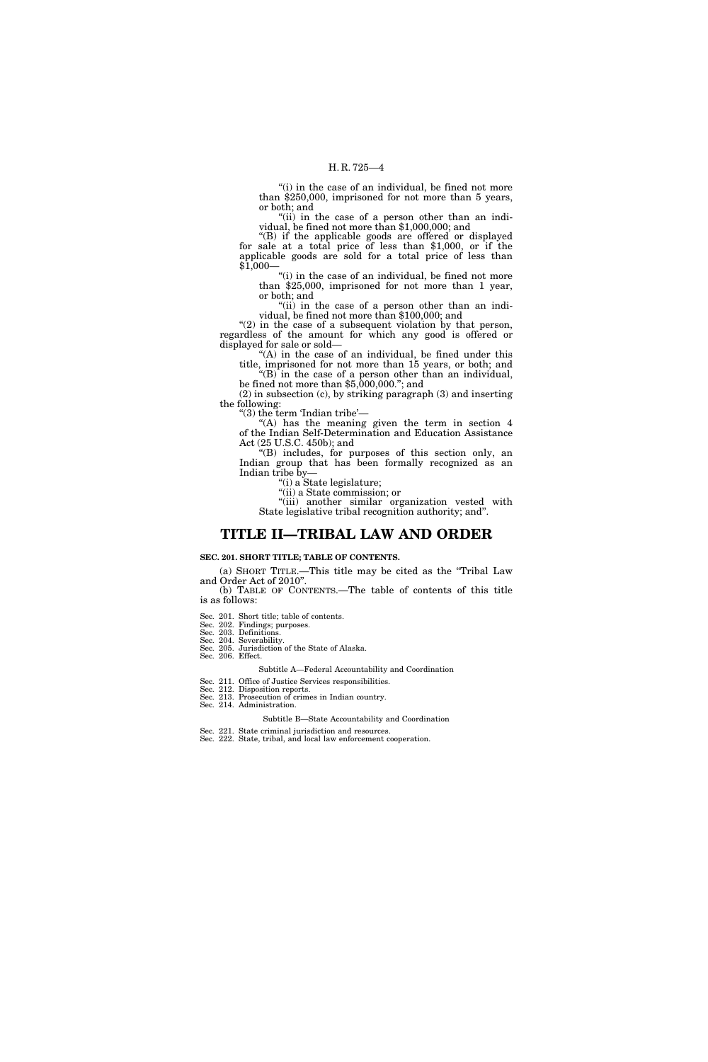"(i) in the case of an individual, be fined not more than $250,000, imprisoned for not more than 5 years, or both; and

"(ii) in the case of a person other than an individual, be fined not more than $1,000,000; and

"(B) if the applicable goods are offered or displayed for sale at a total price of less than $1,000, or if the applicable goods are sold for a total price of less than $1,000—

"(i) in the case of an individual, be fined not more than $25,000, imprisoned for not more than 1 year, or both; and

"(ii) in the case of a person other than an individual, be fined not more than $100,000; and

"(2) in the case of a subsequent violation by that person, regardless of the amount for which any good is offered or displayed for sale or sold—

"(A) in the case of an individual, be fined under this title, imprisoned for not more than 15 years, or both; and

"(B) in the case of a person other than an individual, be fined not more than $5,000,000."; and

(2) in subsection (c), by striking paragraph (3) and inserting the following:

"(3) the term 'Indian tribe'—

"(A) has the meaning given the term in section 4 of the Indian Self-Determination and Education Assistance Act (25 U.S.C. 450b); and

"(B) includes, for purposes of this section only, an Indian group that has been formally recognized as an Indian tribe by—

"(i) a State legislature;

"(ii) a State commission; or

"(iii) another similar organization vested with State legislative tribal recognition authority; and".

# TITLE II—TRIBAL LAW AND ORDER

**SEC. 201. SHORT TITLE; TABLE OF CONTENTS.**

(a) SHORT TITLE.—This title may be cited as the "Tribal Law and Order Act of 2010".

(b) TABLE OF CONTENTS.—The table of contents of this title is as follows:

Sec. 201. Short title; table of contents.
Sec. 202. Findings; purposes.
Sec. 203. Definitions.
Sec. 204. Severability.
Sec. 205. Jurisdiction of the State of Alaska.
Sec. 206. Effect.

Subtitle A—Federal Accountability and Coordination

Sec. 211. Office of Justice Services responsibilities.
Sec. 212. Disposition reports.
Sec. 213. Prosecution of crimes in Indian country.
Sec. 214. Administration.

Subtitle B—State Accountability and Coordination

Sec. 221. State criminal jurisdiction and resources.
Sec. 222. State, tribal, and local law enforcement cooperation.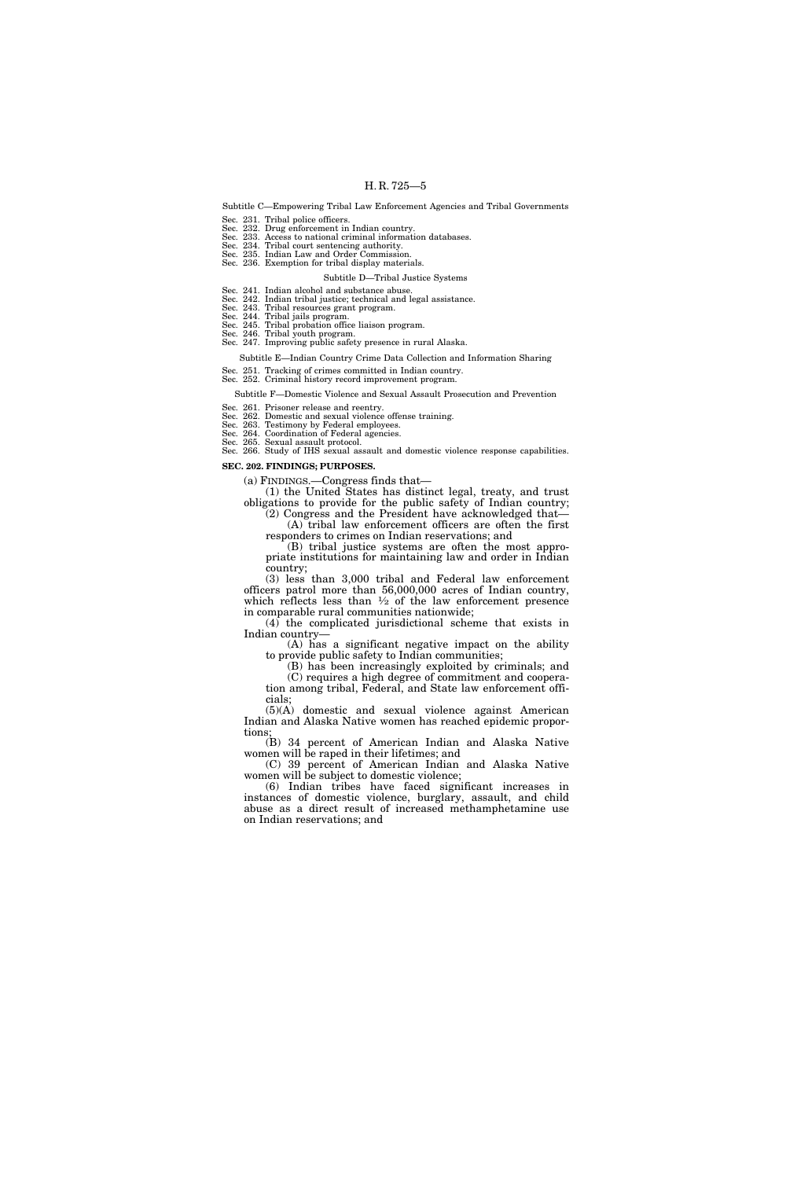Subtitle C—Empowering Tribal Law Enforcement Agencies and Tribal Governments

Sec. 231. Tribal police officers.
Sec. 232. Drug enforcement in Indian country.
Sec. 233. Access to national criminal information databases.
Sec. 234. Tribal court sentencing authority.
Sec. 235. Indian Law and Order Commission.
Sec. 236. Exemption for tribal display materials.

Subtitle D—Tribal Justice Systems

Sec. 241. Indian alcohol and substance abuse.
Sec. 242. Indian tribal justice; technical and legal assistance.
Sec. 243. Tribal resources grant program.
Sec. 244. Tribal jails program.
Sec. 245. Tribal probation office liaison program.
Sec. 246. Tribal youth program.
Sec. 247. Improving public safety presence in rural Alaska.

Subtitle E—Indian Country Crime Data Collection and Information Sharing

Sec. 251. Tracking of crimes committed in Indian country.
Sec. 252. Criminal history record improvement program.

Subtitle F—Domestic Violence and Sexual Assault Prosecution and Prevention

Sec. 261. Prisoner release and reentry.
Sec. 262. Domestic and sexual violence offense training.
Sec. 263. Testimony by Federal employees.
Sec. 264. Coordination of Federal agencies.
Sec. 265. Sexual assault protocol.
Sec. 266. Study of IHS sexual assault and domestic violence response capabilities.

**SEC. 202. FINDINGS; PURPOSES.**

(a) FINDINGS.—Congress finds that—

(1) the United States has distinct legal, treaty, and trust obligations to provide for the public safety of Indian country;

(2) Congress and the President have acknowledged that—

(A) tribal law enforcement officers are often the first responders to crimes on Indian reservations; and

(B) tribal justice systems are often the most appropriate institutions for maintaining law and order in Indian country;

(3) less than 3,000 tribal and Federal law enforcement officers patrol more than 56,000,000 acres of Indian country, which reflects less than ½ of the law enforcement presence in comparable rural communities nationwide;

(4) the complicated jurisdictional scheme that exists in Indian country—

(A) has a significant negative impact on the ability to provide public safety to Indian communities;

(B) has been increasingly exploited by criminals; and

(C) requires a high degree of commitment and cooperation among tribal, Federal, and State law enforcement officials;

(5)(A) domestic and sexual violence against American Indian and Alaska Native women has reached epidemic proportions;

(B) 34 percent of American Indian and Alaska Native women will be raped in their lifetimes; and

(C) 39 percent of American Indian and Alaska Native women will be subject to domestic violence;

(6) Indian tribes have faced significant increases in instances of domestic violence, burglary, assault, and child abuse as a direct result of increased methamphetamine use on Indian reservations; and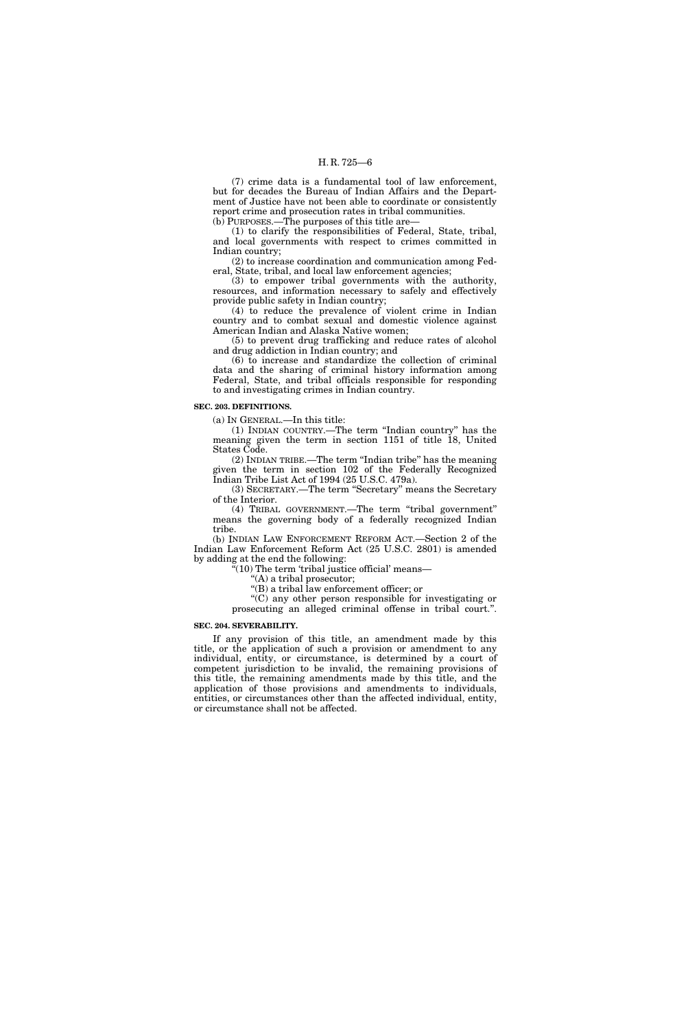(7) crime data is a fundamental tool of law enforcement, but for decades the Bureau of Indian Affairs and the Department of Justice have not been able to coordinate or consistently report crime and prosecution rates in tribal communities.

(b) PURPOSES.—The purposes of this title are—

(1) to clarify the responsibilities of Federal, State, tribal, and local governments with respect to crimes committed in Indian country;

(2) to increase coordination and communication among Federal, State, tribal, and local law enforcement agencies;

(3) to empower tribal governments with the authority, resources, and information necessary to safely and effectively provide public safety in Indian country;

(4) to reduce the prevalence of violent crime in Indian country and to combat sexual and domestic violence against American Indian and Alaska Native women;

(5) to prevent drug trafficking and reduce rates of alcohol and drug addiction in Indian country; and

(6) to increase and standardize the collection of criminal data and the sharing of criminal history information among Federal, State, and tribal officials responsible for responding to and investigating crimes in Indian country.

**SEC. 203. DEFINITIONS.**

(a) IN GENERAL.—In this title:

(1) INDIAN COUNTRY.—The term "Indian country" has the meaning given the term in section 1151 of title 18, United States Code.

(2) INDIAN TRIBE.—The term "Indian tribe" has the meaning given the term in section 102 of the Federally Recognized Indian Tribe List Act of 1994 (25 U.S.C. 479a).

(3) SECRETARY.—The term "Secretary" means the Secretary of the Interior.

(4) TRIBAL GOVERNMENT.—The term "tribal government" means the governing body of a federally recognized Indian tribe.

(b) INDIAN LAW ENFORCEMENT REFORM ACT.—Section 2 of the Indian Law Enforcement Reform Act (25 U.S.C. 2801) is amended by adding at the end the following:

"(10) The term 'tribal justice official' means—

"(A) a tribal prosecutor;

"(B) a tribal law enforcement officer; or

"(C) any other person responsible for investigating or prosecuting an alleged criminal offense in tribal court.".

**SEC. 204. SEVERABILITY.**

If any provision of this title, an amendment made by this title, or the application of such a provision or amendment to any individual, entity, or circumstance, is determined by a court of competent jurisdiction to be invalid, the remaining provisions of this title, the remaining amendments made by this title, and the application of those provisions and amendments to individuals, entities, or circumstances other than the affected individual, entity, or circumstance shall not be affected.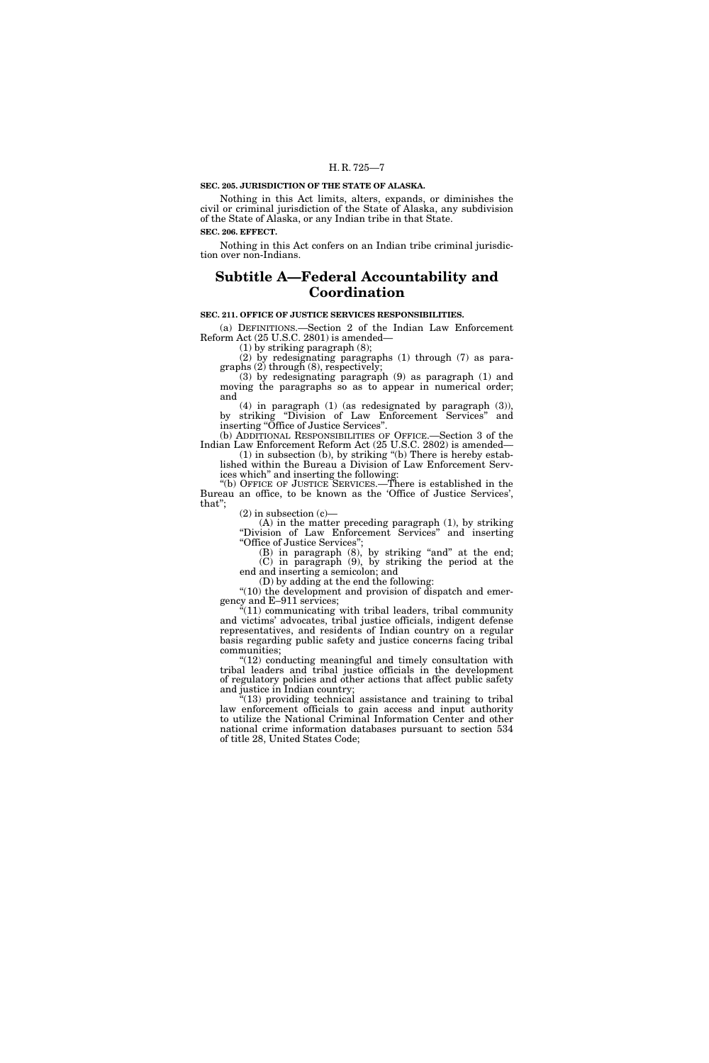**SEC. 205. JURISDICTION OF THE STATE OF ALASKA.**

Nothing in this Act limits, alters, expands, or diminishes the civil or criminal jurisdiction of the State of Alaska, any subdivision of the State of Alaska, or any Indian tribe in that State.

**SEC. 206. EFFECT.**

Nothing in this Act confers on an Indian tribe criminal jurisdiction over non-Indians.

## Subtitle A—Federal Accountability and Coordination

**SEC. 211. OFFICE OF JUSTICE SERVICES RESPONSIBILITIES.**

(a) DEFINITIONS.—Section 2 of the Indian Law Enforcement Reform Act (25 U.S.C. 2801) is amended—

(1) by striking paragraph (8);

(2) by redesignating paragraphs (1) through (7) as paragraphs (2) through (8), respectively;

(3) by redesignating paragraph (9) as paragraph (1) and moving the paragraphs so as to appear in numerical order; and

(4) in paragraph (1) (as redesignated by paragraph (3)), by striking "Division of Law Enforcement Services" and inserting "Office of Justice Services".

(b) ADDITIONAL RESPONSIBILITIES OF OFFICE.—Section 3 of the Indian Law Enforcement Reform Act (25 U.S.C. 2802) is amended—

(1) in subsection (b), by striking "(b) There is hereby established within the Bureau a Division of Law Enforcement Services which" and inserting the following:

"(b) OFFICE OF JUSTICE SERVICES.—There is established in the Bureau an office, to be known as the 'Office of Justice Services', that";

(2) in subsection (c)—

(A) in the matter preceding paragraph (1), by striking "Division of Law Enforcement Services" and inserting "Office of Justice Services";

(B) in paragraph (8), by striking "and" at the end;

(C) in paragraph (9), by striking the period at the end and inserting a semicolon; and

(D) by adding at the end the following:

"(10) the development and provision of dispatch and emergency and E–911 services;

"(11) communicating with tribal leaders, tribal community and victims' advocates, tribal justice officials, indigent defense representatives, and residents of Indian country on a regular basis regarding public safety and justice concerns facing tribal communities;

"(12) conducting meaningful and timely consultation with tribal leaders and tribal justice officials in the development of regulatory policies and other actions that affect public safety and justice in Indian country;

"(13) providing technical assistance and training to tribal law enforcement officials to gain access and input authority to utilize the National Criminal Information Center and other national crime information databases pursuant to section 534 of title 28, United States Code;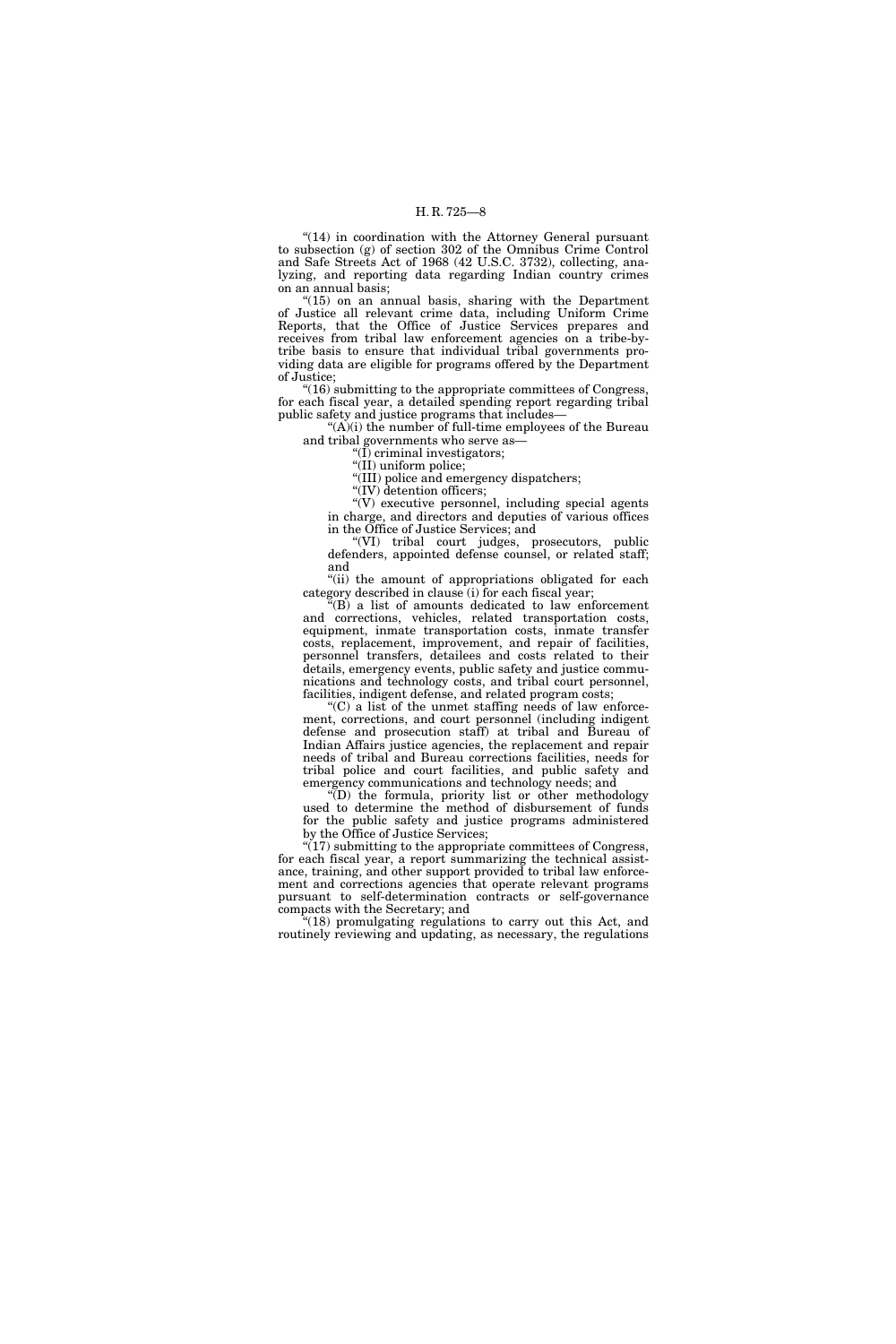"(14) in coordination with the Attorney General pursuant to subsection (g) of section 302 of the Omnibus Crime Control and Safe Streets Act of 1968 (42 U.S.C. 3732), collecting, analyzing, and reporting data regarding Indian country crimes on an annual basis;

"(15) on an annual basis, sharing with the Department of Justice all relevant crime data, including Uniform Crime Reports, that the Office of Justice Services prepares and receives from tribal law enforcement agencies on a tribe-by-tribe basis to ensure that individual tribal governments providing data are eligible for programs offered by the Department of Justice;

"(16) submitting to the appropriate committees of Congress, for each fiscal year, a detailed spending report regarding tribal public safety and justice programs that includes—

"(A)(i) the number of full-time employees of the Bureau and tribal governments who serve as—

"(I) criminal investigators;

"(II) uniform police;

"(III) police and emergency dispatchers;

"(IV) detention officers;

"(V) executive personnel, including special agents in charge, and directors and deputies of various offices in the Office of Justice Services; and

"(VI) tribal court judges, prosecutors, public defenders, appointed defense counsel, or related staff; and

"(ii) the amount of appropriations obligated for each category described in clause (i) for each fiscal year;

"(B) a list of amounts dedicated to law enforcement and corrections, vehicles, related transportation costs, equipment, inmate transportation costs, inmate transfer costs, replacement, improvement, and repair of facilities, personnel transfers, detailees and costs related to their details, emergency events, public safety and justice communications and technology costs, and tribal court personnel, facilities, indigent defense, and related program costs;

"(C) a list of the unmet staffing needs of law enforcement, corrections, and court personnel (including indigent defense and prosecution staff) at tribal and Bureau of Indian Affairs justice agencies, the replacement and repair needs of tribal and Bureau corrections facilities, needs for tribal police and court facilities, and public safety and emergency communications and technology needs; and

"(D) the formula, priority list or other methodology used to determine the method of disbursement of funds for the public safety and justice programs administered by the Office of Justice Services;

"(17) submitting to the appropriate committees of Congress, for each fiscal year, a report summarizing the technical assistance, training, and other support provided to tribal law enforcement and corrections agencies that operate relevant programs pursuant to self-determination contracts or self-governance compacts with the Secretary; and

"(18) promulgating regulations to carry out this Act, and routinely reviewing and updating, as necessary, the regulations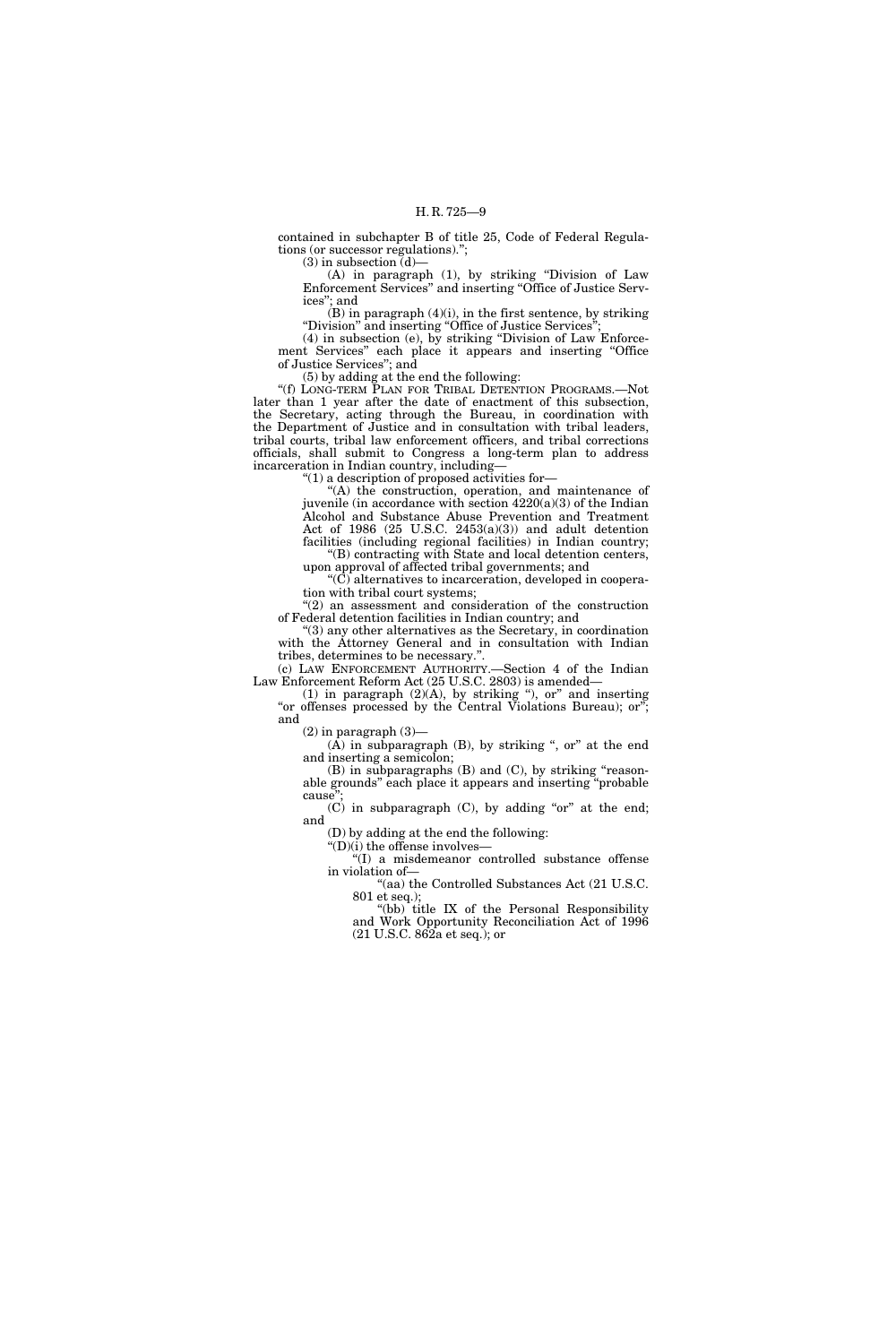contained in subchapter B of title 25, Code of Federal Regulations (or successor regulations).";

(3) in subsection (d)—

(A) in paragraph (1), by striking "Division of Law Enforcement Services" and inserting "Office of Justice Services"; and

(B) in paragraph (4)(i), in the first sentence, by striking "Division" and inserting "Office of Justice Services";

(4) in subsection (e), by striking "Division of Law Enforcement Services" each place it appears and inserting "Office of Justice Services"; and

(5) by adding at the end the following:

"(f) LONG-TERM PLAN FOR TRIBAL DETENTION PROGRAMS.—Not later than 1 year after the date of enactment of this subsection, the Secretary, acting through the Bureau, in coordination with the Department of Justice and in consultation with tribal leaders, tribal courts, tribal law enforcement officers, and tribal corrections officials, shall submit to Congress a long-term plan to address incarceration in Indian country, including—

"(1) a description of proposed activities for—

"(A) the construction, operation, and maintenance of juvenile (in accordance with section 4220(a)(3) of the Indian Alcohol and Substance Abuse Prevention and Treatment Act of 1986 (25 U.S.C. 2453(a)(3)) and adult detention facilities (including regional facilities) in Indian country;

"(B) contracting with State and local detention centers, upon approval of affected tribal governments; and

"(C) alternatives to incarceration, developed in cooperation with tribal court systems;

"(2) an assessment and consideration of the construction of Federal detention facilities in Indian country; and

"(3) any other alternatives as the Secretary, in coordination with the Attorney General and in consultation with Indian tribes, determines to be necessary.".

(c) LAW ENFORCEMENT AUTHORITY.—Section 4 of the Indian Law Enforcement Reform Act (25 U.S.C. 2803) is amended—

(1) in paragraph (2)(A), by striking "), or" and inserting "or offenses processed by the Central Violations Bureau); or"; and

(2) in paragraph (3)—

(A) in subparagraph (B), by striking ", or" at the end and inserting a semicolon;

(B) in subparagraphs (B) and (C), by striking "reasonable grounds" each place it appears and inserting "probable cause";

(C) in subparagraph (C), by adding "or" at the end; and

(D) by adding at the end the following:

"(D)(i) the offense involves—

"(I) a misdemeanor controlled substance offense in violation of—

"(aa) the Controlled Substances Act (21 U.S.C. 801 et seq.);

"(bb) title IX of the Personal Responsibility and Work Opportunity Reconciliation Act of 1996 (21 U.S.C. 862a et seq.); or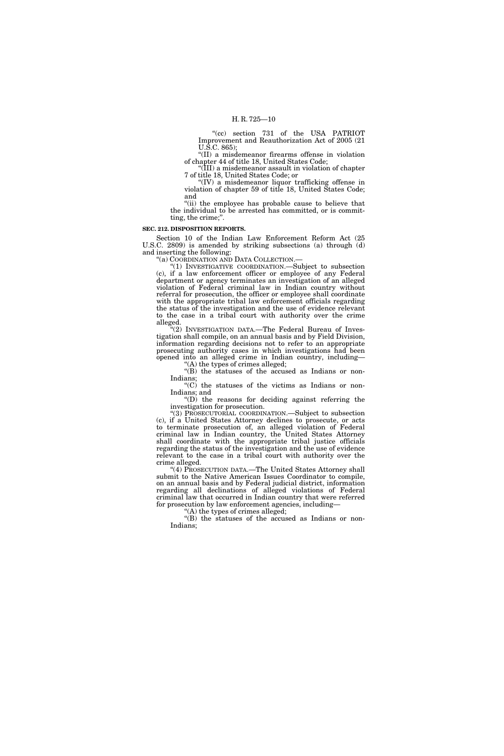"(cc) section 731 of the USA PATRIOT Improvement and Reauthorization Act of 2005 (21 U.S.C. 865);

"(II) a misdemeanor firearms offense in violation of chapter 44 of title 18, United States Code;

"(III) a misdemeanor assault in violation of chapter 7 of title 18, United States Code; or

"(IV) a misdemeanor liquor trafficking offense in violation of chapter 59 of title 18, United States Code; and

"(ii) the employee has probable cause to believe that the individual to be arrested has committed, or is committing, the crime;".

**SEC. 212. DISPOSITION REPORTS.**

Section 10 of the Indian Law Enforcement Reform Act (25 U.S.C. 2809) is amended by striking subsections (a) through (d) and inserting the following:

"(a) COORDINATION AND DATA COLLECTION.—

"(1) INVESTIGATIVE COORDINATION.—Subject to subsection (c), if a law enforcement officer or employee of any Federal department or agency terminates an investigation of an alleged violation of Federal criminal law in Indian country without referral for prosecution, the officer or employee shall coordinate with the appropriate tribal law enforcement officials regarding the status of the investigation and the use of evidence relevant to the case in a tribal court with authority over the crime alleged.

"(2) INVESTIGATION DATA.—The Federal Bureau of Investigation shall compile, on an annual basis and by Field Division, information regarding decisions not to refer to an appropriate prosecuting authority cases in which investigations had been opened into an alleged crime in Indian country, including—

"(A) the types of crimes alleged;

"(B) the statuses of the accused as Indians or non-Indians;

"(C) the statuses of the victims as Indians or non-Indians; and

"(D) the reasons for deciding against referring the investigation for prosecution.

"(3) PROSECUTORIAL COORDINATION.—Subject to subsection (c), if a United States Attorney declines to prosecute, or acts to terminate prosecution of, an alleged violation of Federal criminal law in Indian country, the United States Attorney shall coordinate with the appropriate tribal justice officials regarding the status of the investigation and the use of evidence relevant to the case in a tribal court with authority over the crime alleged.

"(4) PROSECUTION DATA.—The United States Attorney shall submit to the Native American Issues Coordinator to compile, on an annual basis and by Federal judicial district, information regarding all declinations of alleged violations of Federal criminal law that occurred in Indian country that were referred for prosecution by law enforcement agencies, including—

"(A) the types of crimes alleged;

"(B) the statuses of the accused as Indians or non-Indians;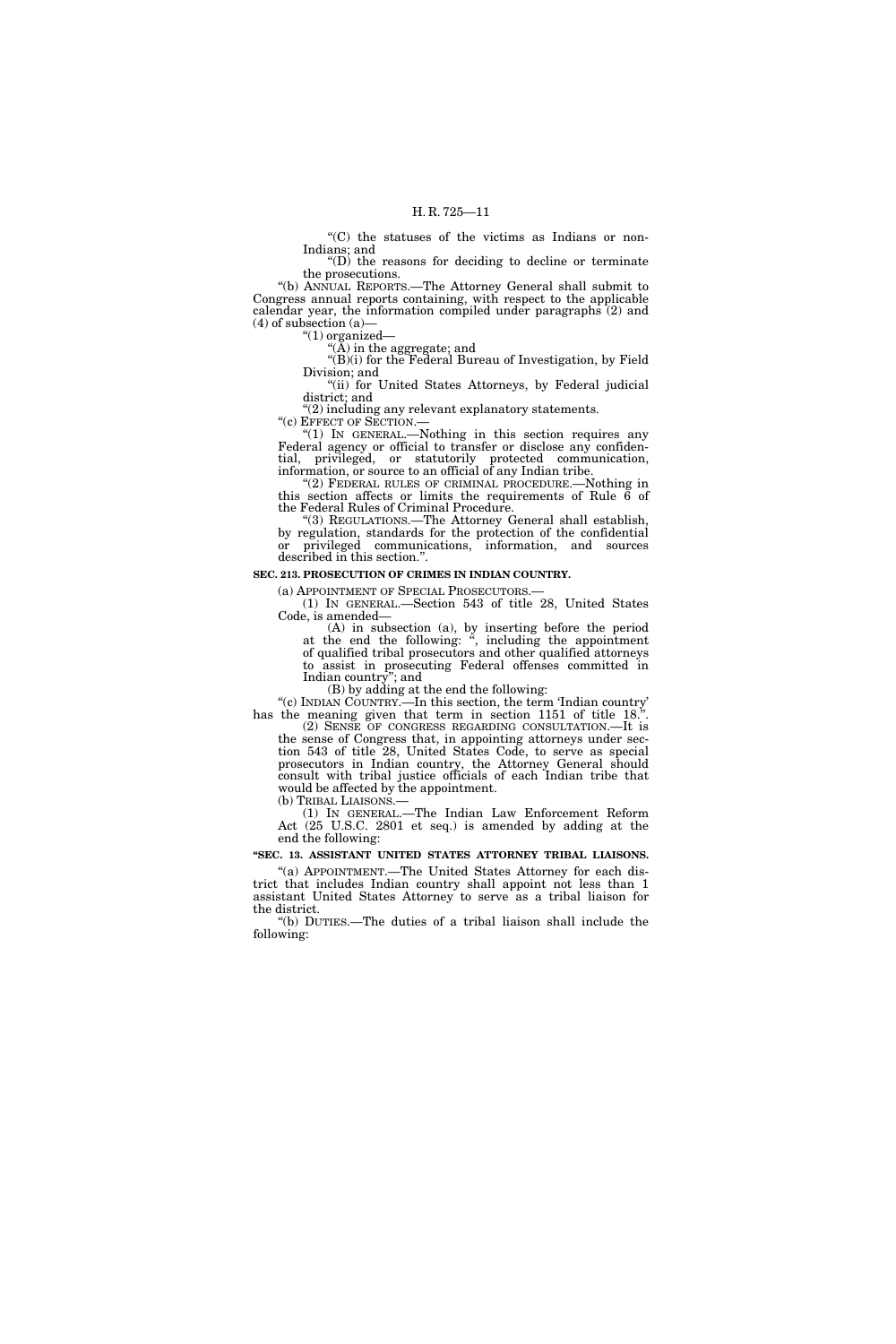"(C) the statuses of the victims as Indians or non-Indians; and

"(D) the reasons for deciding to decline or terminate the prosecutions.

"(b) ANNUAL REPORTS.—The Attorney General shall submit to Congress annual reports containing, with respect to the applicable calendar year, the information compiled under paragraphs (2) and (4) of subsection (a)—

"(1) organized—

"(A) in the aggregate; and

"(B)(i) for the Federal Bureau of Investigation, by Field Division; and

"(ii) for United States Attorneys, by Federal judicial district; and

"(2) including any relevant explanatory statements.

"(c) EFFECT OF SECTION.—

"(1) IN GENERAL.—Nothing in this section requires any Federal agency or official to transfer or disclose any confidential, privileged, or statutorily protected communication, information, or source to an official of any Indian tribe.

"(2) FEDERAL RULES OF CRIMINAL PROCEDURE.—Nothing in this section affects or limits the requirements of Rule 6 of the Federal Rules of Criminal Procedure.

"(3) REGULATIONS.—The Attorney General shall establish, by regulation, standards for the protection of the confidential or privileged communications, information, and sources described in this section.".

**SEC. 213. PROSECUTION OF CRIMES IN INDIAN COUNTRY.**

(a) APPOINTMENT OF SPECIAL PROSECUTORS.—

(1) IN GENERAL.—Section 543 of title 28, United States Code, is amended—

(A) in subsection (a), by inserting before the period at the end the following: ", including the appointment of qualified tribal prosecutors and other qualified attorneys to assist in prosecuting Federal offenses committed in Indian country"; and

(B) by adding at the end the following:

"(c) INDIAN COUNTRY.—In this section, the term 'Indian country' has the meaning given that term in section 1151 of title 18.".

(2) SENSE OF CONGRESS REGARDING CONSULTATION.—It is the sense of Congress that, in appointing attorneys under section 543 of title 28, United States Code, to serve as special prosecutors in Indian country, the Attorney General should consult with tribal justice officials of each Indian tribe that would be affected by the appointment.

(b) TRIBAL LIAISONS.—

(1) IN GENERAL.—The Indian Law Enforcement Reform Act (25 U.S.C. 2801 et seq.) is amended by adding at the end the following:

**"SEC. 13. ASSISTANT UNITED STATES ATTORNEY TRIBAL LIAISONS.**

"(a) APPOINTMENT.—The United States Attorney for each district that includes Indian country shall appoint not less than 1 assistant United States Attorney to serve as a tribal liaison for the district.

"(b) DUTIES.—The duties of a tribal liaison shall include the following: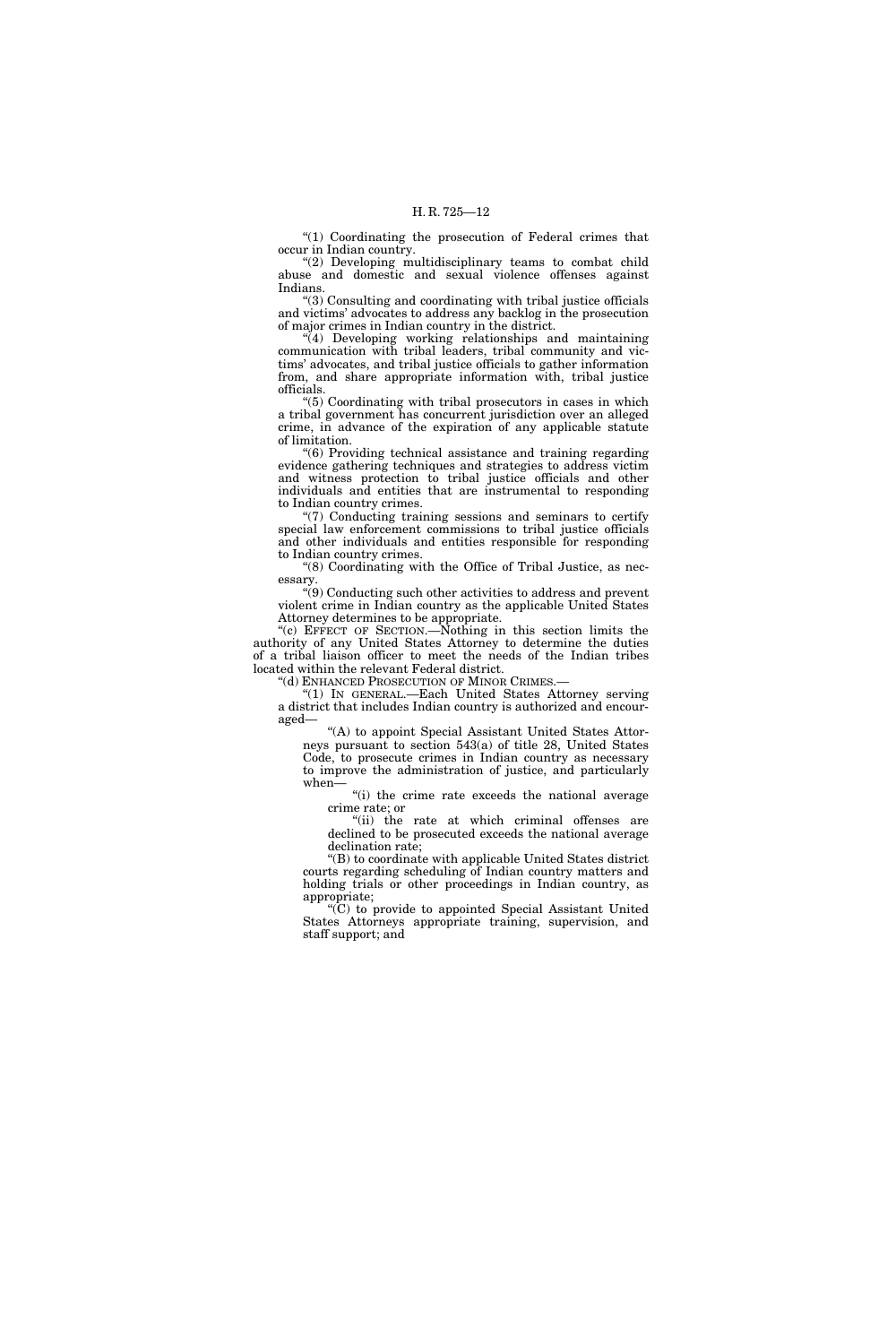"(1) Coordinating the prosecution of Federal crimes that occur in Indian country.

"(2) Developing multidisciplinary teams to combat child abuse and domestic and sexual violence offenses against Indians.

"(3) Consulting and coordinating with tribal justice officials and victims' advocates to address any backlog in the prosecution of major crimes in Indian country in the district.

"(4) Developing working relationships and maintaining communication with tribal leaders, tribal community and victims' advocates, and tribal justice officials to gather information from, and share appropriate information with, tribal justice officials.

"(5) Coordinating with tribal prosecutors in cases in which a tribal government has concurrent jurisdiction over an alleged crime, in advance of the expiration of any applicable statute of limitation.

"(6) Providing technical assistance and training regarding evidence gathering techniques and strategies to address victim and witness protection to tribal justice officials and other individuals and entities that are instrumental to responding to Indian country crimes.

"(7) Conducting training sessions and seminars to certify special law enforcement commissions to tribal justice officials and other individuals and entities responsible for responding to Indian country crimes.

"(8) Coordinating with the Office of Tribal Justice, as necessary.

"(9) Conducting such other activities to address and prevent violent crime in Indian country as the applicable United States Attorney determines to be appropriate.

"(c) EFFECT OF SECTION.—Nothing in this section limits the authority of any United States Attorney to determine the duties of a tribal liaison officer to meet the needs of the Indian tribes located within the relevant Federal district.

"(d) ENHANCED PROSECUTION OF MINOR CRIMES.—

"(1) IN GENERAL.—Each United States Attorney serving a district that includes Indian country is authorized and encouraged—

"(A) to appoint Special Assistant United States Attorneys pursuant to section 543(a) of title 28, United States Code, to prosecute crimes in Indian country as necessary to improve the administration of justice, and particularly when—

"(i) the crime rate exceeds the national average crime rate; or

"(ii) the rate at which criminal offenses are declined to be prosecuted exceeds the national average declination rate;

"(B) to coordinate with applicable United States district courts regarding scheduling of Indian country matters and holding trials or other proceedings in Indian country, as appropriate;

"(C) to provide to appointed Special Assistant United States Attorneys appropriate training, supervision, and staff support; and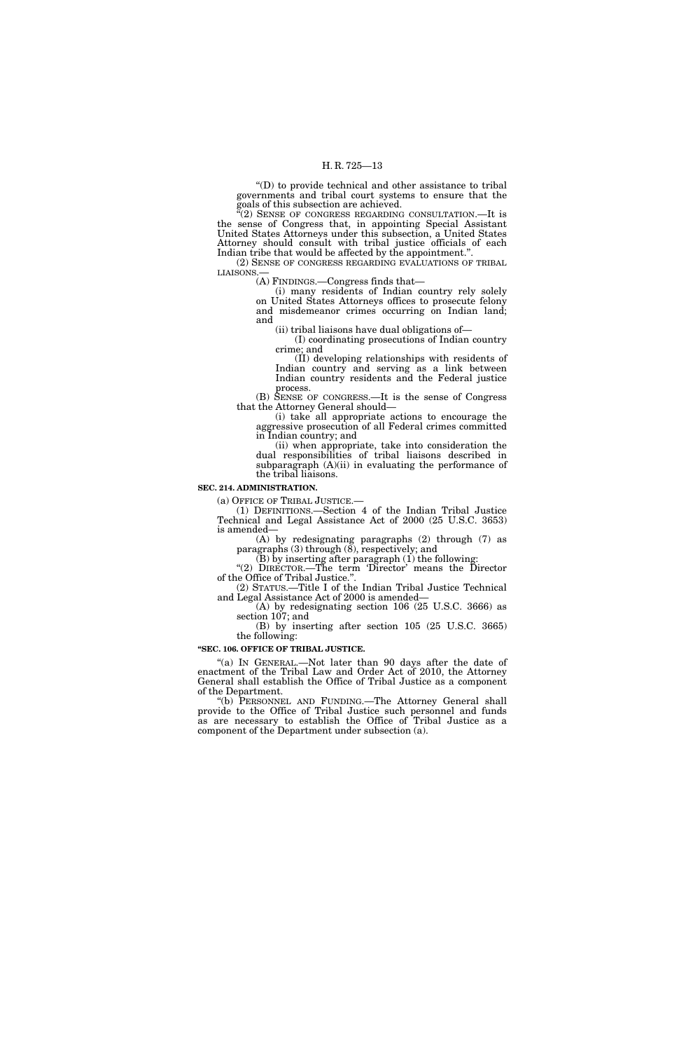"(D) to provide technical and other assistance to tribal governments and tribal court systems to ensure that the goals of this subsection are achieved.

"(2) SENSE OF CONGRESS REGARDING CONSULTATION.—It is the sense of Congress that, in appointing Special Assistant United States Attorneys under this subsection, a United States Attorney should consult with tribal justice officials of each Indian tribe that would be affected by the appointment.".

(2) SENSE OF CONGRESS REGARDING EVALUATIONS OF TRIBAL LIAISONS.—

(A) FINDINGS.—Congress finds that—

(i) many residents of Indian country rely solely on United States Attorneys offices to prosecute felony and misdemeanor crimes occurring on Indian land; and

(ii) tribal liaisons have dual obligations of—

(I) coordinating prosecutions of Indian country crime; and

(II) developing relationships with residents of Indian country and serving as a link between Indian country residents and the Federal justice process.

(B) SENSE OF CONGRESS.—It is the sense of Congress that the Attorney General should—

(i) take all appropriate actions to encourage the aggressive prosecution of all Federal crimes committed in Indian country; and

(ii) when appropriate, take into consideration the dual responsibilities of tribal liaisons described in subparagraph (A)(ii) in evaluating the performance of the tribal liaisons.

**SEC. 214. ADMINISTRATION.**

(a) OFFICE OF TRIBAL JUSTICE.—

(1) DEFINITIONS.—Section 4 of the Indian Tribal Justice Technical and Legal Assistance Act of 2000 (25 U.S.C. 3653) is amended—

(A) by redesignating paragraphs (2) through (7) as paragraphs (3) through (8), respectively; and

(B) by inserting after paragraph (1) the following:

"(2) DIRECTOR.—The term 'Director' means the Director of the Office of Tribal Justice.".

(2) STATUS.—Title I of the Indian Tribal Justice Technical and Legal Assistance Act of 2000 is amended—

(A) by redesignating section 106 (25 U.S.C. 3666) as section 107; and

(B) by inserting after section 105 (25 U.S.C. 3665) the following:

**"SEC. 106. OFFICE OF TRIBAL JUSTICE.**

"(a) IN GENERAL.—Not later than 90 days after the date of enactment of the Tribal Law and Order Act of 2010, the Attorney General shall establish the Office of Tribal Justice as a component of the Department.

"(b) PERSONNEL AND FUNDING.—The Attorney General shall provide to the Office of Tribal Justice such personnel and funds as are necessary to establish the Office of Tribal Justice as a component of the Department under subsection (a).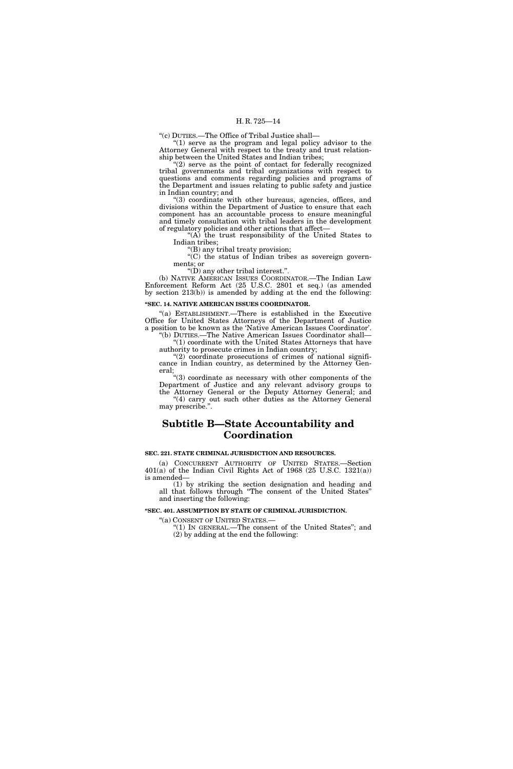"(c) DUTIES.—The Office of Tribal Justice shall—

"(1) serve as the program and legal policy advisor to the Attorney General with respect to the treaty and trust relationship between the United States and Indian tribes;

"(2) serve as the point of contact for federally recognized tribal governments and tribal organizations with respect to questions and comments regarding policies and programs of the Department and issues relating to public safety and justice in Indian country; and

"(3) coordinate with other bureaus, agencies, offices, and divisions within the Department of Justice to ensure that each component has an accountable process to ensure meaningful and timely consultation with tribal leaders in the development of regulatory policies and other actions that affect—

"(A) the trust responsibility of the United States to Indian tribes;

"(B) any tribal treaty provision;

"(C) the status of Indian tribes as sovereign governments; or

"(D) any other tribal interest.".

(b) NATIVE AMERICAN ISSUES COORDINATOR.—The Indian Law Enforcement Reform Act (25 U.S.C. 2801 et seq.) (as amended by section 213(b)) is amended by adding at the end the following:

**"SEC. 14. NATIVE AMERICAN ISSUES COORDINATOR.**

"(a) ESTABLISHMENT.—There is established in the Executive Office for United States Attorneys of the Department of Justice a position to be known as the 'Native American Issues Coordinator'.

"(b) DUTIES.—The Native American Issues Coordinator shall—

"(1) coordinate with the United States Attorneys that have authority to prosecute crimes in Indian country;

"(2) coordinate prosecutions of crimes of national significance in Indian country, as determined by the Attorney General;

"(3) coordinate as necessary with other components of the Department of Justice and any relevant advisory groups to the Attorney General or the Deputy Attorney General; and

"(4) carry out such other duties as the Attorney General may prescribe.".

## Subtitle B—State Accountability and Coordination

**SEC. 221. STATE CRIMINAL JURISDICTION AND RESOURCES.**

(a) CONCURRENT AUTHORITY OF UNITED STATES.—Section 401(a) of the Indian Civil Rights Act of 1968 (25 U.S.C. 1321(a)) is amended—

(1) by striking the section designation and heading and all that follows through "The consent of the United States" and inserting the following:

**"SEC. 401. ASSUMPTION BY STATE OF CRIMINAL JURISDICTION.**

"(a) CONSENT OF UNITED STATES.—

"(1) IN GENERAL.—The consent of the United States"; and

(2) by adding at the end the following: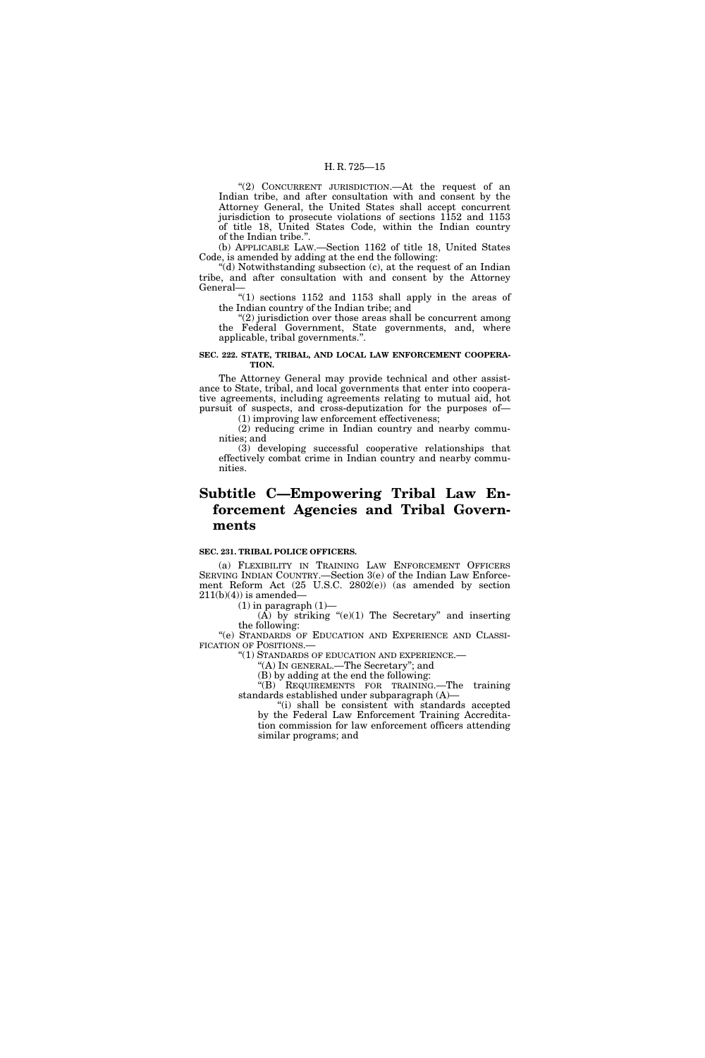"(2) CONCURRENT JURISDICTION.—At the request of an Indian tribe, and after consultation with and consent by the Attorney General, the United States shall accept concurrent jurisdiction to prosecute violations of sections 1152 and 1153 of title 18, United States Code, within the Indian country of the Indian tribe.".

(b) APPLICABLE LAW.—Section 1162 of title 18, United States Code, is amended by adding at the end the following:

"(d) Notwithstanding subsection (c), at the request of an Indian tribe, and after consultation with and consent by the Attorney General—

"(1) sections 1152 and 1153 shall apply in the areas of the Indian country of the Indian tribe; and

"(2) jurisdiction over those areas shall be concurrent among the Federal Government, State governments, and, where applicable, tribal governments.".

**SEC. 222. STATE, TRIBAL, AND LOCAL LAW ENFORCEMENT COOPERATION.**

The Attorney General may provide technical and other assistance to State, tribal, and local governments that enter into cooperative agreements, including agreements relating to mutual aid, hot pursuit of suspects, and cross-deputization for the purposes of—

(1) improving law enforcement effectiveness;

(2) reducing crime in Indian country and nearby communities; and

(3) developing successful cooperative relationships that effectively combat crime in Indian country and nearby communities.

## Subtitle C—Empowering Tribal Law Enforcement Agencies and Tribal Governments

**SEC. 231. TRIBAL POLICE OFFICERS.**

(a) FLEXIBILITY IN TRAINING LAW ENFORCEMENT OFFICERS SERVING INDIAN COUNTRY.—Section 3(e) of the Indian Law Enforcement Reform Act (25 U.S.C. 2802(e)) (as amended by section 211(b)(4)) is amended—

(1) in paragraph (1)—

(A) by striking "(e)(1) The Secretary" and inserting the following:

"(e) STANDARDS OF EDUCATION AND EXPERIENCE AND CLASSIFICATION OF POSITIONS.—

"(1) STANDARDS OF EDUCATION AND EXPERIENCE.—

"(A) IN GENERAL.—The Secretary"; and

(B) by adding at the end the following:

"(B) REQUIREMENTS FOR TRAINING.—The training standards established under subparagraph (A)—

"(i) shall be consistent with standards accepted by the Federal Law Enforcement Training Accreditation commission for law enforcement officers attending similar programs; and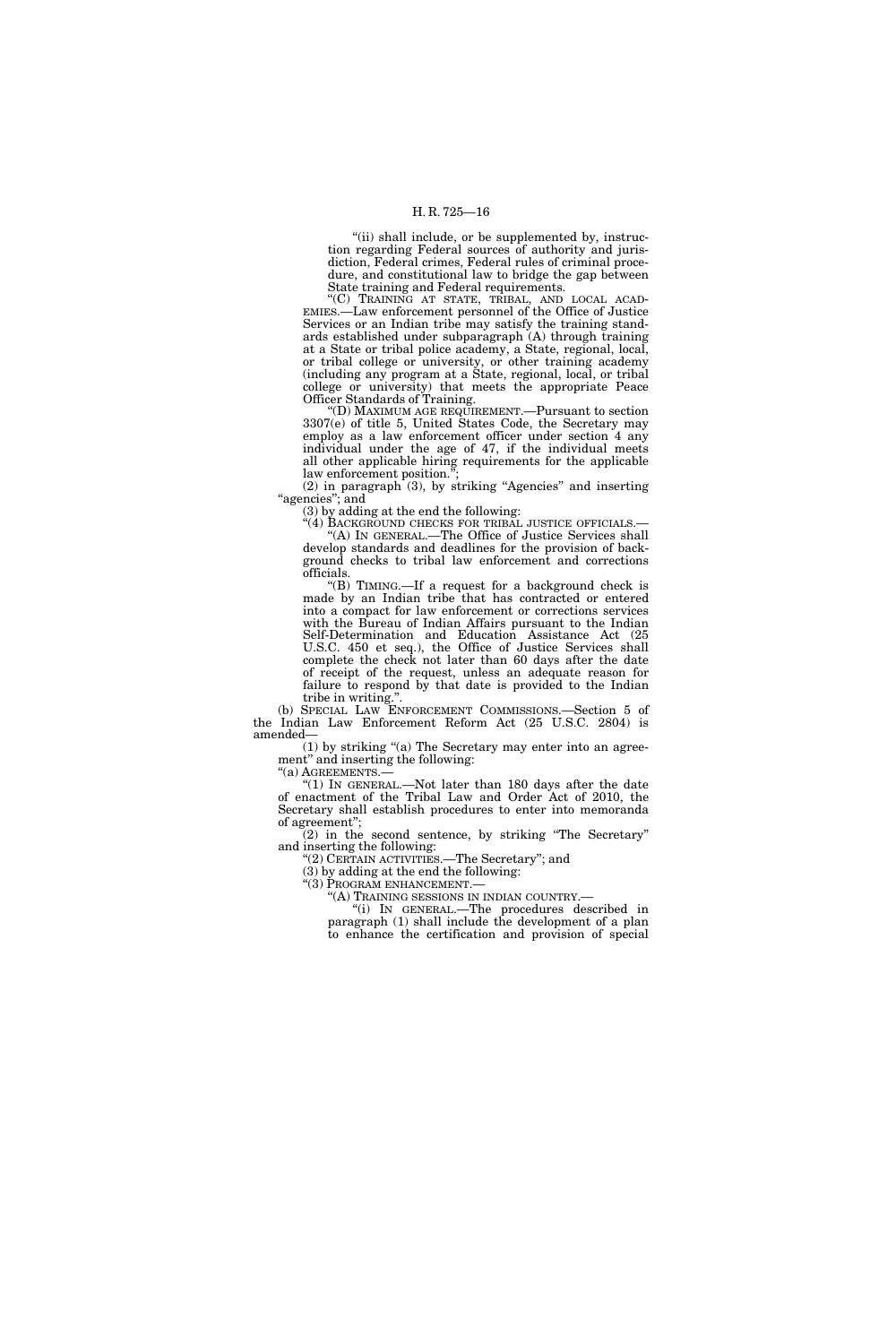"(ii) shall include, or be supplemented by, instruction regarding Federal sources of authority and jurisdiction, Federal crimes, Federal rules of criminal procedure, and constitutional law to bridge the gap between State training and Federal requirements.

"(C) TRAINING AT STATE, TRIBAL, AND LOCAL ACADEMIES.—Law enforcement personnel of the Office of Justice Services or an Indian tribe may satisfy the training standards established under subparagraph (A) through training at a State or tribal police academy, a State, regional, local, or tribal college or university, or other training academy (including any program at a State, regional, local, or tribal college or university) that meets the appropriate Peace Officer Standards of Training.

"(D) MAXIMUM AGE REQUIREMENT.—Pursuant to section 3307(e) of title 5, United States Code, the Secretary may employ as a law enforcement officer under section 4 any individual under the age of 47, if the individual meets all other applicable hiring requirements for the applicable law enforcement position.";

(2) in paragraph (3), by striking "Agencies" and inserting "agencies"; and

(3) by adding at the end the following:

"(4) BACKGROUND CHECKS FOR TRIBAL JUSTICE OFFICIALS.—

"(A) IN GENERAL.—The Office of Justice Services shall develop standards and deadlines for the provision of background checks to tribal law enforcement and corrections officials.

"(B) TIMING.—If a request for a background check is made by an Indian tribe that has contracted or entered into a compact for law enforcement or corrections services with the Bureau of Indian Affairs pursuant to the Indian Self-Determination and Education Assistance Act (25 U.S.C. 450 et seq.), the Office of Justice Services shall complete the check not later than 60 days after the date of receipt of the request, unless an adequate reason for failure to respond by that date is provided to the Indian tribe in writing.".

(b) SPECIAL LAW ENFORCEMENT COMMISSIONS.—Section 5 of the Indian Law Enforcement Reform Act (25 U.S.C. 2804) is amended—

(1) by striking "(a) The Secretary may enter into an agreement" and inserting the following:

"(a) AGREEMENTS.—

"(1) IN GENERAL.—Not later than 180 days after the date of enactment of the Tribal Law and Order Act of 2010, the Secretary shall establish procedures to enter into memoranda of agreement";

(2) in the second sentence, by striking "The Secretary" and inserting the following:

"(2) CERTAIN ACTIVITIES.—The Secretary"; and

(3) by adding at the end the following:

"(3) PROGRAM ENHANCEMENT.—

"(A) TRAINING SESSIONS IN INDIAN COUNTRY.—

"(i) IN GENERAL.—The procedures described in paragraph (1) shall include the development of a plan to enhance the certification and provision of special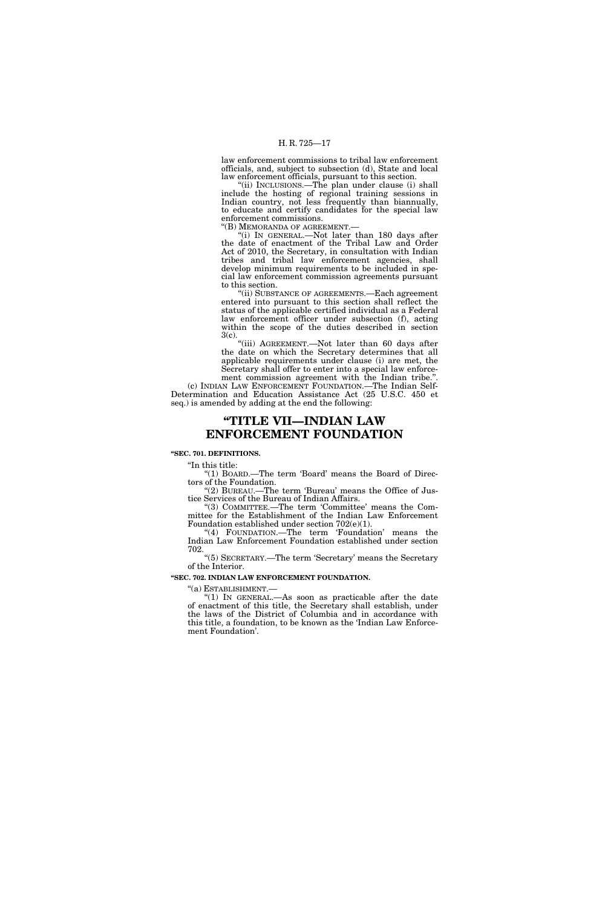law enforcement commissions to tribal law enforcement officials, and, subject to subsection (d), State and local law enforcement officials, pursuant to this section.

"(ii) INCLUSIONS.—The plan under clause (i) shall include the hosting of regional training sessions in Indian country, not less frequently than biannually, to educate and certify candidates for the special law enforcement commissions.

"(B) MEMORANDA OF AGREEMENT.—

"(i) IN GENERAL.—Not later than 180 days after the date of enactment of the Tribal Law and Order Act of 2010, the Secretary, in consultation with Indian tribes and tribal law enforcement agencies, shall develop minimum requirements to be included in special law enforcement commission agreements pursuant to this section.

"(ii) SUBSTANCE OF AGREEMENTS.—Each agreement entered into pursuant to this section shall reflect the status of the applicable certified individual as a Federal law enforcement officer under subsection (f), acting within the scope of the duties described in section 3(c).

"(iii) AGREEMENT.—Not later than 60 days after the date on which the Secretary determines that all applicable requirements under clause (i) are met, the Secretary shall offer to enter into a special law enforcement commission agreement with the Indian tribe.".

(c) INDIAN LAW ENFORCEMENT FOUNDATION.—The Indian Self-Determination and Education Assistance Act (25 U.S.C. 450 et seq.) is amended by adding at the end the following:

# "TITLE VII—INDIAN LAW ENFORCEMENT FOUNDATION

**"SEC. 701. DEFINITIONS.**

"In this title:

"(1) BOARD.—The term 'Board' means the Board of Directors of the Foundation.

"(2) BUREAU.—The term 'Bureau' means the Office of Justice Services of the Bureau of Indian Affairs.

"(3) COMMITTEE.—The term 'Committee' means the Committee for the Establishment of the Indian Law Enforcement Foundation established under section 702(e)(1).

"(4) FOUNDATION.—The term 'Foundation' means the Indian Law Enforcement Foundation established under section 702.

"(5) SECRETARY.—The term 'Secretary' means the Secretary of the Interior.

**"SEC. 702. INDIAN LAW ENFORCEMENT FOUNDATION.**

"(a) ESTABLISHMENT.—

"(1) IN GENERAL.—As soon as practicable after the date of enactment of this title, the Secretary shall establish, under the laws of the District of Columbia and in accordance with this title, a foundation, to be known as the 'Indian Law Enforcement Foundation'.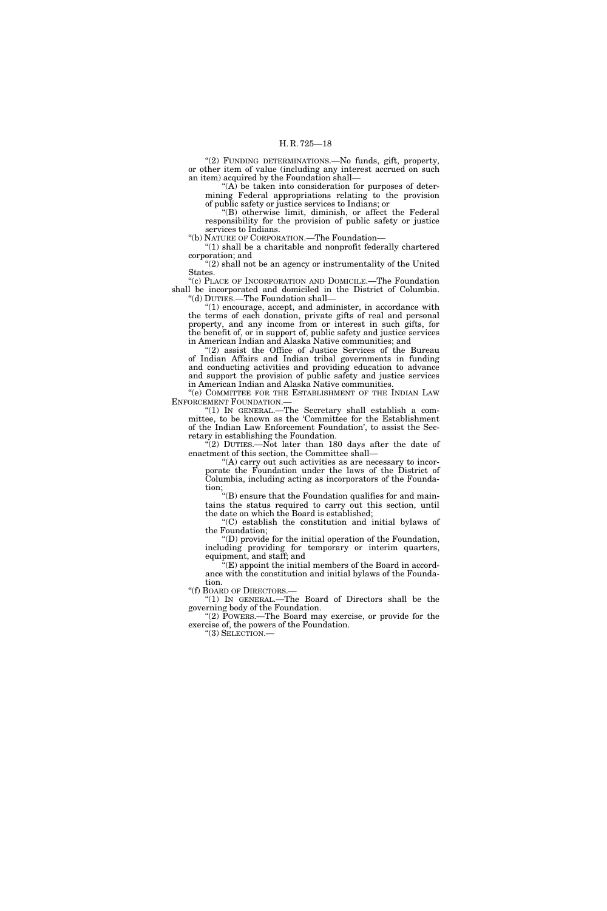"(2) FUNDING DETERMINATIONS.—No funds, gift, property, or other item of value (including any interest accrued on such an item) acquired by the Foundation shall—

"(A) be taken into consideration for purposes of determining Federal appropriations relating to the provision of public safety or justice services to Indians; or

"(B) otherwise limit, diminish, or affect the Federal responsibility for the provision of public safety or justice services to Indians.

"(b) NATURE OF CORPORATION.—The Foundation—

"(1) shall be a charitable and nonprofit federally chartered corporation; and

"(2) shall not be an agency or instrumentality of the United States.

"(c) PLACE OF INCORPORATION AND DOMICILE.—The Foundation shall be incorporated and domiciled in the District of Columbia.

"(d) DUTIES.—The Foundation shall—

"(1) encourage, accept, and administer, in accordance with the terms of each donation, private gifts of real and personal property, and any income from or interest in such gifts, for the benefit of, or in support of, public safety and justice services in American Indian and Alaska Native communities; and

"(2) assist the Office of Justice Services of the Bureau of Indian Affairs and Indian tribal governments in funding and conducting activities and providing education to advance and support the provision of public safety and justice services in American Indian and Alaska Native communities.

"(e) COMMITTEE FOR THE ESTABLISHMENT OF THE INDIAN LAW ENFORCEMENT FOUNDATION.—

"(1) IN GENERAL.—The Secretary shall establish a committee, to be known as the 'Committee for the Establishment of the Indian Law Enforcement Foundation', to assist the Secretary in establishing the Foundation.

"(2) DUTIES.—Not later than 180 days after the date of enactment of this section, the Committee shall—

"(A) carry out such activities as are necessary to incorporate the Foundation under the laws of the District of Columbia, including acting as incorporators of the Foundation;

"(B) ensure that the Foundation qualifies for and maintains the status required to carry out this section, until the date on which the Board is established;

"(C) establish the constitution and initial bylaws of the Foundation;

"(D) provide for the initial operation of the Foundation, including providing for temporary or interim quarters, equipment, and staff; and

"(E) appoint the initial members of the Board in accordance with the constitution and initial bylaws of the Foundation.

"(f) BOARD OF DIRECTORS.—

"(1) IN GENERAL.—The Board of Directors shall be the governing body of the Foundation.

"(2) POWERS.—The Board may exercise, or provide for the exercise of, the powers of the Foundation.

"(3) SELECTION.—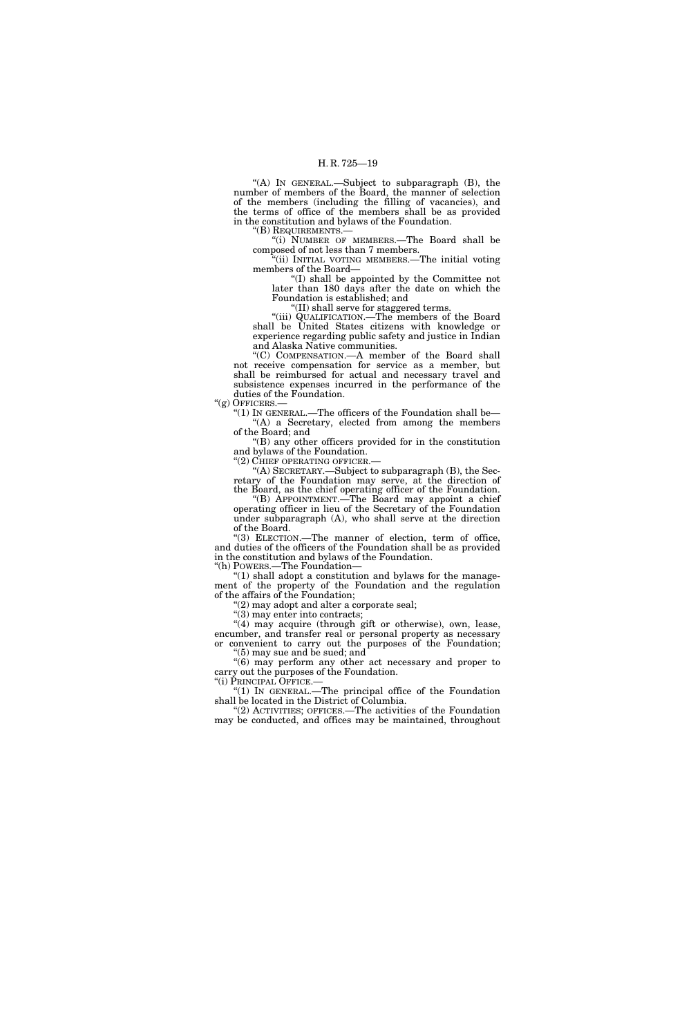"(A) IN GENERAL.—Subject to subparagraph (B), the number of members of the Board, the manner of selection of the members (including the filling of vacancies), and the terms of office of the members shall be as provided in the constitution and bylaws of the Foundation.

"(B) REQUIREMENTS.—

"(i) NUMBER OF MEMBERS.—The Board shall be composed of not less than 7 members.

"(ii) INITIAL VOTING MEMBERS.—The initial voting members of the Board—

"(I) shall be appointed by the Committee not later than 180 days after the date on which the Foundation is established; and

"(II) shall serve for staggered terms.

"(iii) QUALIFICATION.—The members of the Board shall be United States citizens with knowledge or experience regarding public safety and justice in Indian and Alaska Native communities.

"(C) COMPENSATION.—A member of the Board shall not receive compensation for service as a member, but shall be reimbursed for actual and necessary travel and subsistence expenses incurred in the performance of the duties of the Foundation.

"(g) OFFICERS.—

"(1) IN GENERAL.—The officers of the Foundation shall be—

"(A) a Secretary, elected from among the members of the Board; and

"(B) any other officers provided for in the constitution and bylaws of the Foundation.

"(2) CHIEF OPERATING OFFICER.—

"(A) SECRETARY.—Subject to subparagraph (B), the Secretary of the Foundation may serve, at the direction of the Board, as the chief operating officer of the Foundation.

"(B) APPOINTMENT.—The Board may appoint a chief operating officer in lieu of the Secretary of the Foundation under subparagraph (A), who shall serve at the direction of the Board.

"(3) ELECTION.—The manner of election, term of office, and duties of the officers of the Foundation shall be as provided in the constitution and bylaws of the Foundation.

"(h) POWERS.—The Foundation—

"(1) shall adopt a constitution and bylaws for the management of the property of the Foundation and the regulation of the affairs of the Foundation;

"(2) may adopt and alter a corporate seal;

"(3) may enter into contracts;

"(4) may acquire (through gift or otherwise), own, lease, encumber, and transfer real or personal property as necessary or convenient to carry out the purposes of the Foundation;

"(5) may sue and be sued; and

"(6) may perform any other act necessary and proper to carry out the purposes of the Foundation.

"(i) PRINCIPAL OFFICE.—

"(1) IN GENERAL.—The principal office of the Foundation shall be located in the District of Columbia.

"(2) ACTIVITIES; OFFICES.—The activities of the Foundation may be conducted, and offices may be maintained, throughout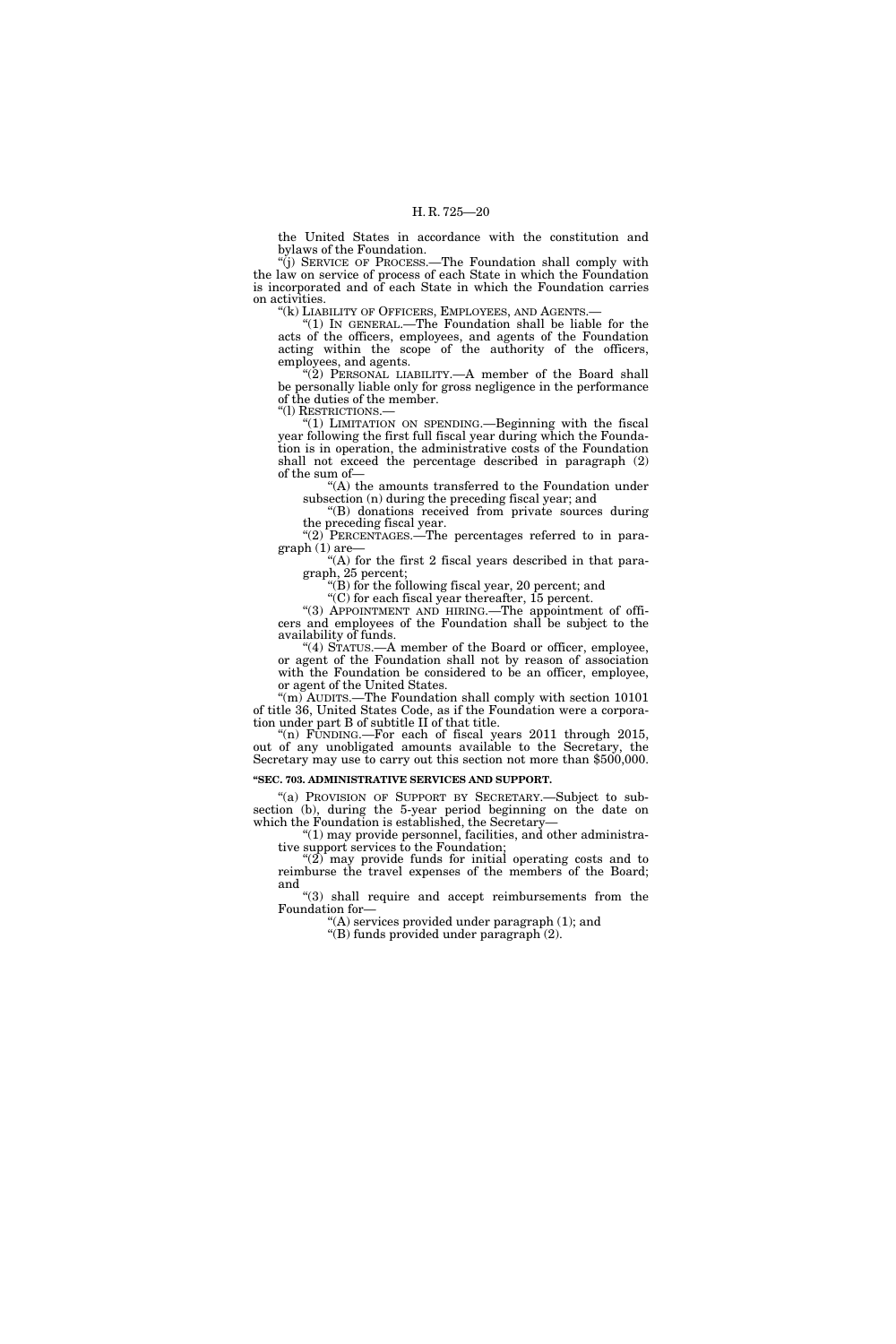the United States in accordance with the constitution and bylaws of the Foundation.

"(j) SERVICE OF PROCESS.—The Foundation shall comply with the law on service of process of each State in which the Foundation is incorporated and of each State in which the Foundation carries on activities.

"(k) LIABILITY OF OFFICERS, EMPLOYEES, AND AGENTS.—

"(1) IN GENERAL.—The Foundation shall be liable for the acts of the officers, employees, and agents of the Foundation acting within the scope of the authority of the officers, employees, and agents.

"(2) PERSONAL LIABILITY.—A member of the Board shall be personally liable only for gross negligence in the performance of the duties of the member.

"(l) RESTRICTIONS.—

"(1) LIMITATION ON SPENDING.—Beginning with the fiscal year following the first full fiscal year during which the Foundation is in operation, the administrative costs of the Foundation shall not exceed the percentage described in paragraph (2) of the sum of—

"(A) the amounts transferred to the Foundation under subsection (n) during the preceding fiscal year; and

"(B) donations received from private sources during the preceding fiscal year.

"(2) PERCENTAGES.—The percentages referred to in paragraph (1) are—

"(A) for the first 2 fiscal years described in that paragraph, 25 percent;

"(B) for the following fiscal year, 20 percent; and

"(C) for each fiscal year thereafter, 15 percent.

"(3) APPOINTMENT AND HIRING.—The appointment of officers and employees of the Foundation shall be subject to the availability of funds.

"(4) STATUS.—A member of the Board or officer, employee, or agent of the Foundation shall not by reason of association with the Foundation be considered to be an officer, employee, or agent of the United States.

"(m) AUDITS.—The Foundation shall comply with section 10101 of title 36, United States Code, as if the Foundation were a corporation under part B of subtitle II of that title.

"(n) FUNDING.—For each of fiscal years 2011 through 2015, out of any unobligated amounts available to the Secretary, the Secretary may use to carry out this section not more than $500,000.

**"SEC. 703. ADMINISTRATIVE SERVICES AND SUPPORT.**

"(a) PROVISION OF SUPPORT BY SECRETARY.—Subject to subsection (b), during the 5-year period beginning on the date on which the Foundation is established, the Secretary—

"(1) may provide personnel, facilities, and other administrative support services to the Foundation;

"(2) may provide funds for initial operating costs and to reimburse the travel expenses of the members of the Board; and

"(3) shall require and accept reimbursements from the Foundation for—

"(A) services provided under paragraph (1); and

"(B) funds provided under paragraph (2).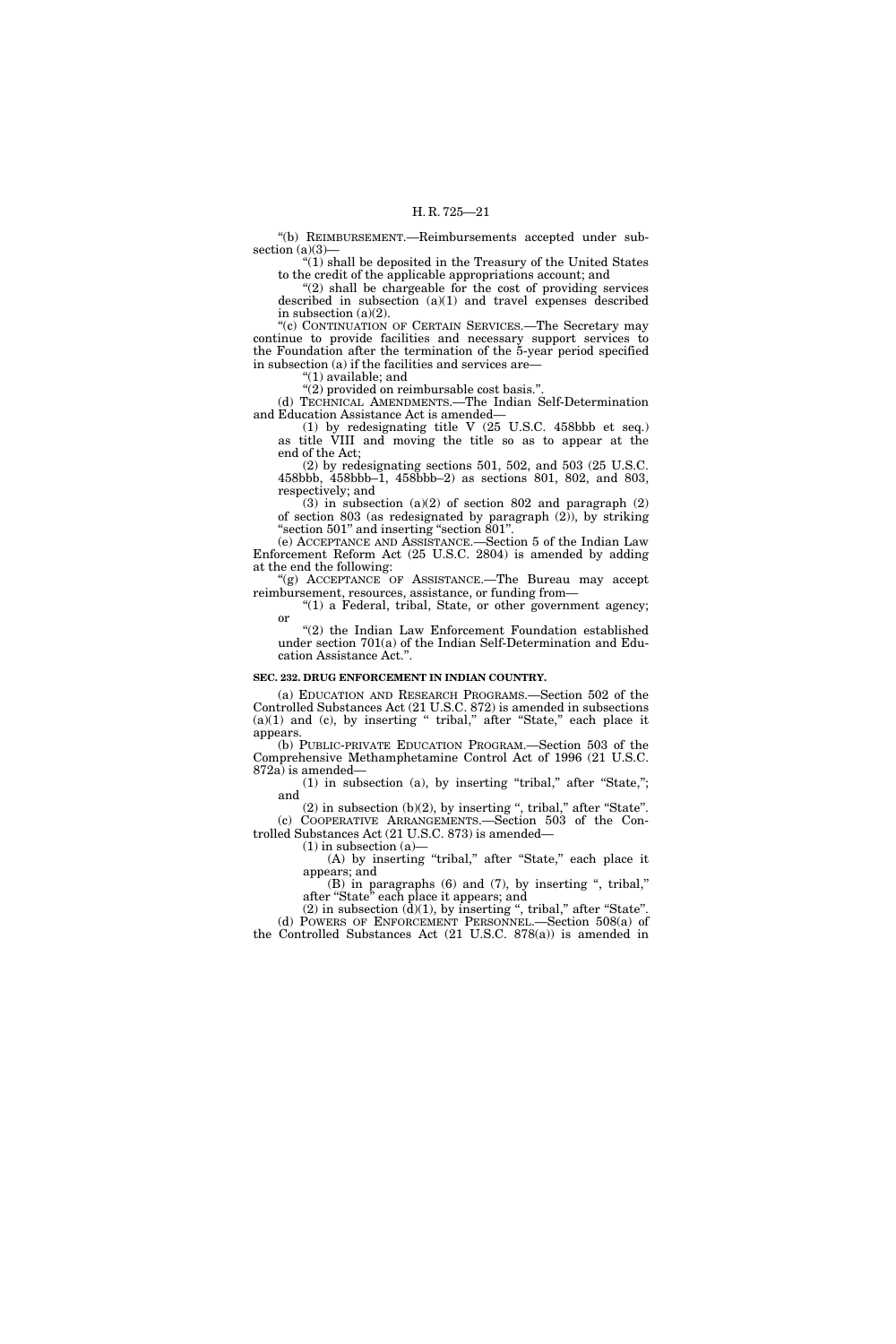"(b) REIMBURSEMENT.—Reimbursements accepted under subsection (a)(3)—

"(1) shall be deposited in the Treasury of the United States to the credit of the applicable appropriations account; and

"(2) shall be chargeable for the cost of providing services described in subsection (a)(1) and travel expenses described in subsection (a)(2).

"(c) CONTINUATION OF CERTAIN SERVICES.—The Secretary may continue to provide facilities and necessary support services to the Foundation after the termination of the 5-year period specified in subsection (a) if the facilities and services are—

"(1) available; and

"(2) provided on reimbursable cost basis.".

(d) TECHNICAL AMENDMENTS.—The Indian Self-Determination and Education Assistance Act is amended—

(1) by redesignating title V (25 U.S.C. 458bbb et seq.) as title VIII and moving the title so as to appear at the end of the Act;

(2) by redesignating sections 501, 502, and 503 (25 U.S.C. 458bbb, 458bbb–1, 458bbb–2) as sections 801, 802, and 803, respectively; and

(3) in subsection (a)(2) of section 802 and paragraph (2) of section 803 (as redesignated by paragraph (2)), by striking "section 501" and inserting "section 801".

(e) ACCEPTANCE AND ASSISTANCE.—Section 5 of the Indian Law Enforcement Reform Act (25 U.S.C. 2804) is amended by adding at the end the following:

"(g) ACCEPTANCE OF ASSISTANCE.—The Bureau may accept reimbursement, resources, assistance, or funding from—

"(1) a Federal, tribal, State, or other government agency; or

"(2) the Indian Law Enforcement Foundation established under section 701(a) of the Indian Self-Determination and Education Assistance Act.".

**SEC. 232. DRUG ENFORCEMENT IN INDIAN COUNTRY.**

(a) EDUCATION AND RESEARCH PROGRAMS.—Section 502 of the Controlled Substances Act (21 U.S.C. 872) is amended in subsections (a)(1) and (c), by inserting " tribal," after "State," each place it appears.

(b) PUBLIC-PRIVATE EDUCATION PROGRAM.—Section 503 of the Comprehensive Methamphetamine Control Act of 1996 (21 U.S.C. 872a) is amended—

(1) in subsection (a), by inserting "tribal," after "State,"; and

(2) in subsection (b)(2), by inserting ", tribal," after "State".

(c) COOPERATIVE ARRANGEMENTS.—Section 503 of the Controlled Substances Act (21 U.S.C. 873) is amended—

(1) in subsection (a)—

(A) by inserting "tribal," after "State," each place it appears; and

(B) in paragraphs (6) and (7), by inserting ", tribal," after "State" each place it appears; and

(2) in subsection (d)(1), by inserting ", tribal," after "State".

(d) POWERS OF ENFORCEMENT PERSONNEL.—Section 508(a) of the Controlled Substances Act (21 U.S.C. 878(a)) is amended in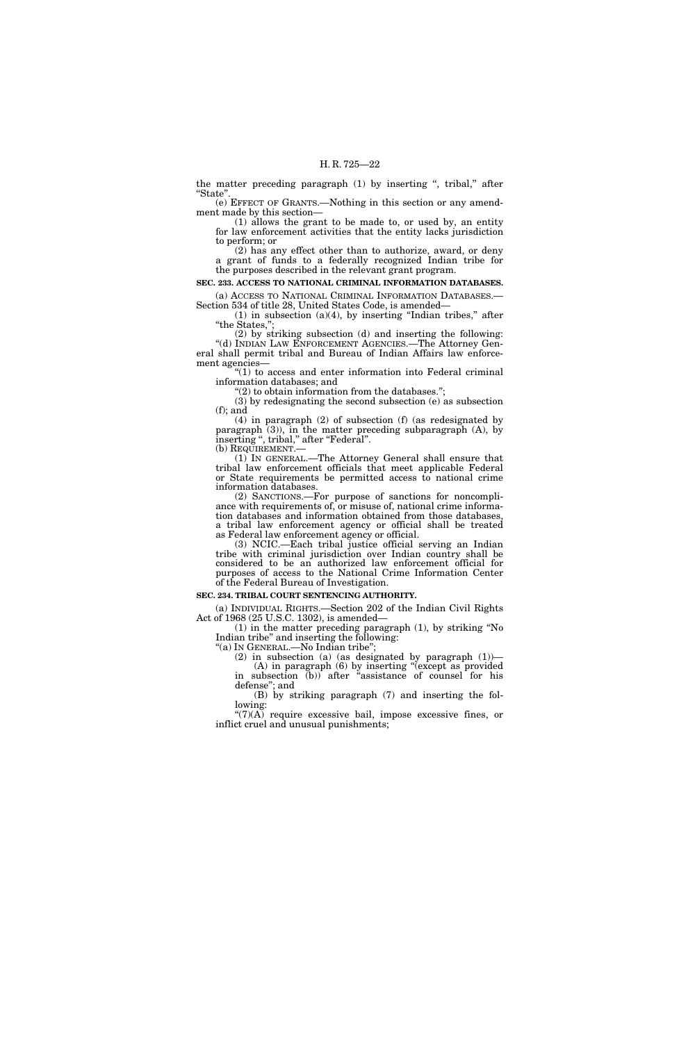the matter preceding paragraph (1) by inserting ", tribal," after "State".

(e) EFFECT OF GRANTS.—Nothing in this section or any amendment made by this section—

(1) allows the grant to be made to, or used by, an entity for law enforcement activities that the entity lacks jurisdiction to perform; or

(2) has any effect other than to authorize, award, or deny a grant of funds to a federally recognized Indian tribe for the purposes described in the relevant grant program.

**SEC. 233. ACCESS TO NATIONAL CRIMINAL INFORMATION DATABASES.**

(a) ACCESS TO NATIONAL CRIMINAL INFORMATION DATABASES.—Section 534 of title 28, United States Code, is amended—

(1) in subsection (a)(4), by inserting "Indian tribes," after "the States,";

(2) by striking subsection (d) and inserting the following:

"(d) INDIAN LAW ENFORCEMENT AGENCIES.—The Attorney General shall permit tribal and Bureau of Indian Affairs law enforcement agencies—

"(1) to access and enter information into Federal criminal information databases; and

"(2) to obtain information from the databases.";

(3) by redesignating the second subsection (e) as subsection (f); and

(4) in paragraph (2) of subsection (f) (as redesignated by paragraph (3)), in the matter preceding subparagraph (A), by inserting ", tribal," after "Federal".

(b) REQUIREMENT.—

(1) IN GENERAL.—The Attorney General shall ensure that tribal law enforcement officials that meet applicable Federal or State requirements be permitted access to national crime information databases.

(2) SANCTIONS.—For purpose of sanctions for noncompliance with requirements of, or misuse of, national crime information databases and information obtained from those databases, a tribal law enforcement agency or official shall be treated as Federal law enforcement agency or official.

(3) NCIC.—Each tribal justice official serving an Indian tribe with criminal jurisdiction over Indian country shall be considered to be an authorized law enforcement official for purposes of access to the National Crime Information Center of the Federal Bureau of Investigation.

**SEC. 234. TRIBAL COURT SENTENCING AUTHORITY.**

(a) INDIVIDUAL RIGHTS.—Section 202 of the Indian Civil Rights Act of 1968 (25 U.S.C. 1302), is amended—

(1) in the matter preceding paragraph (1), by striking "No Indian tribe" and inserting the following:

"(a) IN GENERAL.—No Indian tribe";

(2) in subsection (a) (as designated by paragraph (1))—

(A) in paragraph (6) by inserting "(except as provided in subsection (b))" after "assistance of counsel for his defense"; and

(B) by striking paragraph (7) and inserting the following:

"(7)(A) require excessive bail, impose excessive fines, or inflict cruel and unusual punishments;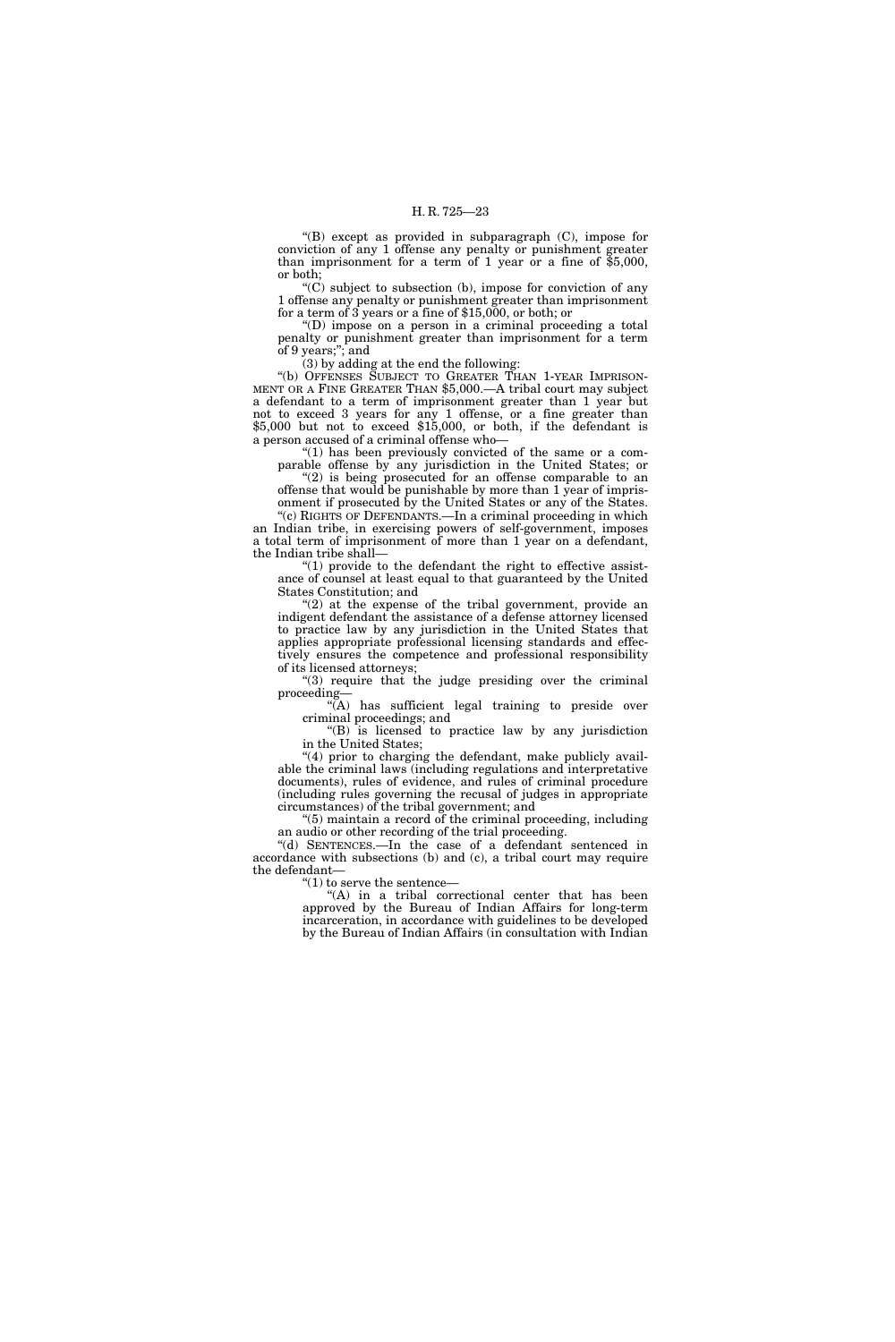"(B) except as provided in subparagraph (C), impose for conviction of any 1 offense any penalty or punishment greater than imprisonment for a term of 1 year or a fine of $5,000, or both;

"(C) subject to subsection (b), impose for conviction of any 1 offense any penalty or punishment greater than imprisonment for a term of 3 years or a fine of $15,000, or both; or

"(D) impose on a person in a criminal proceeding a total penalty or punishment greater than imprisonment for a term of 9 years;"; and

(3) by adding at the end the following:

"(b) OFFENSES SUBJECT TO GREATER THAN 1-YEAR IMPRISONMENT OR A FINE GREATER THAN $5,000.—A tribal court may subject a defendant to a term of imprisonment greater than 1 year but not to exceed 3 years for any 1 offense, or a fine greater than $5,000 but not to exceed $15,000, or both, if the defendant is a person accused of a criminal offense who—

"(1) has been previously convicted of the same or a comparable offense by any jurisdiction in the United States; or

"(2) is being prosecuted for an offense comparable to an offense that would be punishable by more than 1 year of imprisonment if prosecuted by the United States or any of the States.

"(c) RIGHTS OF DEFENDANTS.—In a criminal proceeding in which an Indian tribe, in exercising powers of self-government, imposes a total term of imprisonment of more than 1 year on a defendant, the Indian tribe shall—

"(1) provide to the defendant the right to effective assistance of counsel at least equal to that guaranteed by the United States Constitution; and

"(2) at the expense of the tribal government, provide an indigent defendant the assistance of a defense attorney licensed to practice law by any jurisdiction in the United States that applies appropriate professional licensing standards and effectively ensures the competence and professional responsibility of its licensed attorneys;

"(3) require that the judge presiding over the criminal proceeding—

"(A) has sufficient legal training to preside over criminal proceedings; and

"(B) is licensed to practice law by any jurisdiction in the United States;

"(4) prior to charging the defendant, make publicly available the criminal laws (including regulations and interpretative documents), rules of evidence, and rules of criminal procedure (including rules governing the recusal of judges in appropriate circumstances) of the tribal government; and

"(5) maintain a record of the criminal proceeding, including an audio or other recording of the trial proceeding.

"(d) SENTENCES.—In the case of a defendant sentenced in accordance with subsections (b) and (c), a tribal court may require the defendant—

"(1) to serve the sentence—

"(A) in a tribal correctional center that has been approved by the Bureau of Indian Affairs for long-term incarceration, in accordance with guidelines to be developed by the Bureau of Indian Affairs (in consultation with Indian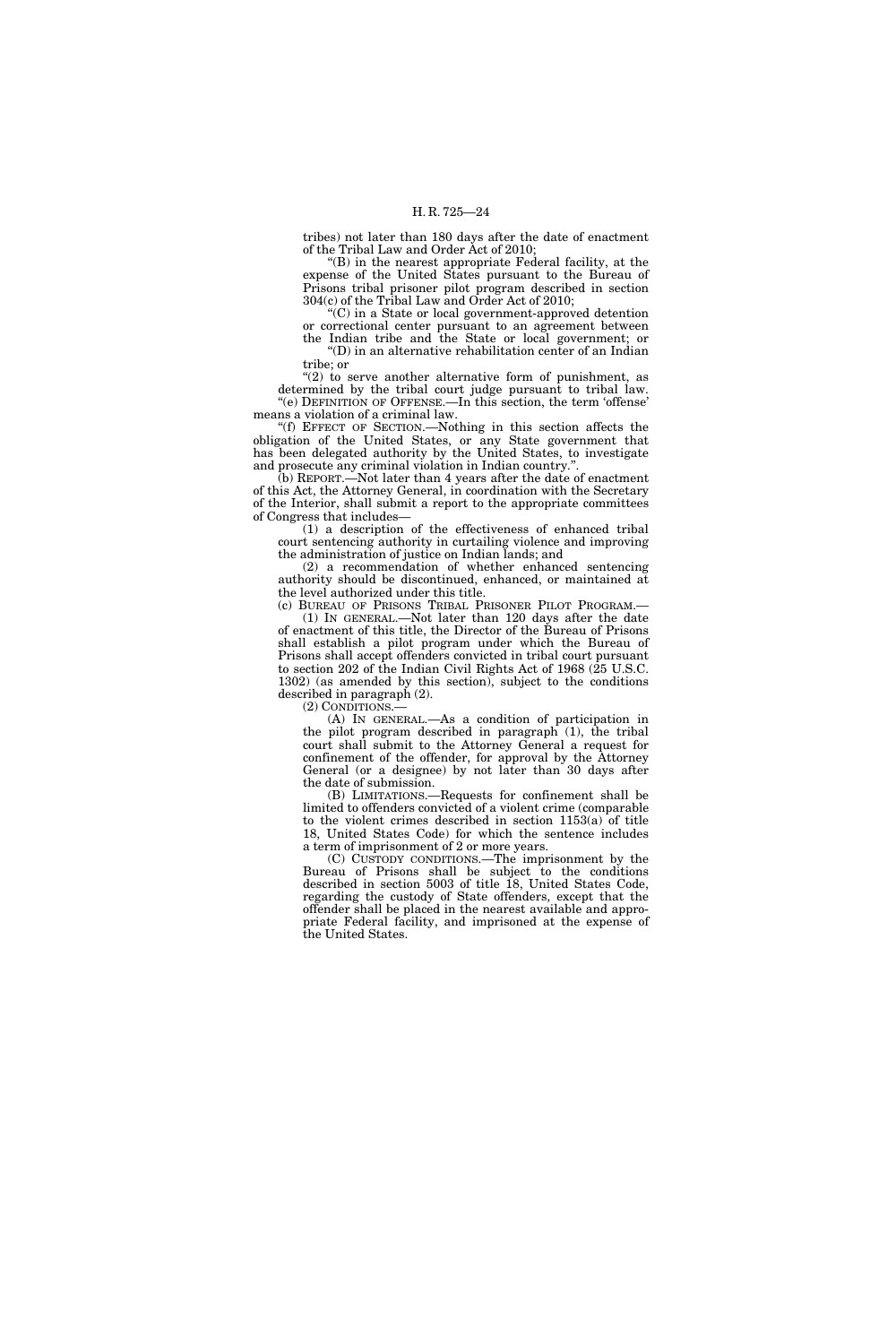tribes) not later than 180 days after the date of enactment of the Tribal Law and Order Act of 2010;

"(B) in the nearest appropriate Federal facility, at the expense of the United States pursuant to the Bureau of Prisons tribal prisoner pilot program described in section 304(c) of the Tribal Law and Order Act of 2010;

"(C) in a State or local government-approved detention or correctional center pursuant to an agreement between the Indian tribe and the State or local government; or

"(D) in an alternative rehabilitation center of an Indian tribe; or

"(2) to serve another alternative form of punishment, as determined by the tribal court judge pursuant to tribal law.

"(e) DEFINITION OF OFFENSE.—In this section, the term 'offense' means a violation of a criminal law.

"(f) EFFECT OF SECTION.—Nothing in this section affects the obligation of the United States, or any State government that has been delegated authority by the United States, to investigate and prosecute any criminal violation in Indian country.".

(b) REPORT.—Not later than 4 years after the date of enactment of this Act, the Attorney General, in coordination with the Secretary of the Interior, shall submit a report to the appropriate committees of Congress that includes—

(1) a description of the effectiveness of enhanced tribal court sentencing authority in curtailing violence and improving the administration of justice on Indian lands; and

(2) a recommendation of whether enhanced sentencing authority should be discontinued, enhanced, or maintained at the level authorized under this title.

(c) BUREAU OF PRISONS TRIBAL PRISONER PILOT PROGRAM.—

(1) IN GENERAL.—Not later than 120 days after the date of enactment of this title, the Director of the Bureau of Prisons shall establish a pilot program under which the Bureau of Prisons shall accept offenders convicted in tribal court pursuant to section 202 of the Indian Civil Rights Act of 1968 (25 U.S.C. 1302) (as amended by this section), subject to the conditions described in paragraph (2).

(2) CONDITIONS.—

(A) IN GENERAL.—As a condition of participation in the pilot program described in paragraph (1), the tribal court shall submit to the Attorney General a request for confinement of the offender, for approval by the Attorney General (or a designee) by not later than 30 days after the date of submission.

(B) LIMITATIONS.—Requests for confinement shall be limited to offenders convicted of a violent crime (comparable to the violent crimes described in section 1153(a) of title 18, United States Code) for which the sentence includes a term of imprisonment of 2 or more years.

(C) CUSTODY CONDITIONS.—The imprisonment by the Bureau of Prisons shall be subject to the conditions described in section 5003 of title 18, United States Code, regarding the custody of State offenders, except that the offender shall be placed in the nearest available and appropriate Federal facility, and imprisoned at the expense of the United States.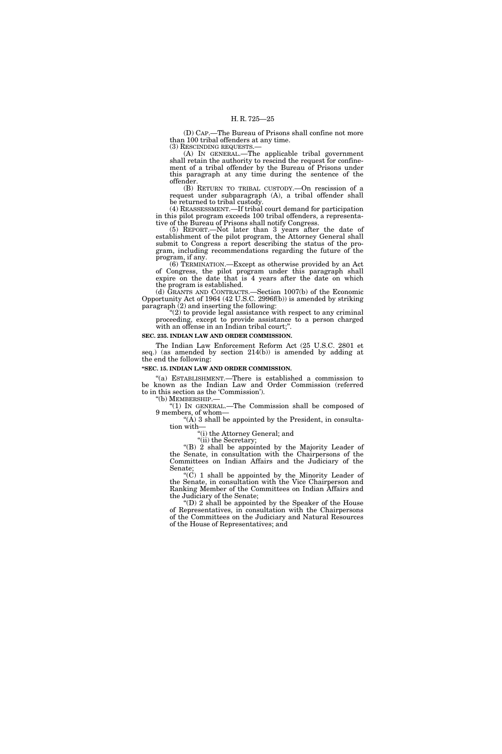(D) CAP.—The Bureau of Prisons shall confine not more than 100 tribal offenders at any time.

(3) RESCINDING REQUESTS.—

(A) IN GENERAL.—The applicable tribal government shall retain the authority to rescind the request for confinement of a tribal offender by the Bureau of Prisons under this paragraph at any time during the sentence of the offender.

(B) RETURN TO TRIBAL CUSTODY.—On rescission of a request under subparagraph (A), a tribal offender shall be returned to tribal custody.

(4) REASSESSMENT.—If tribal court demand for participation in this pilot program exceeds 100 tribal offenders, a representative of the Bureau of Prisons shall notify Congress.

(5) REPORT.—Not later than 3 years after the date of establishment of the pilot program, the Attorney General shall submit to Congress a report describing the status of the program, including recommendations regarding the future of the program, if any.

(6) TERMINATION.—Except as otherwise provided by an Act of Congress, the pilot program under this paragraph shall expire on the date that is 4 years after the date on which the program is established.

(d) GRANTS AND CONTRACTS.—Section 1007(b) of the Economic Opportunity Act of 1964 (42 U.S.C. 2996f(b)) is amended by striking paragraph (2) and inserting the following:

"(2) to provide legal assistance with respect to any criminal proceeding, except to provide assistance to a person charged with an offense in an Indian tribal court;".

**SEC. 235. INDIAN LAW AND ORDER COMMISSION.**

The Indian Law Enforcement Reform Act (25 U.S.C. 2801 et seq.) (as amended by section 214(b)) is amended by adding at the end the following:

**"SEC. 15. INDIAN LAW AND ORDER COMMISSION.**

"(a) ESTABLISHMENT.—There is established a commission to be known as the Indian Law and Order Commission (referred to in this section as the 'Commission').

"(b) MEMBERSHIP.—

"(1) IN GENERAL.—The Commission shall be composed of 9 members, of whom—

"(A) 3 shall be appointed by the President, in consultation with—

"(i) the Attorney General; and

"(ii) the Secretary;

"(B) 2 shall be appointed by the Majority Leader of the Senate, in consultation with the Chairpersons of the Committees on Indian Affairs and the Judiciary of the Senate;

"(C) 1 shall be appointed by the Minority Leader of the Senate, in consultation with the Vice Chairperson and Ranking Member of the Committees on Indian Affairs and the Judiciary of the Senate;

"(D) 2 shall be appointed by the Speaker of the House of Representatives, in consultation with the Chairpersons of the Committees on the Judiciary and Natural Resources of the House of Representatives; and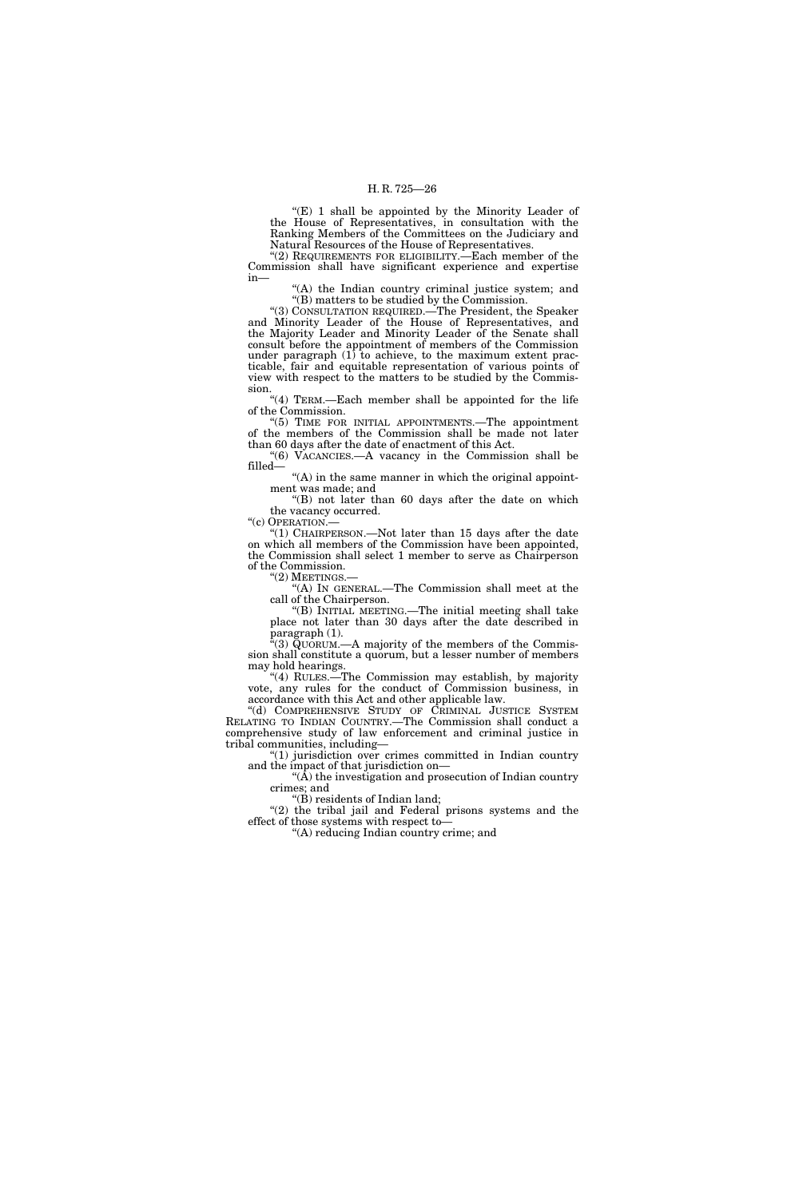"(E) 1 shall be appointed by the Minority Leader of the House of Representatives, in consultation with the Ranking Members of the Committees on the Judiciary and Natural Resources of the House of Representatives.

"(2) REQUIREMENTS FOR ELIGIBILITY.—Each member of the Commission shall have significant experience and expertise in—

"(A) the Indian country criminal justice system; and

"(B) matters to be studied by the Commission.

"(3) CONSULTATION REQUIRED.—The President, the Speaker and Minority Leader of the House of Representatives, and the Majority Leader and Minority Leader of the Senate shall consult before the appointment of members of the Commission under paragraph (1) to achieve, to the maximum extent practicable, fair and equitable representation of various points of view with respect to the matters to be studied by the Commission.

"(4) TERM.—Each member shall be appointed for the life of the Commission.

"(5) TIME FOR INITIAL APPOINTMENTS.—The appointment of the members of the Commission shall be made not later than 60 days after the date of enactment of this Act.

"(6) VACANCIES.—A vacancy in the Commission shall be filled—

"(A) in the same manner in which the original appointment was made; and

"(B) not later than 60 days after the date on which the vacancy occurred.

"(c) OPERATION.—

"(1) CHAIRPERSON.—Not later than 15 days after the date on which all members of the Commission have been appointed, the Commission shall select 1 member to serve as Chairperson of the Commission.

"(2) MEETINGS.—

"(A) IN GENERAL.—The Commission shall meet at the call of the Chairperson.

"(B) INITIAL MEETING.—The initial meeting shall take place not later than 30 days after the date described in paragraph (1).

"(3) QUORUM.—A majority of the members of the Commission shall constitute a quorum, but a lesser number of members may hold hearings.

"(4) RULES.—The Commission may establish, by majority vote, any rules for the conduct of Commission business, in accordance with this Act and other applicable law.

"(d) COMPREHENSIVE STUDY OF CRIMINAL JUSTICE SYSTEM RELATING TO INDIAN COUNTRY.—The Commission shall conduct a comprehensive study of law enforcement and criminal justice in tribal communities, including—

"(1) jurisdiction over crimes committed in Indian country and the impact of that jurisdiction on—

"(A) the investigation and prosecution of Indian country crimes; and

"(B) residents of Indian land;

"(2) the tribal jail and Federal prisons systems and the effect of those systems with respect to—

"(A) reducing Indian country crime; and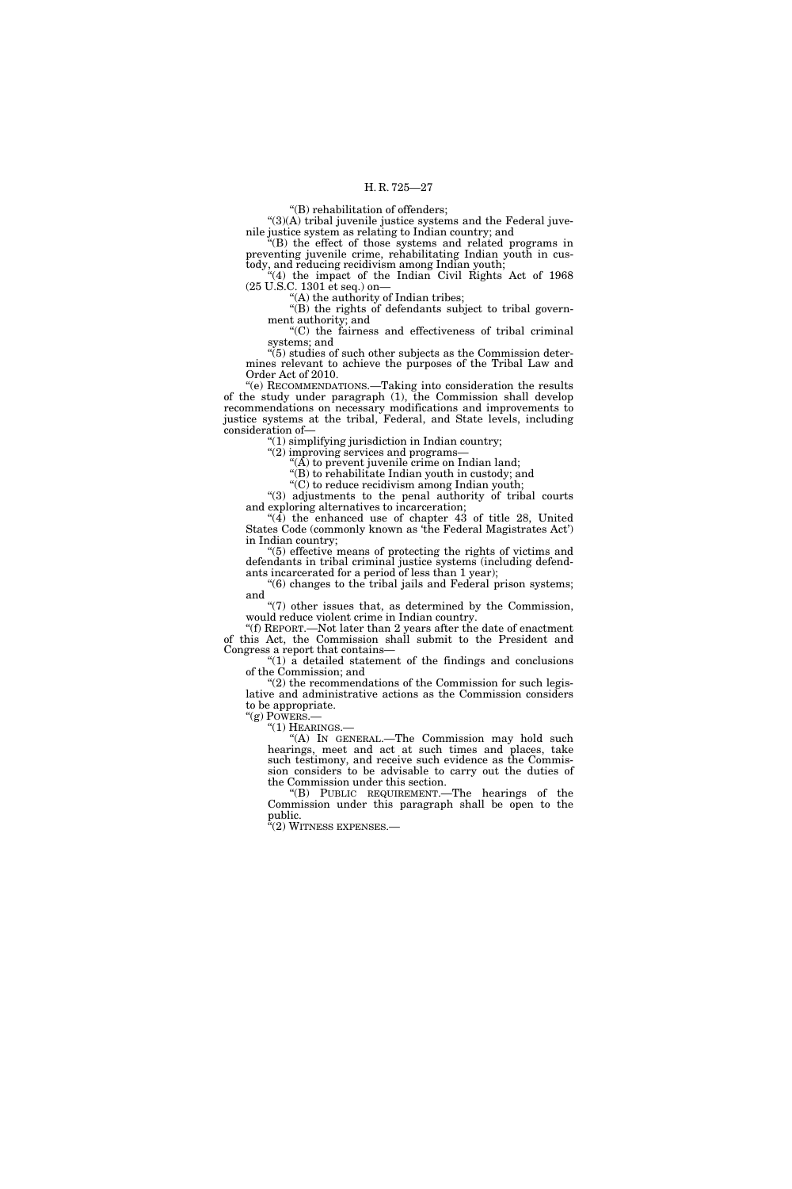"(B) rehabilitation of offenders;

"(3)(A) tribal juvenile justice systems and the Federal juvenile justice system as relating to Indian country; and

"(B) the effect of those systems and related programs in preventing juvenile crime, rehabilitating Indian youth in custody, and reducing recidivism among Indian youth;

"(4) the impact of the Indian Civil Rights Act of 1968 (25 U.S.C. 1301 et seq.) on—

"(A) the authority of Indian tribes;

"(B) the rights of defendants subject to tribal government authority; and

"(C) the fairness and effectiveness of tribal criminal systems; and

"(5) studies of such other subjects as the Commission determines relevant to achieve the purposes of the Tribal Law and Order Act of 2010.

"(e) RECOMMENDATIONS.—Taking into consideration the results of the study under paragraph (1), the Commission shall develop recommendations on necessary modifications and improvements to justice systems at the tribal, Federal, and State levels, including consideration of—

"(1) simplifying jurisdiction in Indian country;

"(2) improving services and programs—

"(A) to prevent juvenile crime on Indian land;

"(B) to rehabilitate Indian youth in custody; and

"(C) to reduce recidivism among Indian youth;

"(3) adjustments to the penal authority of tribal courts and exploring alternatives to incarceration;

"(4) the enhanced use of chapter 43 of title 28, United States Code (commonly known as 'the Federal Magistrates Act') in Indian country;

"(5) effective means of protecting the rights of victims and defendants in tribal criminal justice systems (including defendants incarcerated for a period of less than 1 year);

"(6) changes to the tribal jails and Federal prison systems; and

"(7) other issues that, as determined by the Commission, would reduce violent crime in Indian country.

"(f) REPORT.—Not later than 2 years after the date of enactment of this Act, the Commission shall submit to the President and Congress a report that contains—

"(1) a detailed statement of the findings and conclusions of the Commission; and

"(2) the recommendations of the Commission for such legislative and administrative actions as the Commission considers to be appropriate.

"(g) POWERS.—

"(1) HEARINGS.—

"(A) IN GENERAL.—The Commission may hold such hearings, meet and act at such times and places, take such testimony, and receive such evidence as the Commission considers to be advisable to carry out the duties of the Commission under this section.

"(B) PUBLIC REQUIREMENT.—The hearings of the Commission under this paragraph shall be open to the public.

"(2) WITNESS EXPENSES.—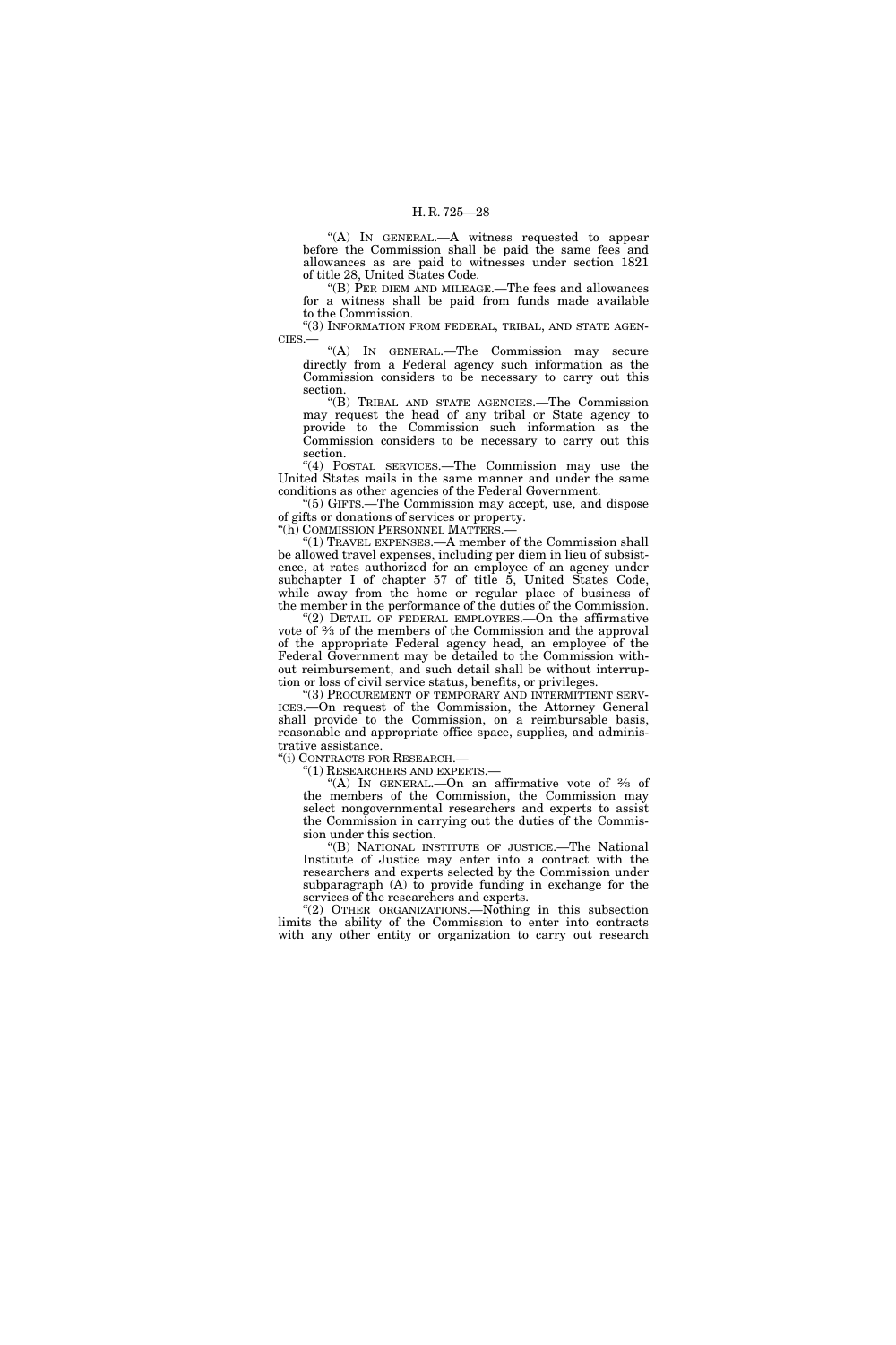"(A) IN GENERAL.—A witness requested to appear before the Commission shall be paid the same fees and allowances as are paid to witnesses under section 1821 of title 28, United States Code.

"(B) PER DIEM AND MILEAGE.—The fees and allowances for a witness shall be paid from funds made available to the Commission.

"(3) INFORMATION FROM FEDERAL, TRIBAL, AND STATE AGENCIES.—

"(A) IN GENERAL.—The Commission may secure directly from a Federal agency such information as the Commission considers to be necessary to carry out this section.

"(B) TRIBAL AND STATE AGENCIES.—The Commission may request the head of any tribal or State agency to provide to the Commission such information as the Commission considers to be necessary to carry out this section.

"(4) POSTAL SERVICES.—The Commission may use the United States mails in the same manner and under the same conditions as other agencies of the Federal Government.

"(5) GIFTS.—The Commission may accept, use, and dispose of gifts or donations of services or property.

"(h) COMMISSION PERSONNEL MATTERS.—

"(1) TRAVEL EXPENSES.—A member of the Commission shall be allowed travel expenses, including per diem in lieu of subsistence, at rates authorized for an employee of an agency under subchapter I of chapter 57 of title 5, United States Code, while away from the home or regular place of business of the member in the performance of the duties of the Commission.

"(2) DETAIL OF FEDERAL EMPLOYEES.—On the affirmative vote of ⅔ of the members of the Commission and the approval of the appropriate Federal agency head, an employee of the Federal Government may be detailed to the Commission without reimbursement, and such detail shall be without interruption or loss of civil service status, benefits, or privileges.

"(3) PROCUREMENT OF TEMPORARY AND INTERMITTENT SERVICES.—On request of the Commission, the Attorney General shall provide to the Commission, on a reimbursable basis, reasonable and appropriate office space, supplies, and administrative assistance.

"(i) CONTRACTS FOR RESEARCH.—

"(1) RESEARCHERS AND EXPERTS.—

"(A) IN GENERAL.—On an affirmative vote of ⅔ of the members of the Commission, the Commission may select nongovernmental researchers and experts to assist the Commission in carrying out the duties of the Commission under this section.

"(B) NATIONAL INSTITUTE OF JUSTICE.—The National Institute of Justice may enter into a contract with the researchers and experts selected by the Commission under subparagraph (A) to provide funding in exchange for the services of the researchers and experts.

"(2) OTHER ORGANIZATIONS.—Nothing in this subsection limits the ability of the Commission to enter into contracts with any other entity or organization to carry out research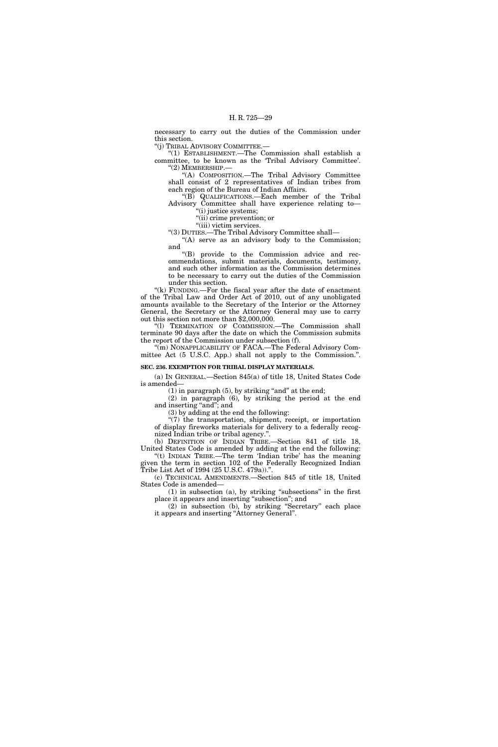necessary to carry out the duties of the Commission under this section.

"(j) TRIBAL ADVISORY COMMITTEE.—

"(1) ESTABLISHMENT.—The Commission shall establish a committee, to be known as the 'Tribal Advisory Committee'.

"(2) MEMBERSHIP.—

"(A) COMPOSITION.—The Tribal Advisory Committee shall consist of 2 representatives of Indian tribes from each region of the Bureau of Indian Affairs.

"(B) QUALIFICATIONS.—Each member of the Tribal Advisory Committee shall have experience relating to—

"(i) justice systems;

"(ii) crime prevention; or

"(iii) victim services.

"(3) DUTIES.—The Tribal Advisory Committee shall—

"(A) serve as an advisory body to the Commission; and

"(B) provide to the Commission advice and recommendations, submit materials, documents, testimony, and such other information as the Commission determines to be necessary to carry out the duties of the Commission under this section.

"(k) FUNDING.—For the fiscal year after the date of enactment of the Tribal Law and Order Act of 2010, out of any unobligated amounts available to the Secretary of the Interior or the Attorney General, the Secretary or the Attorney General may use to carry out this section not more than $2,000,000.

"(l) TERMINATION OF COMMISSION.—The Commission shall terminate 90 days after the date on which the Commission submits the report of the Commission under subsection (f).

"(m) NONAPPLICABILITY OF FACA.—The Federal Advisory Committee Act (5 U.S.C. App.) shall not apply to the Commission.".

**SEC. 236. EXEMPTION FOR TRIBAL DISPLAY MATERIALS.**

(a) IN GENERAL.—Section 845(a) of title 18, United States Code is amended—

(1) in paragraph (5), by striking "and" at the end;

(2) in paragraph (6), by striking the period at the end and inserting "and"; and

(3) by adding at the end the following:

"(7) the transportation, shipment, receipt, or importation of display fireworks materials for delivery to a federally recognized Indian tribe or tribal agency.".

(b) DEFINITION OF INDIAN TRIBE.—Section 841 of title 18, United States Code is amended by adding at the end the following:

"(t) INDIAN TRIBE.—The term 'Indian tribe' has the meaning given the term in section 102 of the Federally Recognized Indian Tribe List Act of 1994 (25 U.S.C. 479a)).".

(c) TECHNICAL AMENDMENTS.—Section 845 of title 18, United States Code is amended—

(1) in subsection (a), by striking "subsections" in the first place it appears and inserting "subsection"; and

(2) in subsection (b), by striking "Secretary" each place it appears and inserting "Attorney General".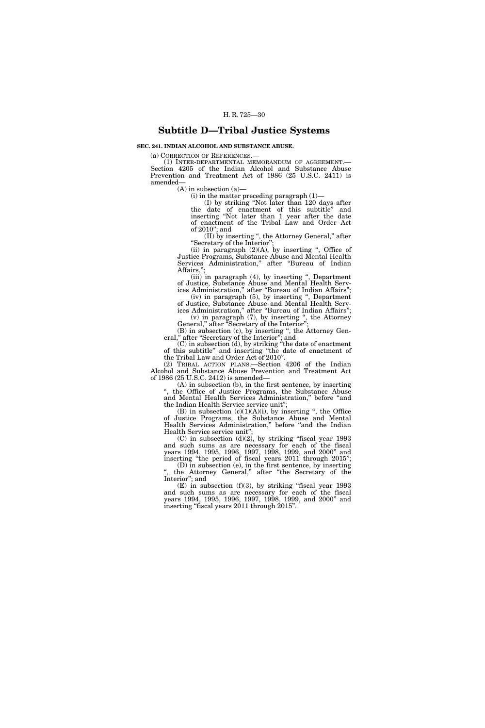## Subtitle D—Tribal Justice Systems

**SEC. 241. INDIAN ALCOHOL AND SUBSTANCE ABUSE.**

(a) CORRECTION OF REFERENCES.—

(1) INTER-DEPARTMENTAL MEMORANDUM OF AGREEMENT.—Section 4205 of the Indian Alcohol and Substance Abuse Prevention and Treatment Act of 1986 (25 U.S.C. 2411) is amended—

(A) in subsection (a)—

(i) in the matter preceding paragraph (1)—

(I) by striking "Not later than 120 days after the date of enactment of this subtitle" and inserting "Not later than 1 year after the date of enactment of the Tribal Law and Order Act of 2010"; and

(II) by inserting ", the Attorney General," after "Secretary of the Interior";

(ii) in paragraph (2)(A), by inserting ", Office of Justice Programs, Substance Abuse and Mental Health Services Administration," after "Bureau of Indian Affairs,";

(iii) in paragraph (4), by inserting ", Department of Justice, Substance Abuse and Mental Health Services Administration," after "Bureau of Indian Affairs";

(iv) in paragraph (5), by inserting ", Department of Justice, Substance Abuse and Mental Health Services Administration," after "Bureau of Indian Affairs";

(v) in paragraph (7), by inserting ", the Attorney General," after "Secretary of the Interior";

(B) in subsection (c), by inserting ", the Attorney General," after "Secretary of the Interior"; and

(C) in subsection (d), by striking "the date of enactment of this subtitle" and inserting "the date of enactment of the Tribal Law and Order Act of 2010".

(2) TRIBAL ACTION PLANS.—Section 4206 of the Indian Alcohol and Substance Abuse Prevention and Treatment Act of 1986 (25 U.S.C. 2412) is amended—

(A) in subsection (b), in the first sentence, by inserting ", the Office of Justice Programs, the Substance Abuse and Mental Health Services Administration," before "and the Indian Health Service service unit";

(B) in subsection (c)(1)(A)(i), by inserting ", the Office of Justice Programs, the Substance Abuse and Mental Health Services Administration," before "and the Indian Health Service service unit";

(C) in subsection (d)(2), by striking "fiscal year 1993 and such sums as are necessary for each of the fiscal years 1994, 1995, 1996, 1997, 1998, 1999, and 2000" and inserting "the period of fiscal years 2011 through 2015";

(D) in subsection (e), in the first sentence, by inserting ", the Attorney General," after "the Secretary of the Interior"; and

(E) in subsection (f)(3), by striking "fiscal year 1993 and such sums as are necessary for each of the fiscal years 1994, 1995, 1996, 1997, 1998, 1999, and 2000" and inserting "fiscal years 2011 through 2015".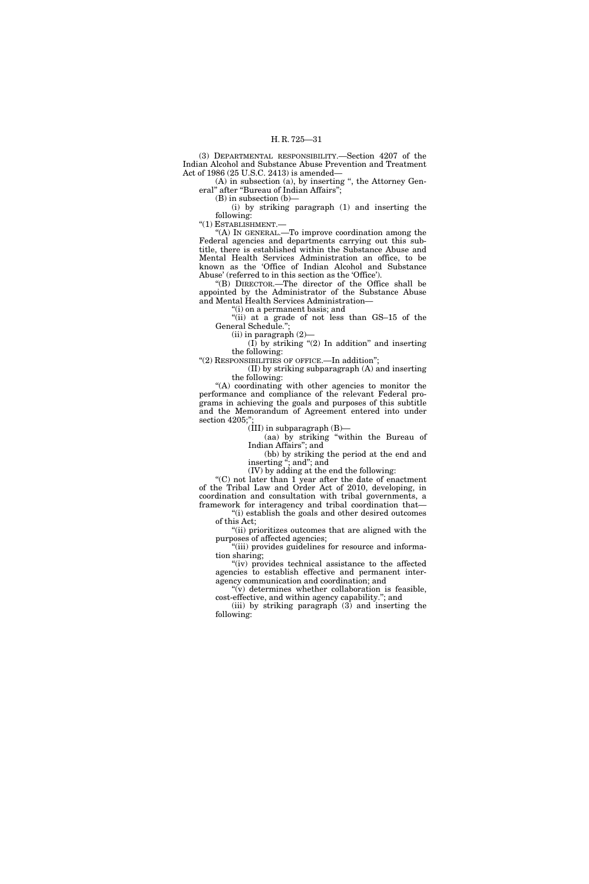(3) DEPARTMENTAL RESPONSIBILITY.—Section 4207 of the Indian Alcohol and Substance Abuse Prevention and Treatment Act of 1986 (25 U.S.C. 2413) is amended—

(A) in subsection (a), by inserting ", the Attorney General" after "Bureau of Indian Affairs";

(B) in subsection (b)—

(i) by striking paragraph (1) and inserting the following:

"(1) ESTABLISHMENT.—

"(A) IN GENERAL.—To improve coordination among the Federal agencies and departments carrying out this subtitle, there is established within the Substance Abuse and Mental Health Services Administration an office, to be known as the 'Office of Indian Alcohol and Substance Abuse' (referred to in this section as the 'Office').

"(B) DIRECTOR.—The director of the Office shall be appointed by the Administrator of the Substance Abuse and Mental Health Services Administration—

"(i) on a permanent basis; and

"(ii) at a grade of not less than GS–15 of the General Schedule.";

(ii) in paragraph (2)—

(I) by striking "(2) In addition" and inserting the following:

"(2) RESPONSIBILITIES OF OFFICE.—In addition";

(II) by striking subparagraph (A) and inserting the following:

"(A) coordinating with other agencies to monitor the performance and compliance of the relevant Federal programs in achieving the goals and purposes of this subtitle and the Memorandum of Agreement entered into under section 4205;";

(III) in subparagraph (B)—

(aa) by striking "within the Bureau of Indian Affairs"; and

(bb) by striking the period at the end and inserting "; and"; and

(IV) by adding at the end the following:

"(C) not later than 1 year after the date of enactment of the Tribal Law and Order Act of 2010, developing, in coordination and consultation with tribal governments, a framework for interagency and tribal coordination that—

"(i) establish the goals and other desired outcomes of this Act;

"(ii) prioritizes outcomes that are aligned with the purposes of affected agencies;

"(iii) provides guidelines for resource and information sharing;

"(iv) provides technical assistance to the affected agencies to establish effective and permanent interagency communication and coordination; and

"(v) determines whether collaboration is feasible, cost-effective, and within agency capability."; and

(iii) by striking paragraph (3) and inserting the following: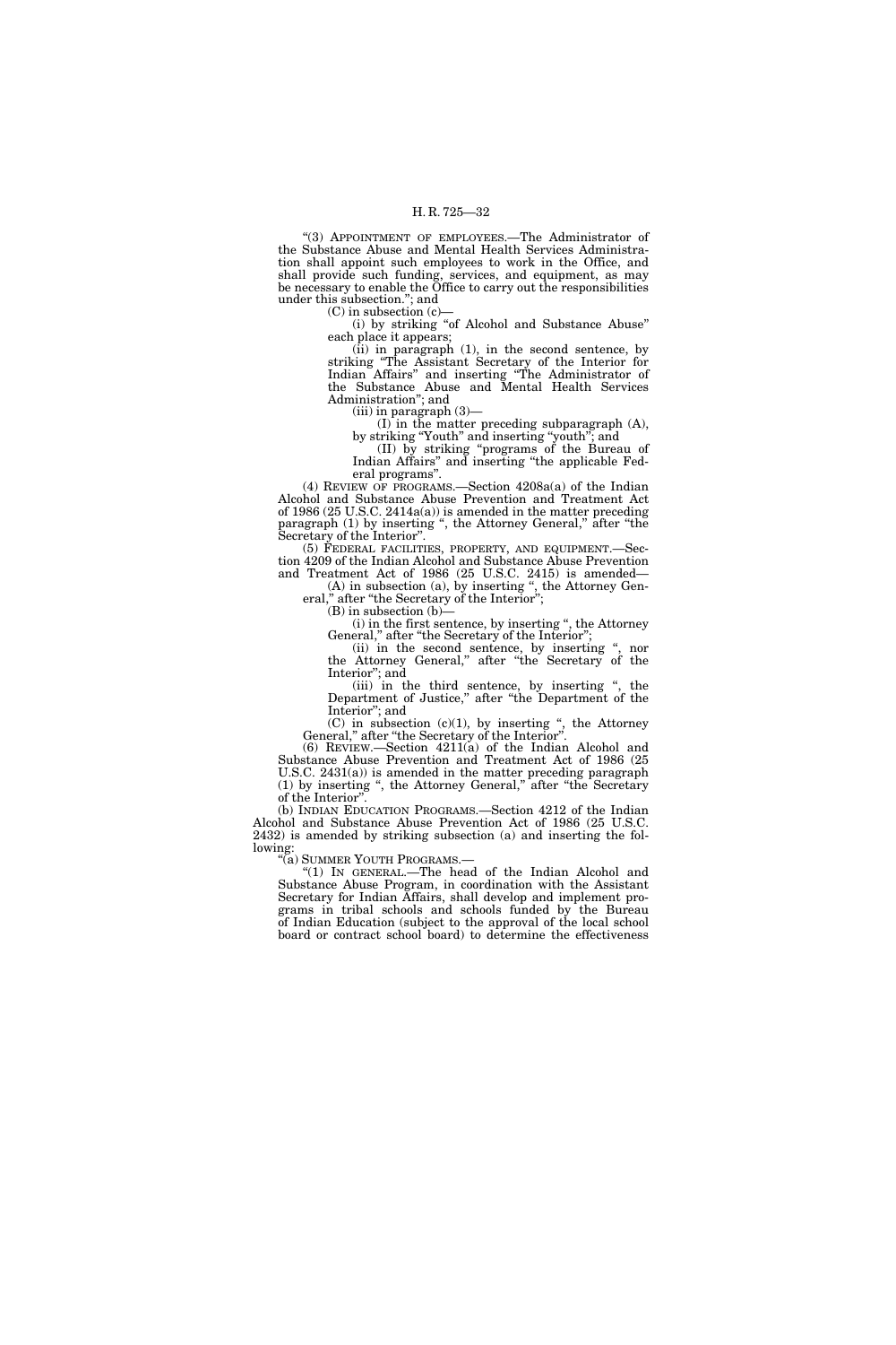"(3) APPOINTMENT OF EMPLOYEES.—The Administrator of the Substance Abuse and Mental Health Services Administration shall appoint such employees to work in the Office, and shall provide such funding, services, and equipment, as may be necessary to enable the Office to carry out the responsibilities under this subsection."; and

(C) in subsection (c)—

(i) by striking "of Alcohol and Substance Abuse" each place it appears;

(ii) in paragraph (1), in the second sentence, by striking "The Assistant Secretary of the Interior for Indian Affairs" and inserting "The Administrator of the Substance Abuse and Mental Health Services Administration"; and

(iii) in paragraph (3)—

(I) in the matter preceding subparagraph (A), by striking "Youth" and inserting "youth"; and

(II) by striking "programs of the Bureau of Indian Affairs" and inserting "the applicable Federal programs".

(4) REVIEW OF PROGRAMS.—Section 4208a(a) of the Indian Alcohol and Substance Abuse Prevention and Treatment Act of 1986 (25 U.S.C. 2414a(a)) is amended in the matter preceding paragraph (1) by inserting ", the Attorney General," after "the Secretary of the Interior".

(5) FEDERAL FACILITIES, PROPERTY, AND EQUIPMENT.—Section 4209 of the Indian Alcohol and Substance Abuse Prevention and Treatment Act of 1986 (25 U.S.C. 2415) is amended—

(A) in subsection (a), by inserting ", the Attorney General," after "the Secretary of the Interior";

(B) in subsection (b)—

(i) in the first sentence, by inserting ", the Attorney General," after "the Secretary of the Interior";

(ii) in the second sentence, by inserting ", nor the Attorney General," after "the Secretary of the Interior"; and

(iii) in the third sentence, by inserting ", the Department of Justice," after "the Department of the Interior"; and

(C) in subsection (c)(1), by inserting ", the Attorney General," after "the Secretary of the Interior".

(6) REVIEW.—Section 4211(a) of the Indian Alcohol and Substance Abuse Prevention and Treatment Act of 1986 (25 U.S.C. 2431(a)) is amended in the matter preceding paragraph (1) by inserting ", the Attorney General," after "the Secretary of the Interior".

(b) INDIAN EDUCATION PROGRAMS.—Section 4212 of the Indian Alcohol and Substance Abuse Prevention Act of 1986 (25 U.S.C. 2432) is amended by striking subsection (a) and inserting the following:

"(a) SUMMER YOUTH PROGRAMS.—

"(1) IN GENERAL.—The head of the Indian Alcohol and Substance Abuse Program, in coordination with the Assistant Secretary for Indian Affairs, shall develop and implement programs in tribal schools and schools funded by the Bureau of Indian Education (subject to the approval of the local school board or contract school board) to determine the effectiveness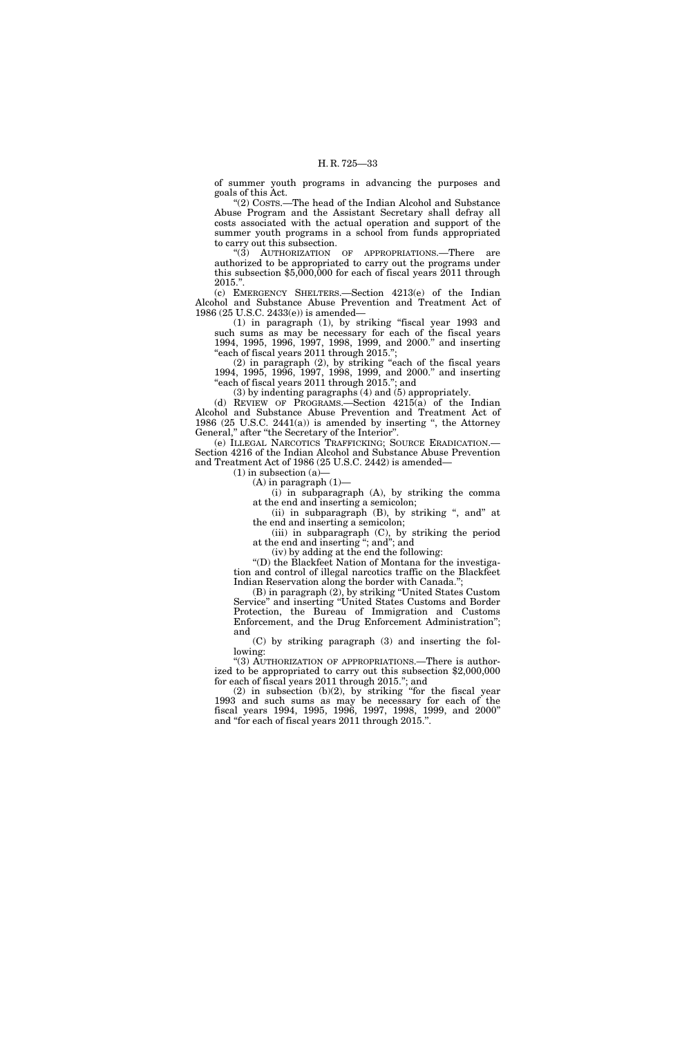of summer youth programs in advancing the purposes and goals of this Act.

"(2) COSTS.—The head of the Indian Alcohol and Substance Abuse Program and the Assistant Secretary shall defray all costs associated with the actual operation and support of the summer youth programs in a school from funds appropriated to carry out this subsection.

"(3) AUTHORIZATION OF APPROPRIATIONS.—There are authorized to be appropriated to carry out the programs under this subsection $5,000,000 for each of fiscal years 2011 through 2015.".

(c) EMERGENCY SHELTERS.—Section 4213(e) of the Indian Alcohol and Substance Abuse Prevention and Treatment Act of 1986 (25 U.S.C. 2433(e)) is amended—

(1) in paragraph (1), by striking "fiscal year 1993 and such sums as may be necessary for each of the fiscal years 1994, 1995, 1996, 1997, 1998, 1999, and 2000." and inserting "each of fiscal years 2011 through 2015.";

(2) in paragraph (2), by striking "each of the fiscal years 1994, 1995, 1996, 1997, 1998, 1999, and 2000." and inserting "each of fiscal years 2011 through 2015."; and

(3) by indenting paragraphs (4) and (5) appropriately.

(d) REVIEW OF PROGRAMS.—Section 4215(a) of the Indian Alcohol and Substance Abuse Prevention and Treatment Act of 1986 (25 U.S.C. 2441(a)) is amended by inserting ", the Attorney General," after "the Secretary of the Interior".

(e) ILLEGAL NARCOTICS TRAFFICKING; SOURCE ERADICATION.—Section 4216 of the Indian Alcohol and Substance Abuse Prevention and Treatment Act of 1986 (25 U.S.C. 2442) is amended—

(1) in subsection (a)—

(A) in paragraph (1)—

(i) in subparagraph (A), by striking the comma at the end and inserting a semicolon;

(ii) in subparagraph (B), by striking ", and" at the end and inserting a semicolon;

(iii) in subparagraph (C), by striking the period at the end and inserting "; and"; and

(iv) by adding at the end the following:

"(D) the Blackfeet Nation of Montana for the investigation and control of illegal narcotics traffic on the Blackfeet Indian Reservation along the border with Canada.";

(B) in paragraph (2), by striking "United States Custom Service" and inserting "United States Customs and Border Protection, the Bureau of Immigration and Customs Enforcement, and the Drug Enforcement Administration"; and

(C) by striking paragraph (3) and inserting the following:

"(3) AUTHORIZATION OF APPROPRIATIONS.—There is authorized to be appropriated to carry out this subsection $2,000,000 for each of fiscal years 2011 through 2015."; and

(2) in subsection (b)(2), by striking "for the fiscal year 1993 and such sums as may be necessary for each of the fiscal years 1994, 1995, 1996, 1997, 1998, 1999, and 2000" and "for each of fiscal years 2011 through 2015.".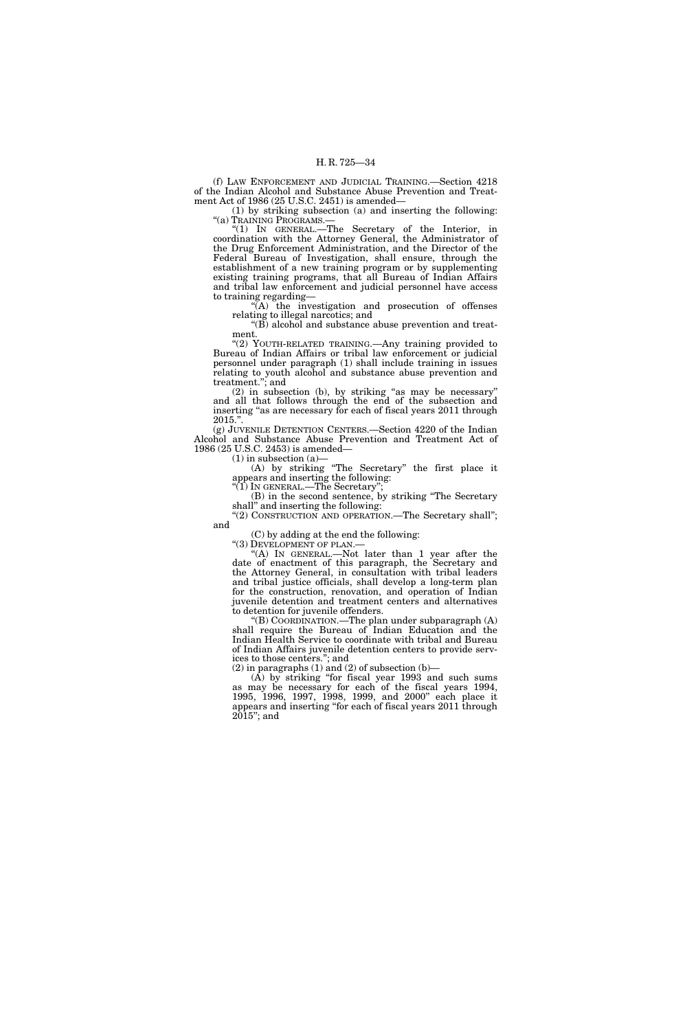(f) LAW ENFORCEMENT AND JUDICIAL TRAINING.—Section 4218 of the Indian Alcohol and Substance Abuse Prevention and Treatment Act of 1986 (25 U.S.C. 2451) is amended—

(1) by striking subsection (a) and inserting the following:

"(a) TRAINING PROGRAMS.—

"(1) IN GENERAL.—The Secretary of the Interior, in coordination with the Attorney General, the Administrator of the Drug Enforcement Administration, and the Director of the Federal Bureau of Investigation, shall ensure, through the establishment of a new training program or by supplementing existing training programs, that all Bureau of Indian Affairs and tribal law enforcement and judicial personnel have access to training regarding—

"(A) the investigation and prosecution of offenses relating to illegal narcotics; and

"(B) alcohol and substance abuse prevention and treatment.

"(2) YOUTH-RELATED TRAINING.—Any training provided to Bureau of Indian Affairs or tribal law enforcement or judicial personnel under paragraph (1) shall include training in issues relating to youth alcohol and substance abuse prevention and treatment."; and

(2) in subsection (b), by striking "as may be necessary" and all that follows through the end of the subsection and inserting "as are necessary for each of fiscal years 2011 through 2015.".

(g) JUVENILE DETENTION CENTERS.—Section 4220 of the Indian Alcohol and Substance Abuse Prevention and Treatment Act of 1986 (25 U.S.C. 2453) is amended—

(1) in subsection (a)—

(A) by striking "The Secretary" the first place it appears and inserting the following:

"(1) IN GENERAL.—The Secretary";

(B) in the second sentence, by striking "The Secretary shall" and inserting the following:

"(2) CONSTRUCTION AND OPERATION.—The Secretary shall"; and

(C) by adding at the end the following:

"(3) DEVELOPMENT OF PLAN.—

"(A) IN GENERAL.—Not later than 1 year after the date of enactment of this paragraph, the Secretary and the Attorney General, in consultation with tribal leaders and tribal justice officials, shall develop a long-term plan for the construction, renovation, and operation of Indian juvenile detention and treatment centers and alternatives to detention for juvenile offenders.

"(B) COORDINATION.—The plan under subparagraph (A) shall require the Bureau of Indian Education and the Indian Health Service to coordinate with tribal and Bureau of Indian Affairs juvenile detention centers to provide services to those centers."; and

(2) in paragraphs (1) and (2) of subsection (b)—

(A) by striking "for fiscal year 1993 and such sums as may be necessary for each of the fiscal years 1994, 1995, 1996, 1997, 1998, 1999, and 2000" each place it appears and inserting "for each of fiscal years 2011 through 2015"; and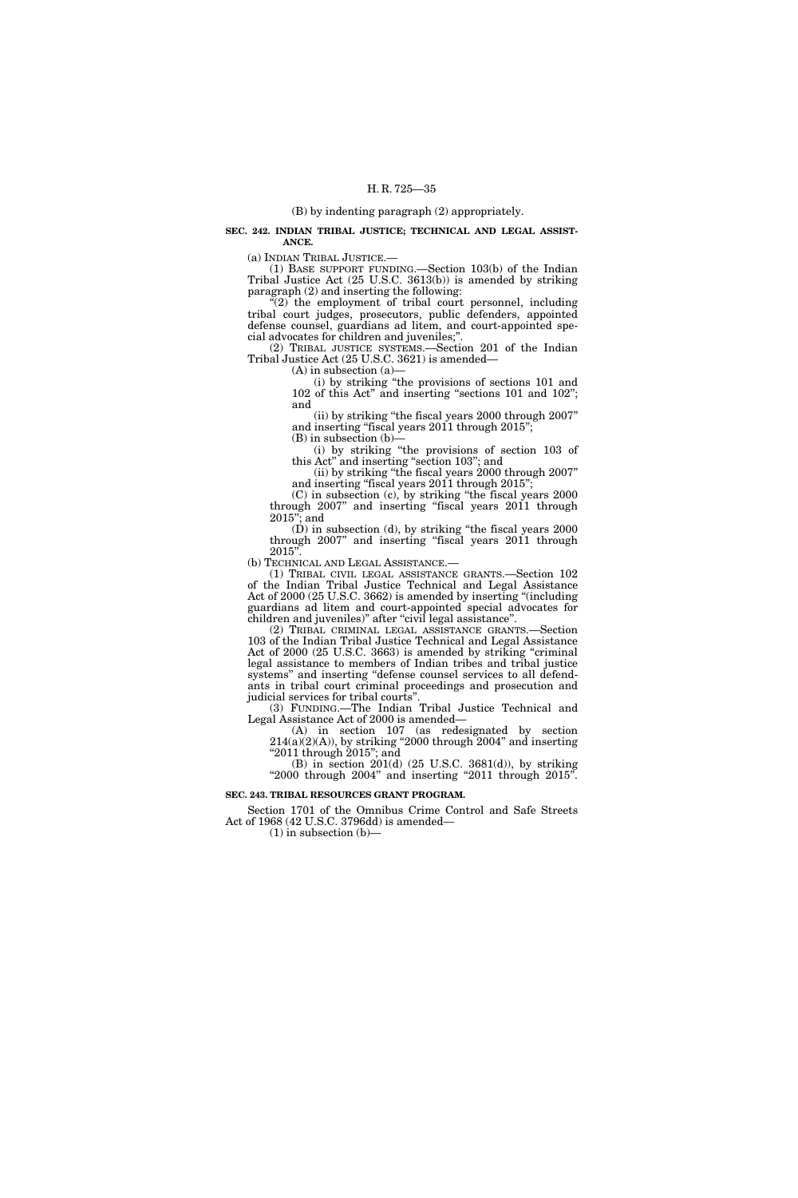(B) by indenting paragraph (2) appropriately.

**SEC. 242. INDIAN TRIBAL JUSTICE; TECHNICAL AND LEGAL ASSISTANCE.**

(a) INDIAN TRIBAL JUSTICE.—

(1) BASE SUPPORT FUNDING.—Section 103(b) of the Indian Tribal Justice Act (25 U.S.C. 3613(b)) is amended by striking paragraph (2) and inserting the following:

"(2) the employment of tribal court personnel, including tribal court judges, prosecutors, public defenders, appointed defense counsel, guardians ad litem, and court-appointed special advocates for children and juveniles;".

(2) TRIBAL JUSTICE SYSTEMS.—Section 201 of the Indian Tribal Justice Act (25 U.S.C. 3621) is amended—

(A) in subsection (a)—

(i) by striking "the provisions of sections 101 and 102 of this Act" and inserting "sections 101 and 102"; and

(ii) by striking "the fiscal years 2000 through 2007" and inserting "fiscal years 2011 through 2015";

(B) in subsection (b)—

(i) by striking "the provisions of section 103 of this Act" and inserting "section 103"; and

(ii) by striking "the fiscal years 2000 through 2007" and inserting "fiscal years 2011 through 2015";

(C) in subsection (c), by striking "the fiscal years 2000 through 2007" and inserting "fiscal years 2011 through 2015"; and

(D) in subsection (d), by striking "the fiscal years 2000 through 2007" and inserting "fiscal years 2011 through 2015".

(b) TECHNICAL AND LEGAL ASSISTANCE.—

(1) TRIBAL CIVIL LEGAL ASSISTANCE GRANTS.—Section 102 of the Indian Tribal Justice Technical and Legal Assistance Act of 2000 (25 U.S.C. 3662) is amended by inserting "(including guardians ad litem and court-appointed special advocates for children and juveniles)" after "civil legal assistance".

(2) TRIBAL CRIMINAL LEGAL ASSISTANCE GRANTS.—Section 103 of the Indian Tribal Justice Technical and Legal Assistance Act of 2000 (25 U.S.C. 3663) is amended by striking "criminal legal assistance to members of Indian tribes and tribal justice systems" and inserting "defense counsel services to all defendants in tribal court criminal proceedings and prosecution and judicial services for tribal courts".

(3) FUNDING.—The Indian Tribal Justice Technical and Legal Assistance Act of 2000 is amended—

(A) in section 107 (as redesignated by section 214(a)(2)(A)), by striking "2000 through 2004" and inserting "2011 through 2015"; and

(B) in section 201(d) (25 U.S.C. 3681(d)), by striking "2000 through 2004" and inserting "2011 through 2015".

**SEC. 243. TRIBAL RESOURCES GRANT PROGRAM.**

Section 1701 of the Omnibus Crime Control and Safe Streets Act of 1968 (42 U.S.C. 3796dd) is amended—

(1) in subsection (b)—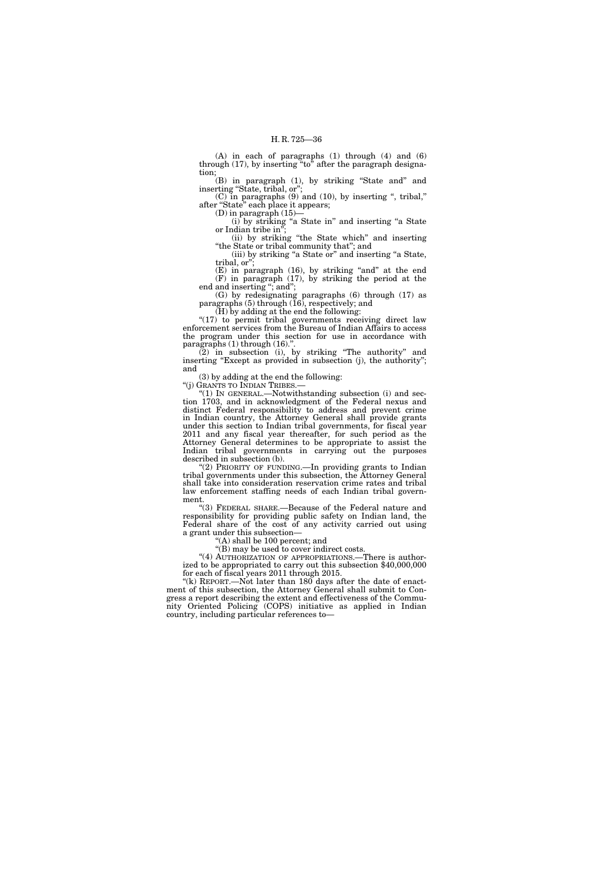(A) in each of paragraphs (1) through (4) and (6) through (17), by inserting "to" after the paragraph designation;

(B) in paragraph (1), by striking "State and" and inserting "State, tribal, or";

(C) in paragraphs (9) and (10), by inserting ", tribal," after "State" each place it appears;

(D) in paragraph (15)—

(i) by striking "a State in" and inserting "a State or Indian tribe in";

(ii) by striking "the State which" and inserting "the State or tribal community that"; and

(iii) by striking "a State or" and inserting "a State, tribal, or";

(E) in paragraph (16), by striking "and" at the end

(F) in paragraph (17), by striking the period at the end and inserting "; and";

(G) by redesignating paragraphs (6) through (17) as paragraphs (5) through (16), respectively; and

(H) by adding at the end the following:

"(17) to permit tribal governments receiving direct law enforcement services from the Bureau of Indian Affairs to access the program under this section for use in accordance with paragraphs (1) through (16).".

(2) in subsection (i), by striking "The authority" and inserting "Except as provided in subsection (j), the authority"; and

(3) by adding at the end the following:

"(j) GRANTS TO INDIAN TRIBES.—

"(1) IN GENERAL.—Notwithstanding subsection (i) and section 1703, and in acknowledgment of the Federal nexus and distinct Federal responsibility to address and prevent crime in Indian country, the Attorney General shall provide grants under this section to Indian tribal governments, for fiscal year 2011 and any fiscal year thereafter, for such period as the Attorney General determines to be appropriate to assist the Indian tribal governments in carrying out the purposes described in subsection (b).

"(2) PRIORITY OF FUNDING.—In providing grants to Indian tribal governments under this subsection, the Attorney General shall take into consideration reservation crime rates and tribal law enforcement staffing needs of each Indian tribal government.

"(3) FEDERAL SHARE.—Because of the Federal nature and responsibility for providing public safety on Indian land, the Federal share of the cost of any activity carried out using a grant under this subsection—

"(A) shall be 100 percent; and

"(B) may be used to cover indirect costs.

"(4) AUTHORIZATION OF APPROPRIATIONS.—There is authorized to be appropriated to carry out this subsection $40,000,000 for each of fiscal years 2011 through 2015.

"(k) REPORT.—Not later than 180 days after the date of enactment of this subsection, the Attorney General shall submit to Congress a report describing the extent and effectiveness of the Community Oriented Policing (COPS) initiative as applied in Indian country, including particular references to—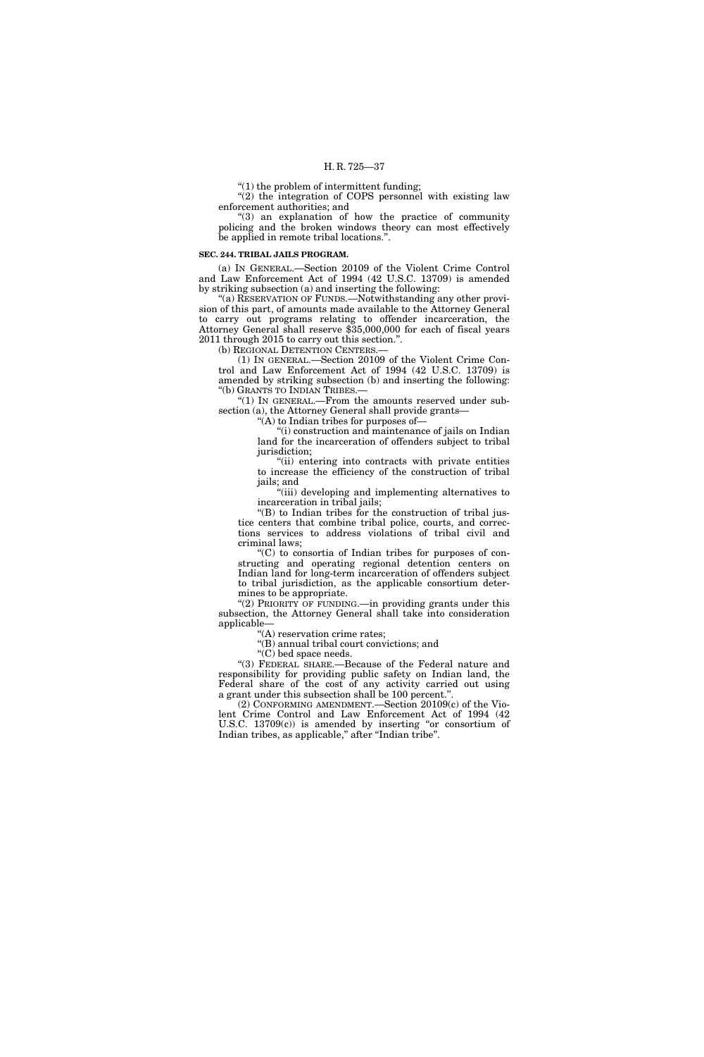"(1) the problem of intermittent funding;

"(2) the integration of COPS personnel with existing law enforcement authorities; and

"(3) an explanation of how the practice of community policing and the broken windows theory can most effectively be applied in remote tribal locations.".

**SEC. 244. TRIBAL JAILS PROGRAM.**

(a) IN GENERAL.—Section 20109 of the Violent Crime Control and Law Enforcement Act of 1994 (42 U.S.C. 13709) is amended by striking subsection (a) and inserting the following:

"(a) RESERVATION OF FUNDS.—Notwithstanding any other provision of this part, of amounts made available to the Attorney General to carry out programs relating to offender incarceration, the Attorney General shall reserve $35,000,000 for each of fiscal years 2011 through 2015 to carry out this section.".

(b) REGIONAL DETENTION CENTERS.—

(1) IN GENERAL.—Section 20109 of the Violent Crime Control and Law Enforcement Act of 1994 (42 U.S.C. 13709) is amended by striking subsection (b) and inserting the following:

"(b) GRANTS TO INDIAN TRIBES.—

"(1) IN GENERAL.—From the amounts reserved under subsection (a), the Attorney General shall provide grants—

"(A) to Indian tribes for purposes of—

"(i) construction and maintenance of jails on Indian land for the incarceration of offenders subject to tribal jurisdiction;

"(ii) entering into contracts with private entities to increase the efficiency of the construction of tribal jails; and

"(iii) developing and implementing alternatives to incarceration in tribal jails;

"(B) to Indian tribes for the construction of tribal justice centers that combine tribal police, courts, and corrections services to address violations of tribal civil and criminal laws;

"(C) to consortia of Indian tribes for purposes of constructing and operating regional detention centers on Indian land for long-term incarceration of offenders subject to tribal jurisdiction, as the applicable consortium determines to be appropriate.

"(2) PRIORITY OF FUNDING.—in providing grants under this subsection, the Attorney General shall take into consideration applicable—

"(A) reservation crime rates;

"(B) annual tribal court convictions; and

"(C) bed space needs.

"(3) FEDERAL SHARE.—Because of the Federal nature and responsibility for providing public safety on Indian land, the Federal share of the cost of any activity carried out using a grant under this subsection shall be 100 percent.".

(2) CONFORMING AMENDMENT.—Section 20109(c) of the Violent Crime Control and Law Enforcement Act of 1994 (42 U.S.C. 13709(c)) is amended by inserting "or consortium of Indian tribes, as applicable," after "Indian tribe".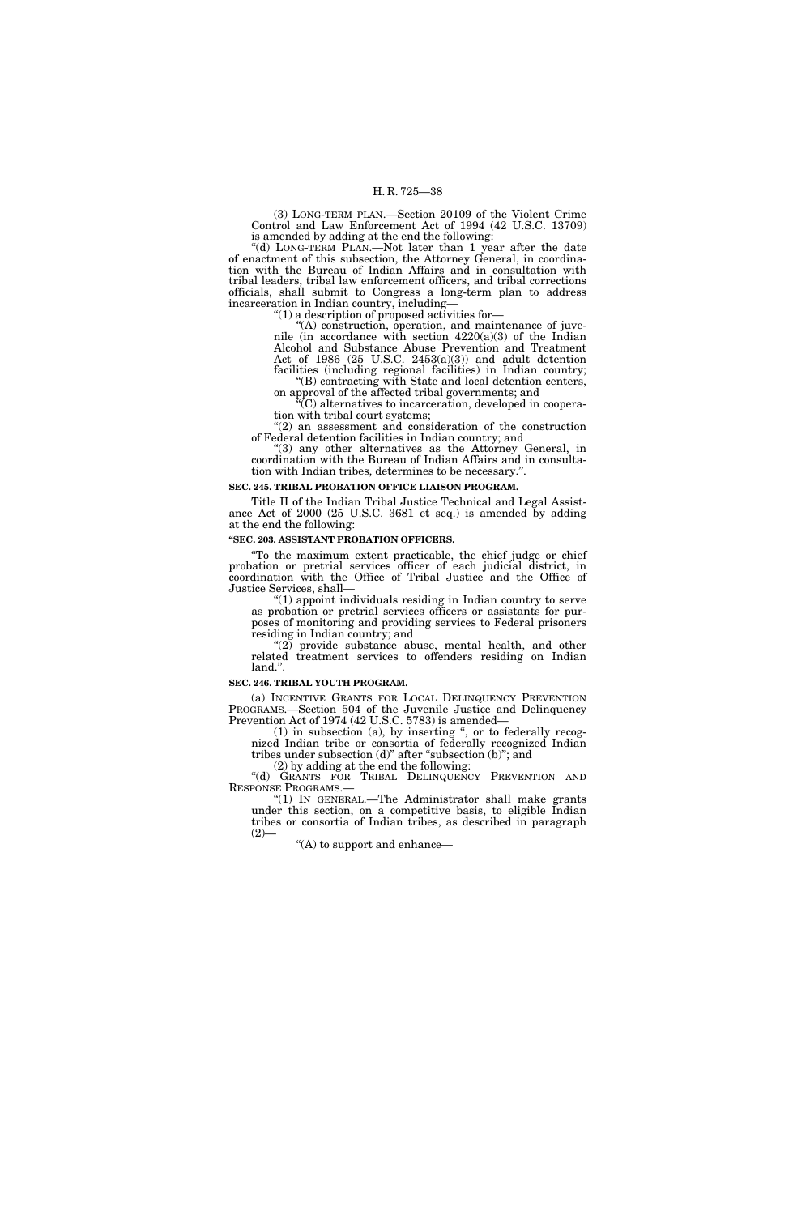(3) LONG-TERM PLAN.—Section 20109 of the Violent Crime Control and Law Enforcement Act of 1994 (42 U.S.C. 13709) is amended by adding at the end the following:

"(d) LONG-TERM PLAN.—Not later than 1 year after the date of enactment of this subsection, the Attorney General, in coordination with the Bureau of Indian Affairs and in consultation with tribal leaders, tribal law enforcement officers, and tribal corrections officials, shall submit to Congress a long-term plan to address incarceration in Indian country, including—

"(1) a description of proposed activities for—

"(A) construction, operation, and maintenance of juvenile (in accordance with section 4220(a)(3) of the Indian Alcohol and Substance Abuse Prevention and Treatment Act of 1986 (25 U.S.C. 2453(a)(3)) and adult detention facilities (including regional facilities) in Indian country;

"(B) contracting with State and local detention centers, on approval of the affected tribal governments; and

"(C) alternatives to incarceration, developed in cooperation with tribal court systems;

"(2) an assessment and consideration of the construction of Federal detention facilities in Indian country; and

"(3) any other alternatives as the Attorney General, in coordination with the Bureau of Indian Affairs and in consultation with Indian tribes, determines to be necessary.".

**SEC. 245. TRIBAL PROBATION OFFICE LIAISON PROGRAM.**

Title II of the Indian Tribal Justice Technical and Legal Assistance Act of 2000 (25 U.S.C. 3681 et seq.) is amended by adding at the end the following:

**"SEC. 203. ASSISTANT PROBATION OFFICERS.**

"To the maximum extent practicable, the chief judge or chief probation or pretrial services officer of each judicial district, in coordination with the Office of Tribal Justice and the Office of Justice Services, shall—

"(1) appoint individuals residing in Indian country to serve as probation or pretrial services officers or assistants for purposes of monitoring and providing services to Federal prisoners residing in Indian country; and

"(2) provide substance abuse, mental health, and other related treatment services to offenders residing on Indian land.".

**SEC. 246. TRIBAL YOUTH PROGRAM.**

(a) INCENTIVE GRANTS FOR LOCAL DELINQUENCY PREVENTION PROGRAMS.—Section 504 of the Juvenile Justice and Delinquency Prevention Act of 1974 (42 U.S.C. 5783) is amended—

(1) in subsection (a), by inserting ", or to federally recognized Indian tribe or consortia of federally recognized Indian tribes under subsection (d)" after "subsection (b)"; and

(2) by adding at the end the following:

"(d) GRANTS FOR TRIBAL DELINQUENCY PREVENTION AND RESPONSE PROGRAMS.—

"(1) IN GENERAL.—The Administrator shall make grants under this section, on a competitive basis, to eligible Indian tribes or consortia of Indian tribes, as described in paragraph (2)—

"(A) to support and enhance—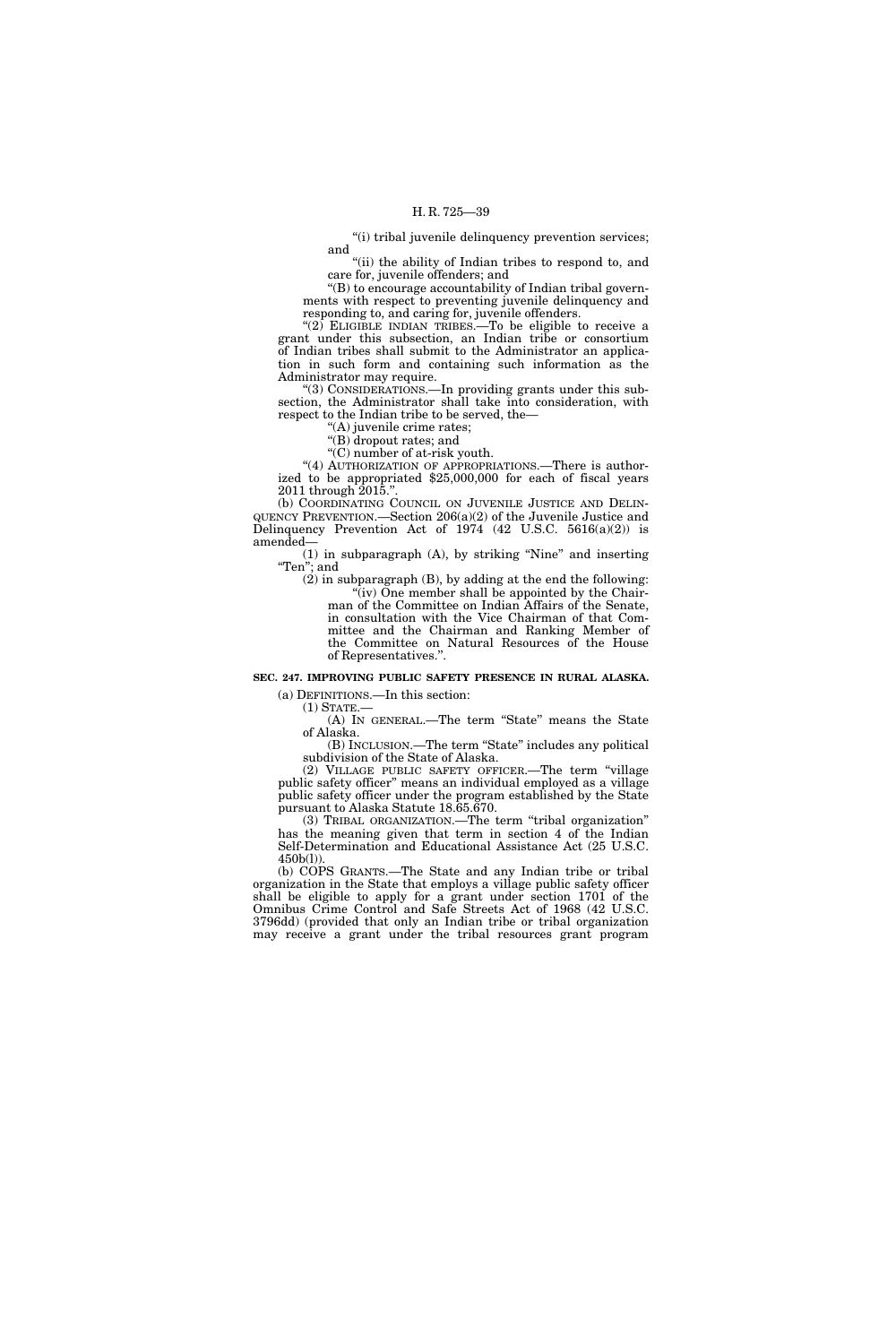"(i) tribal juvenile delinquency prevention services; and

"(ii) the ability of Indian tribes to respond to, and care for, juvenile offenders; and

"(B) to encourage accountability of Indian tribal governments with respect to preventing juvenile delinquency and responding to, and caring for, juvenile offenders.

"(2) ELIGIBLE INDIAN TRIBES.—To be eligible to receive a grant under this subsection, an Indian tribe or consortium of Indian tribes shall submit to the Administrator an application in such form and containing such information as the Administrator may require.

"(3) CONSIDERATIONS.—In providing grants under this subsection, the Administrator shall take into consideration, with respect to the Indian tribe to be served, the—

"(A) juvenile crime rates;

"(B) dropout rates; and

"(C) number of at-risk youth.

"(4) AUTHORIZATION OF APPROPRIATIONS.—There is authorized to be appropriated $25,000,000 for each of fiscal years 2011 through 2015.".

(b) COORDINATING COUNCIL ON JUVENILE JUSTICE AND DELINQUENCY PREVENTION.—Section 206(a)(2) of the Juvenile Justice and Delinquency Prevention Act of 1974 (42 U.S.C. 5616(a)(2)) is amended—

(1) in subparagraph (A), by striking "Nine" and inserting "Ten"; and

(2) in subparagraph (B), by adding at the end the following:

"(iv) One member shall be appointed by the Chairman of the Committee on Indian Affairs of the Senate, in consultation with the Vice Chairman of that Committee and the Chairman and Ranking Member of the Committee on Natural Resources of the House of Representatives.".

**SEC. 247. IMPROVING PUBLIC SAFETY PRESENCE IN RURAL ALASKA.**

(a) DEFINITIONS.—In this section:

(1) STATE.—

(A) IN GENERAL.—The term "State" means the State of Alaska.

(B) INCLUSION.—The term "State" includes any political subdivision of the State of Alaska.

(2) VILLAGE PUBLIC SAFETY OFFICER.—The term "village public safety officer" means an individual employed as a village public safety officer under the program established by the State pursuant to Alaska Statute 18.65.670.

(3) TRIBAL ORGANIZATION.—The term "tribal organization" has the meaning given that term in section 4 of the Indian Self-Determination and Educational Assistance Act (25 U.S.C. 450b(l)).

(b) COPS GRANTS.—The State and any Indian tribe or tribal organization in the State that employs a village public safety officer shall be eligible to apply for a grant under section 1701 of the Omnibus Crime Control and Safe Streets Act of 1968 (42 U.S.C. 3796dd) (provided that only an Indian tribe or tribal organization may receive a grant under the tribal resources grant program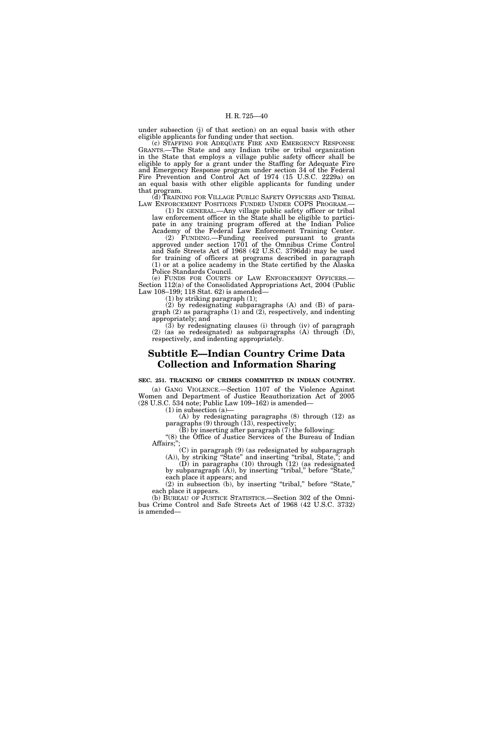under subsection (j) of that section) on an equal basis with other eligible applicants for funding under that section.

(c) STAFFING FOR ADEQUATE FIRE AND EMERGENCY RESPONSE GRANTS.—The State and any Indian tribe or tribal organization in the State that employs a village public safety officer shall be eligible to apply for a grant under the Staffing for Adequate Fire and Emergency Response program under section 34 of the Federal Fire Prevention and Control Act of 1974 (15 U.S.C. 2229a) on an equal basis with other eligible applicants for funding under that program.

(d) TRAINING FOR VILLAGE PUBLIC SAFETY OFFICERS AND TRIBAL LAW ENFORCEMENT POSITIONS FUNDED UNDER COPS PROGRAM.—

(1) IN GENERAL.—Any village public safety officer or tribal law enforcement officer in the State shall be eligible to participate in any training program offered at the Indian Police Academy of the Federal Law Enforcement Training Center.

(2) FUNDING.—Funding received pursuant to grants approved under section 1701 of the Omnibus Crime Control and Safe Streets Act of 1968 (42 U.S.C. 3796dd) may be used for training of officers at programs described in paragraph (1) or at a police academy in the State certified by the Alaska Police Standards Council.

(e) FUNDS FOR COURTS OF LAW ENFORCEMENT OFFICERS.—Section 112(a) of the Consolidated Appropriations Act, 2004 (Public Law 108–199; 118 Stat. 62) is amended—

(1) by striking paragraph (1);

(2) by redesignating subparagraphs (A) and (B) of paragraph (2) as paragraphs (1) and (2), respectively, and indenting appropriately; and

(3) by redesignating clauses (i) through (iv) of paragraph (2) (as so redesignated) as subparagraphs (A) through (D), respectively, and indenting appropriately.

## Subtitle E—Indian Country Crime Data Collection and Information Sharing

**SEC. 251. TRACKING OF CRIMES COMMITTED IN INDIAN COUNTRY.**

(a) GANG VIOLENCE.—Section 1107 of the Violence Against Women and Department of Justice Reauthorization Act of 2005 (28 U.S.C. 534 note; Public Law 109–162) is amended—

(1) in subsection (a)—

(A) by redesignating paragraphs (8) through (12) as paragraphs (9) through (13), respectively;

(B) by inserting after paragraph (7) the following:

"(8) the Office of Justice Services of the Bureau of Indian Affairs;";

(C) in paragraph (9) (as redesignated by subparagraph (A)), by striking "State" and inserting "tribal, State,"; and

(D) in paragraphs (10) through (12) (as redesignated by subparagraph (A)), by inserting "tribal," before "State," each place it appears; and

(2) in subsection (b), by inserting "tribal," before "State," each place it appears.

(b) BUREAU OF JUSTICE STATISTICS.—Section 302 of the Omnibus Crime Control and Safe Streets Act of 1968 (42 U.S.C. 3732) is amended—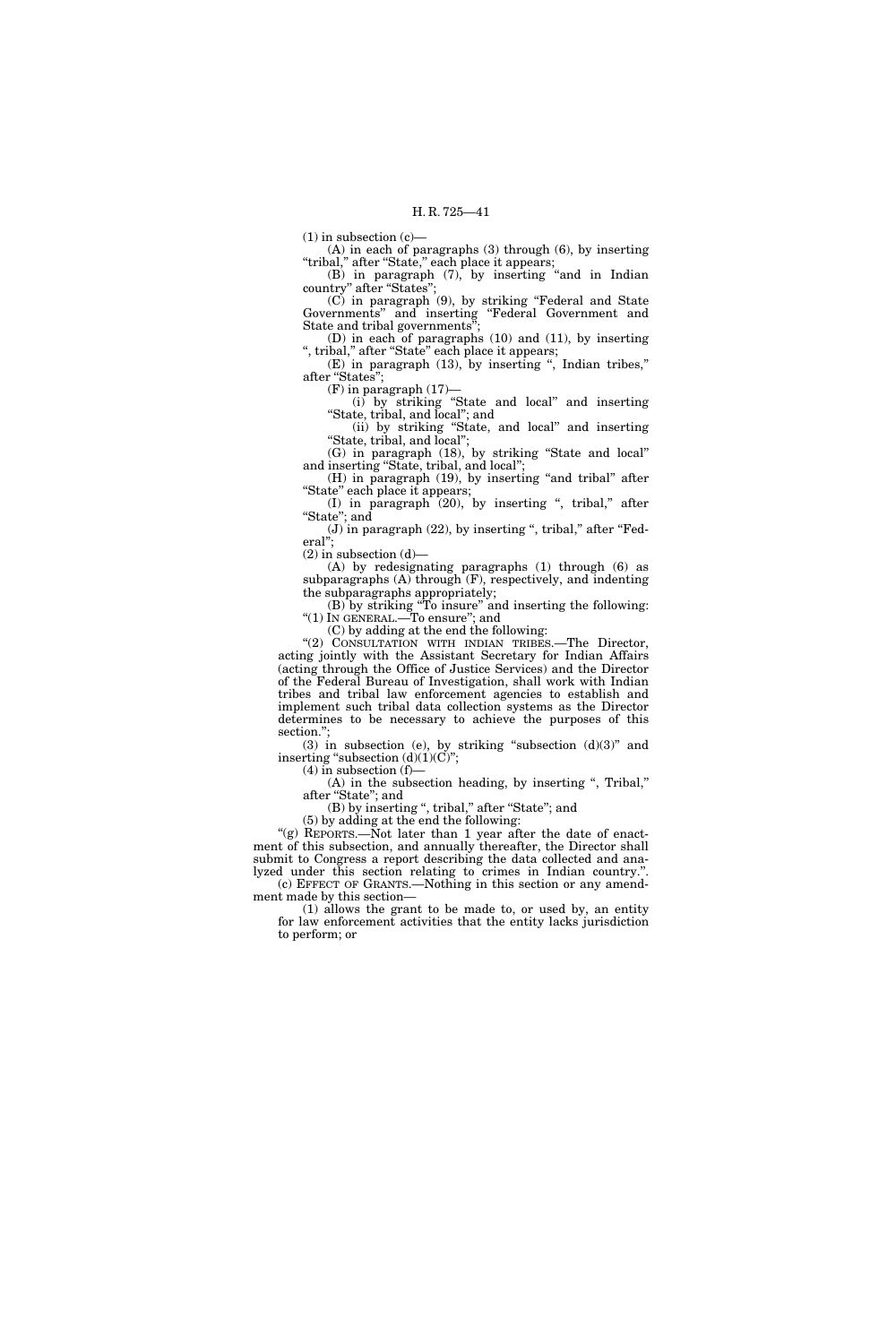(1) in subsection (c)—

(A) in each of paragraphs (3) through (6), by inserting "tribal," after "State," each place it appears;

(B) in paragraph (7), by inserting "and in Indian country" after "States";

(C) in paragraph (9), by striking "Federal and State Governments" and inserting "Federal Government and State and tribal governments";

(D) in each of paragraphs (10) and (11), by inserting ", tribal," after "State" each place it appears;

(E) in paragraph (13), by inserting ", Indian tribes," after "States";

(F) in paragraph (17)—

(i) by striking "State and local" and inserting "State, tribal, and local"; and

(ii) by striking "State, and local" and inserting "State, tribal, and local";

(G) in paragraph (18), by striking "State and local" and inserting "State, tribal, and local";

(H) in paragraph (19), by inserting "and tribal" after "State" each place it appears;

(I) in paragraph (20), by inserting ", tribal," after "State"; and

(J) in paragraph (22), by inserting ", tribal," after "Federal";

(2) in subsection (d)—

(A) by redesignating paragraphs (1) through (6) as subparagraphs (A) through (F), respectively, and indenting the subparagraphs appropriately;

(B) by striking "To insure" and inserting the following: "(1) IN GENERAL.—To ensure"; and

(C) by adding at the end the following:

"(2) CONSULTATION WITH INDIAN TRIBES.—The Director, acting jointly with the Assistant Secretary for Indian Affairs (acting through the Office of Justice Services) and the Director of the Federal Bureau of Investigation, shall work with Indian tribes and tribal law enforcement agencies to establish and implement such tribal data collection systems as the Director determines to be necessary to achieve the purposes of this section.";

(3) in subsection (e), by striking "subsection (d)(3)" and inserting "subsection (d)(1)(C)";

(4) in subsection (f)—

(A) in the subsection heading, by inserting ", Tribal," after "State"; and

(B) by inserting ", tribal," after "State"; and

(5) by adding at the end the following:

"(g) REPORTS.—Not later than 1 year after the date of enactment of this subsection, and annually thereafter, the Director shall submit to Congress a report describing the data collected and analyzed under this section relating to crimes in Indian country.".

(c) EFFECT OF GRANTS.—Nothing in this section or any amendment made by this section—

(1) allows the grant to be made to, or used by, an entity for law enforcement activities that the entity lacks jurisdiction to perform; or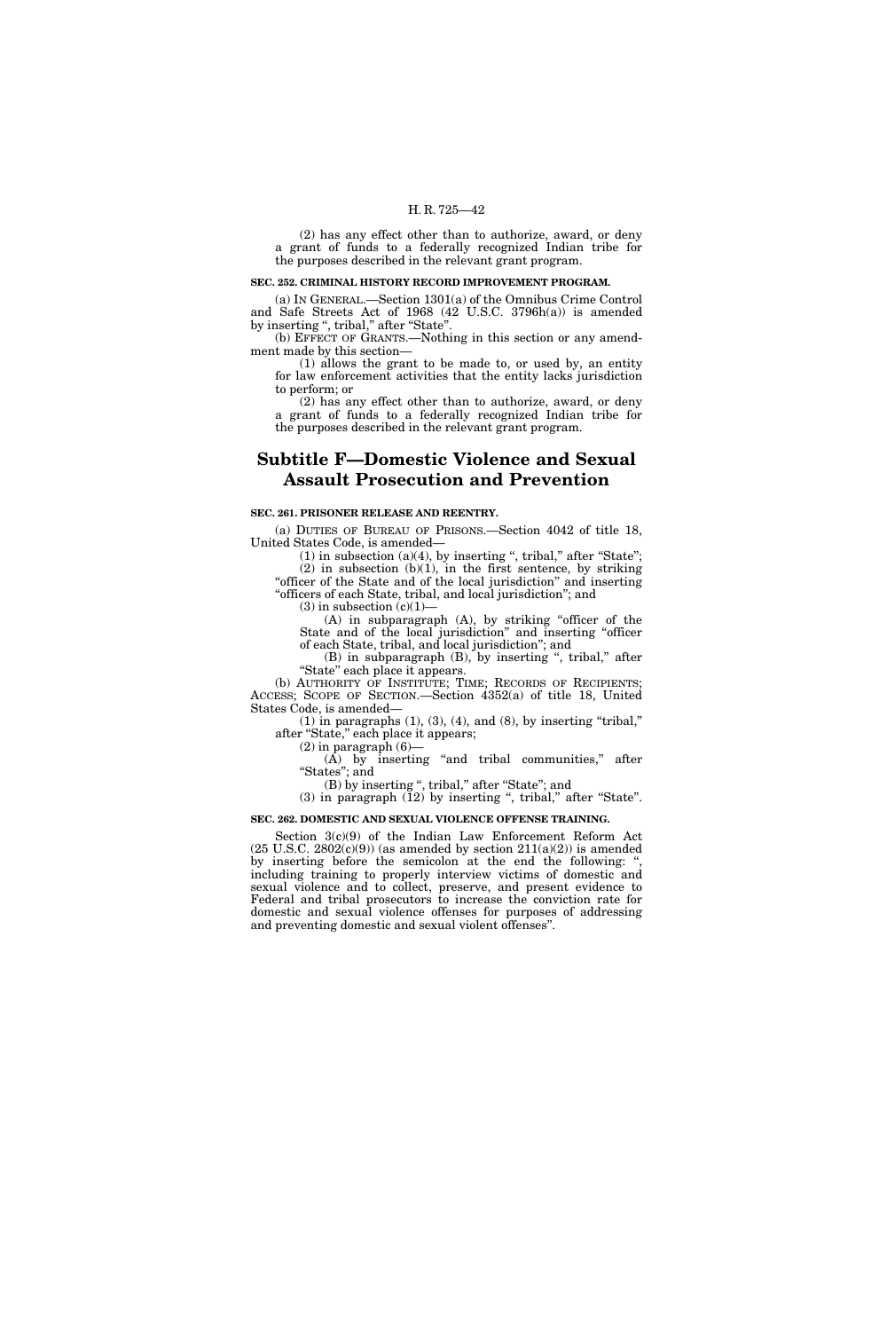(2) has any effect other than to authorize, award, or deny a grant of funds to a federally recognized Indian tribe for the purposes described in the relevant grant program.

**SEC. 252. CRIMINAL HISTORY RECORD IMPROVEMENT PROGRAM.**

(a) IN GENERAL.—Section 1301(a) of the Omnibus Crime Control and Safe Streets Act of 1968 (42 U.S.C. 3796h(a)) is amended by inserting ", tribal," after "State".

(b) EFFECT OF GRANTS.—Nothing in this section or any amendment made by this section—

(1) allows the grant to be made to, or used by, an entity for law enforcement activities that the entity lacks jurisdiction to perform; or

(2) has any effect other than to authorize, award, or deny a grant of funds to a federally recognized Indian tribe for the purposes described in the relevant grant program.

## Subtitle F—Domestic Violence and Sexual Assault Prosecution and Prevention

**SEC. 261. PRISONER RELEASE AND REENTRY.**

(a) DUTIES OF BUREAU OF PRISONS.—Section 4042 of title 18, United States Code, is amended—

(1) in subsection (a)(4), by inserting ", tribal," after "State";

(2) in subsection (b)(1), in the first sentence, by striking "officer of the State and of the local jurisdiction" and inserting "officers of each State, tribal, and local jurisdiction"; and

(3) in subsection (c)(1)—

(A) in subparagraph (A), by striking "officer of the State and of the local jurisdiction" and inserting "officer of each State, tribal, and local jurisdiction"; and

(B) in subparagraph (B), by inserting ", tribal," after "State" each place it appears.

(b) AUTHORITY OF INSTITUTE; TIME; RECORDS OF RECIPIENTS; ACCESS; SCOPE OF SECTION.—Section 4352(a) of title 18, United States Code, is amended—

(1) in paragraphs (1), (3), (4), and (8), by inserting "tribal," after "State," each place it appears;

(2) in paragraph (6)—

(A) by inserting "and tribal communities," after "States"; and

(B) by inserting ", tribal," after "State"; and

(3) in paragraph (12) by inserting ", tribal," after "State".

**SEC. 262. DOMESTIC AND SEXUAL VIOLENCE OFFENSE TRAINING.**

Section 3(c)(9) of the Indian Law Enforcement Reform Act (25 U.S.C. 2802(c)(9)) (as amended by section 211(a)(2)) is amended by inserting before the semicolon at the end the following: ", including training to properly interview victims of domestic and sexual violence and to collect, preserve, and present evidence to Federal and tribal prosecutors to increase the conviction rate for domestic and sexual violence offenses for purposes of addressing and preventing domestic and sexual violent offenses".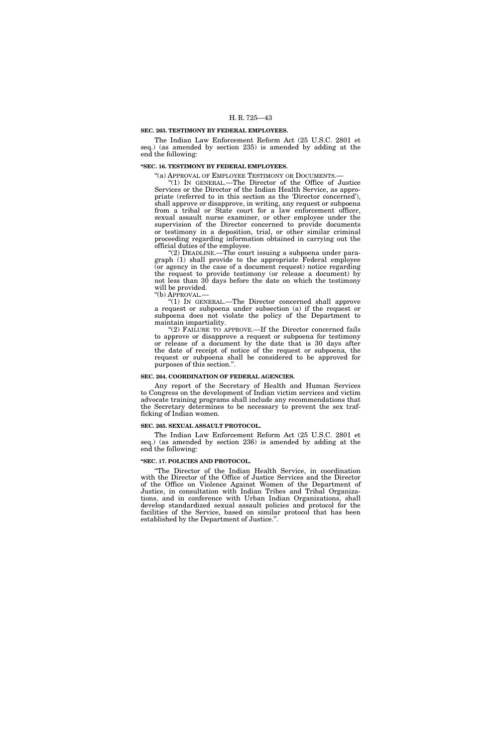**SEC. 263. TESTIMONY BY FEDERAL EMPLOYEES.**

The Indian Law Enforcement Reform Act (25 U.S.C. 2801 et seq.) (as amended by section 235) is amended by adding at the end the following:

**"SEC. 16. TESTIMONY BY FEDERAL EMPLOYEES.**

"(a) APPROVAL OF EMPLOYEE TESTIMONY OR DOCUMENTS.—

"(1) IN GENERAL.—The Director of the Office of Justice Services or the Director of the Indian Health Service, as appropriate (referred to in this section as the 'Director concerned'), shall approve or disapprove, in writing, any request or subpoena from a tribal or State court for a law enforcement officer, sexual assault nurse examiner, or other employee under the supervision of the Director concerned to provide documents or testimony in a deposition, trial, or other similar criminal proceeding regarding information obtained in carrying out the official duties of the employee.

"(2) DEADLINE.—The court issuing a subpoena under paragraph (1) shall provide to the appropriate Federal employee (or agency in the case of a document request) notice regarding the request to provide testimony (or release a document) by not less than 30 days before the date on which the testimony will be provided.

"(b) APPROVAL.—

"(1) IN GENERAL.—The Director concerned shall approve a request or subpoena under subsection (a) if the request or subpoena does not violate the policy of the Department to maintain impartiality.

"(2) FAILURE TO APPROVE.—If the Director concerned fails to approve or disapprove a request or subpoena for testimony or release of a document by the date that is 30 days after the date of receipt of notice of the request or subpoena, the request or subpoena shall be considered to be approved for purposes of this section.".

**SEC. 264. COORDINATION OF FEDERAL AGENCIES.**

Any report of the Secretary of Health and Human Services to Congress on the development of Indian victim services and victim advocate training programs shall include any recommendations that the Secretary determines to be necessary to prevent the sex trafficking of Indian women.

**SEC. 265. SEXUAL ASSAULT PROTOCOL.**

The Indian Law Enforcement Reform Act (25 U.S.C. 2801 et seq.) (as amended by section 236) is amended by adding at the end the following:

**"SEC. 17. POLICIES AND PROTOCOL.**

"The Director of the Indian Health Service, in coordination with the Director of the Office of Justice Services and the Director of the Office on Violence Against Women of the Department of Justice, in consultation with Indian Tribes and Tribal Organizations, and in conference with Urban Indian Organizations, shall develop standardized sexual assault policies and protocol for the facilities of the Service, based on similar protocol that has been established by the Department of Justice.".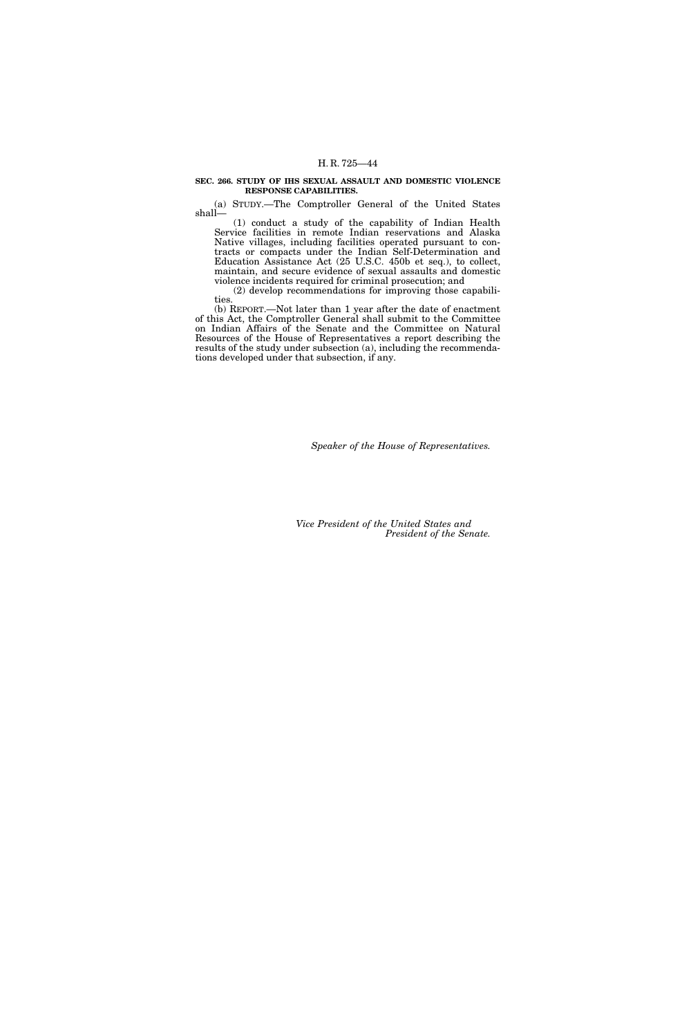**SEC. 266. STUDY OF IHS SEXUAL ASSAULT AND DOMESTIC VIOLENCE RESPONSE CAPABILITIES.**

(a) STUDY.—The Comptroller General of the United States shall—

(1) conduct a study of the capability of Indian Health Service facilities in remote Indian reservations and Alaska Native villages, including facilities operated pursuant to contracts or compacts under the Indian Self-Determination and Education Assistance Act (25 U.S.C. 450b et seq.), to collect, maintain, and secure evidence of sexual assaults and domestic violence incidents required for criminal prosecution; and

(2) develop recommendations for improving those capabilities.

(b) REPORT.—Not later than 1 year after the date of enactment of this Act, the Comptroller General shall submit to the Committee on Indian Affairs of the Senate and the Committee on Natural Resources of the House of Representatives a report describing the results of the study under subsection (a), including the recommendations developed under that subsection, if any.

*Speaker of the House of Representatives.*

*Vice President of the United States and President of the Senate.*